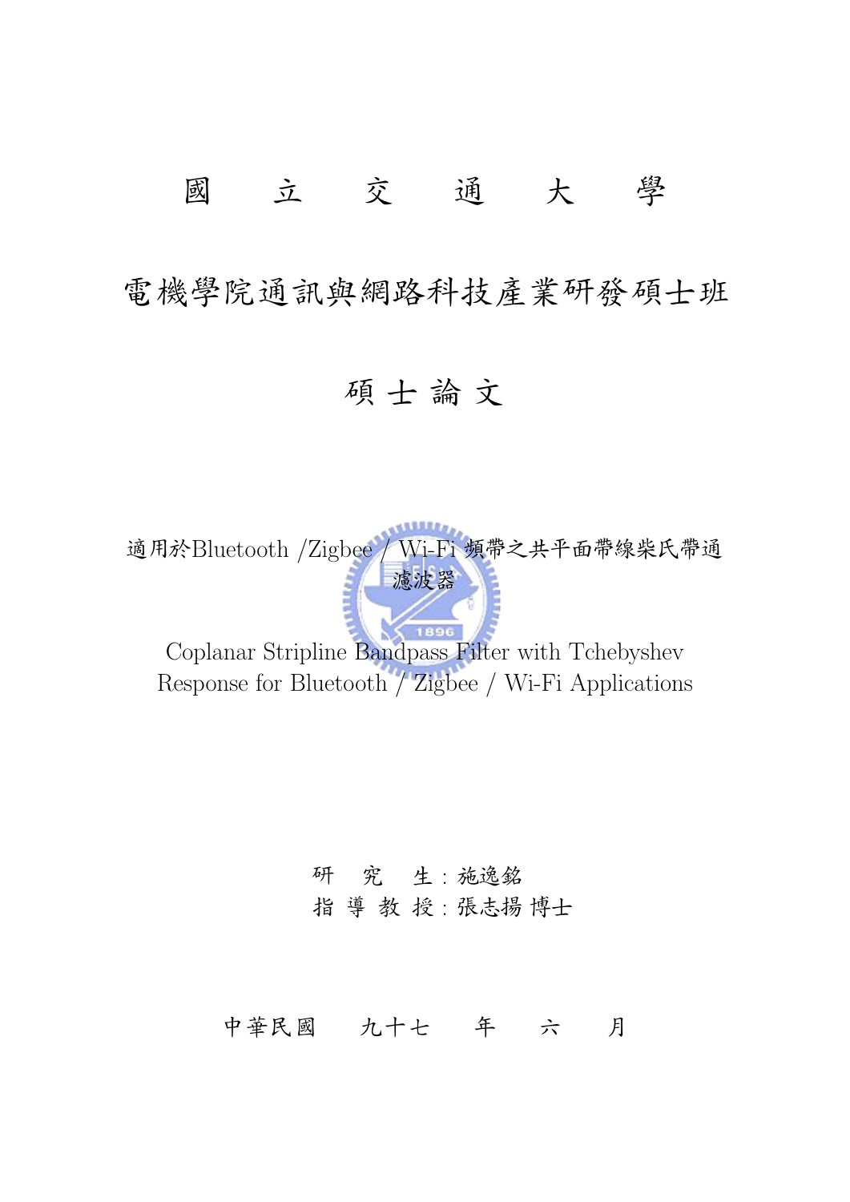# 國 立 交 通 大 學

## 電機學院通訊與網路科技產業研發碩士班

## 碩 士 論 文

適用於Bluetooth /Zigbee / Wi-Fi 頻帶之共平面帶線柴氏帶通濾波器

Coplanar Stripline Bandpass Filter with Tchebyshev Response for Bluetooth / Zigbee / Wi-Fi Applications

研 究 生 : 施逸銘

指 導 教 授 : 張志揚 博士

中華民國 九十七 年 六 月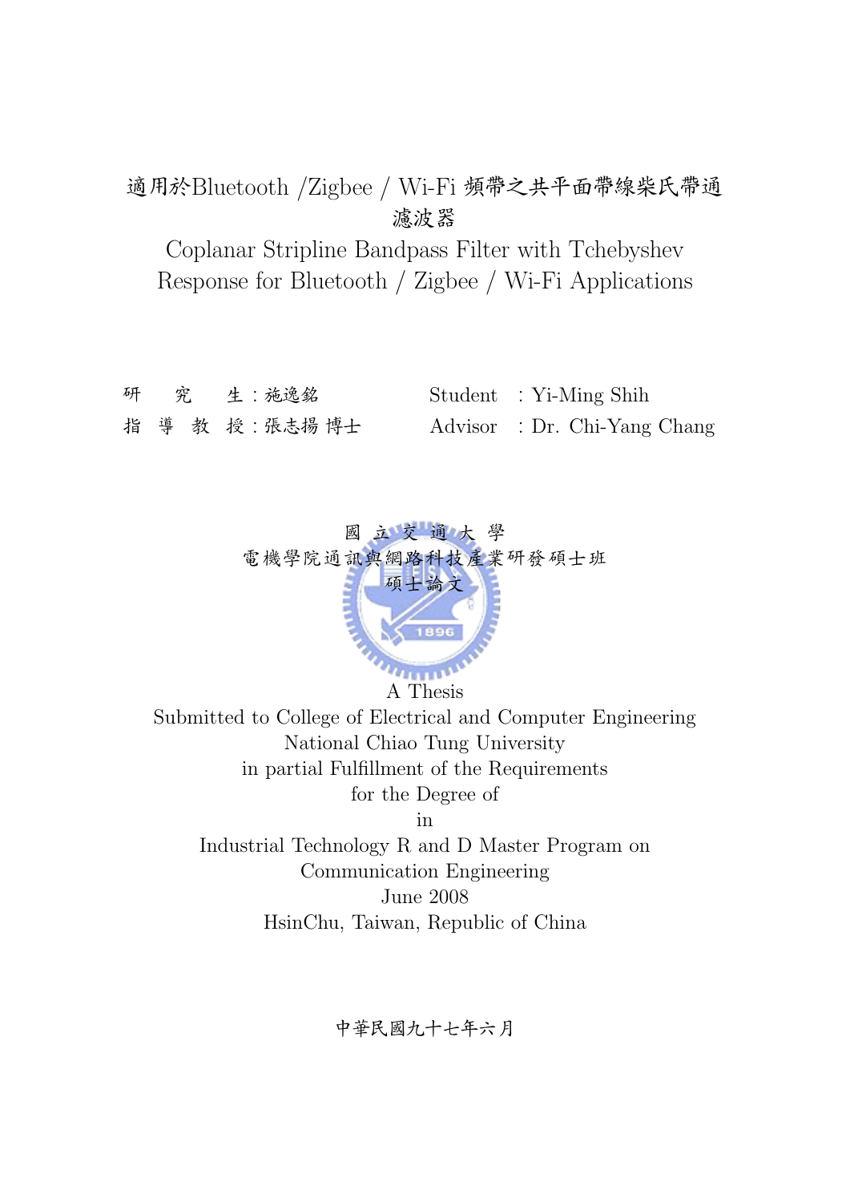# 適用於Bluetooth /Zigbee / Wi-Fi 頻帶之共平面帶線柴氏帶通濾波器

# Coplanar Stripline Bandpass Filter with Tchebyshev Response for Bluetooth / Zigbee / Wi-Fi Applications

研　究　生：施逸銘　　　Student　: Yi-Ming Shih

指 導 教 授：張志揚 博士　　　Advisor　: Dr. Chi-Yang Chang

國 立 交 通 大 學

電機學院通訊與網路科技產業研發碩士班

碩士論文

A Thesis

Submitted to College of Electrical and Computer Engineering

National Chiao Tung University

in partial Fulfillment of the Requirements

for the Degree of

in

Industrial Technology R and D Master Program on Communication Engineering

June 2008

HsinChu, Taiwan, Republic of China

中華民國九十七年六月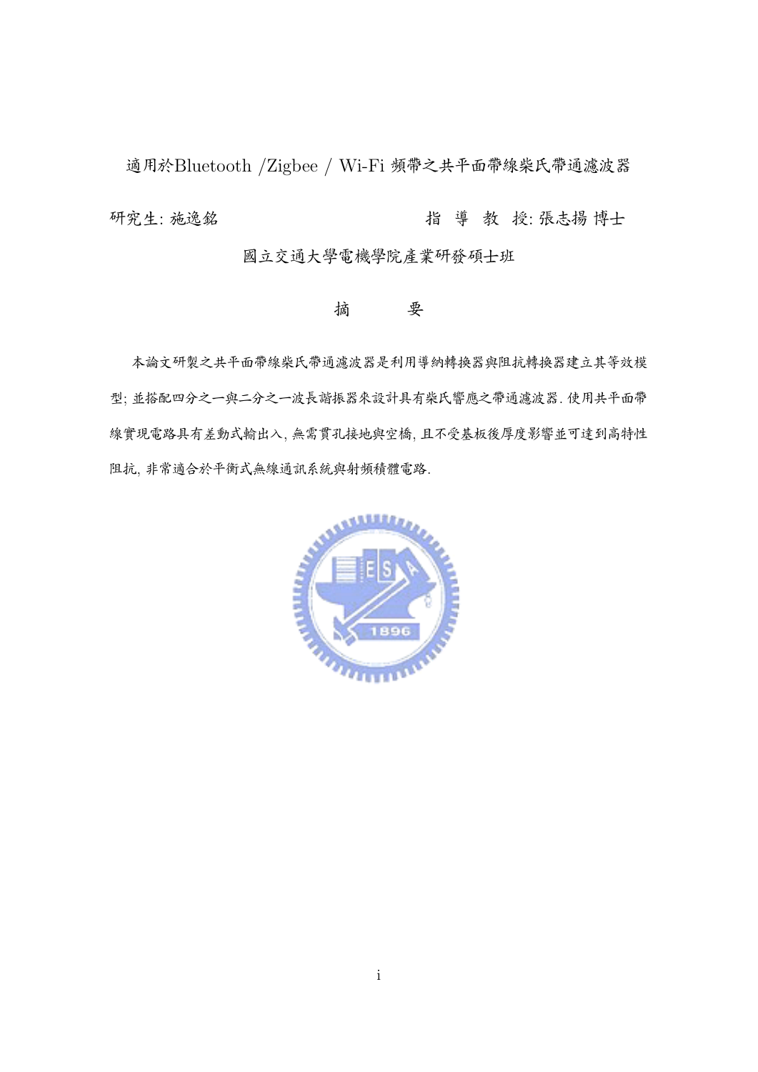# 適用於Bluetooth /Zigbee / Wi-Fi 頻帶之共平面帶線柴氏帶通濾波器

研究生: 施逸銘　　　　　　　　　　　　指 導 教 授: 張志揚 博士

國立交通大學電機學院產業研發碩士班

## 摘　　要

本論文研製之共平面帶線柴氏帶通濾波器是利用導納轉換器與阻抗轉換器建立其等效模型; 並搭配四分之一與二分之一波長諧振器來設計具有柴氏響應之帶通濾波器. 使用共平面帶線實現電路具有差動式輸出入, 無需貫孔接地與空橋, 且不受基板後厚度影響並可達到高特性阻抗, 非常適合於平衡式無線通訊系統與射頻積體電路.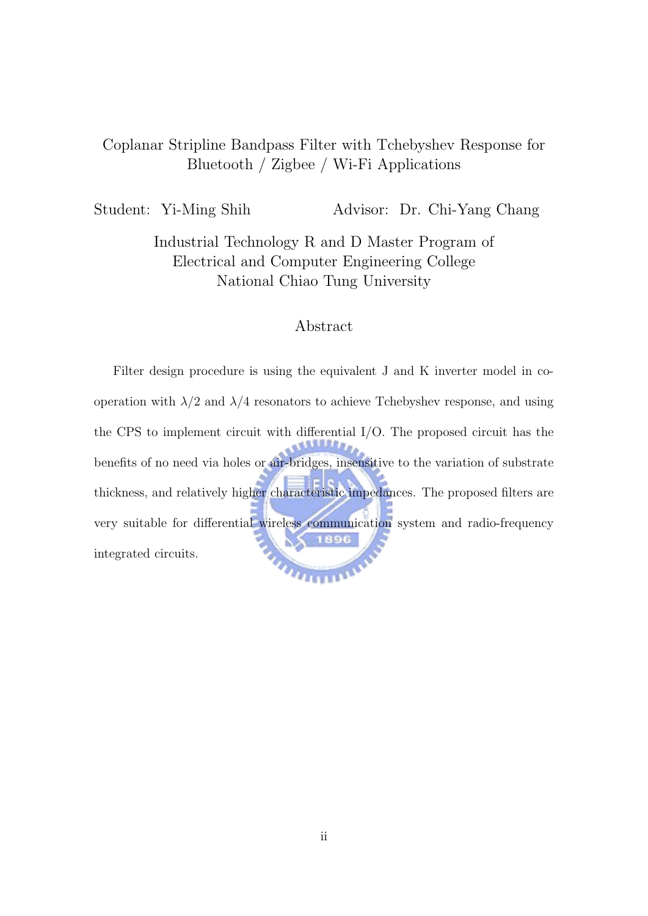Coplanar Stripline Bandpass Filter with Tchebyshev Response for Bluetooth / Zigbee / Wi-Fi Applications

Student: Yi-Ming Shih Advisor: Dr. Chi-Yang Chang

Industrial Technology R and D Master Program of
Electrical and Computer Engineering College
National Chiao Tung University

## Abstract

Filter design procedure is using the equivalent J and K inverter model in co-operation with $\lambda/2$ and $\lambda/4$ resonators to achieve Tchebyshev response, and using the CPS to implement circuit with differential I/O. The proposed circuit has the benefits of no need via holes or air-bridges, insensitive to the variation of substrate thickness, and relatively higher characteristic impedances. The proposed filters are very suitable for differential wireless communication system and radio-frequency integrated circuits.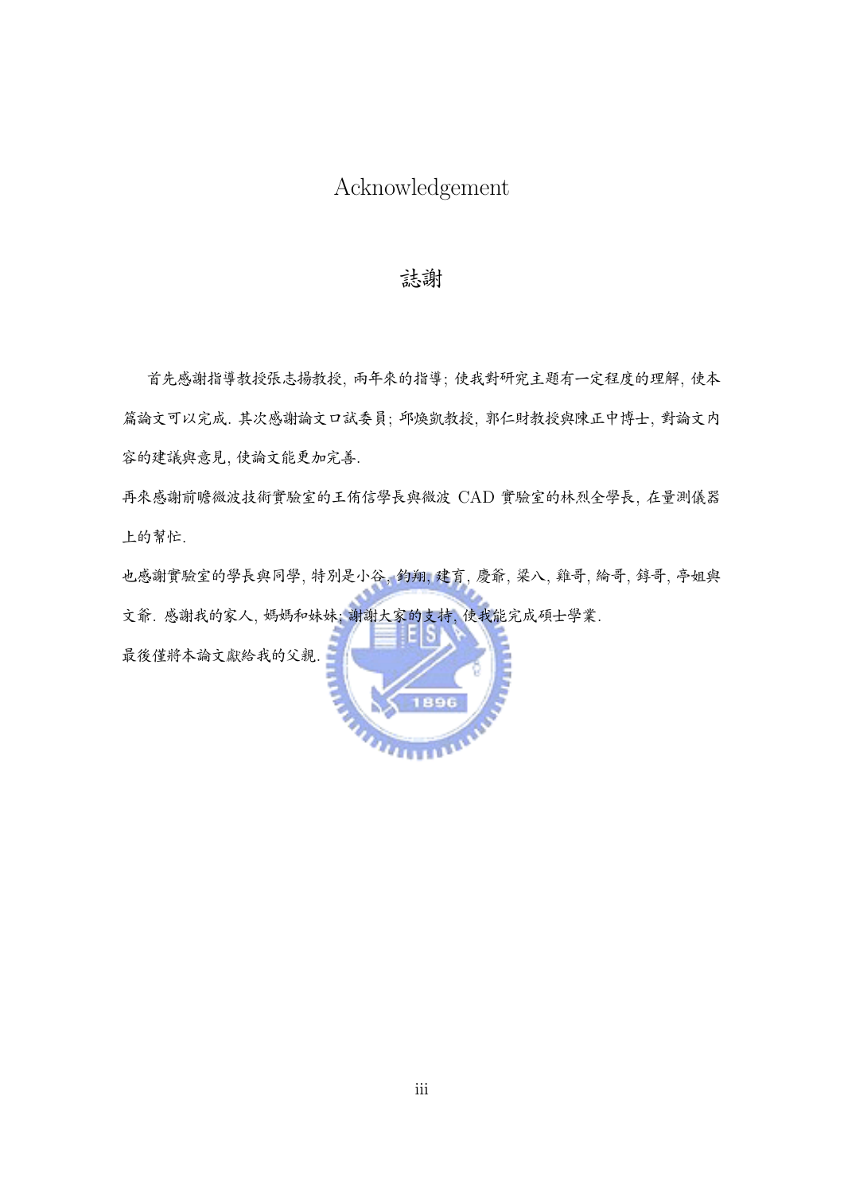# Acknowledgement

## 誌謝

首先感謝指導教授張志揚教授, 兩年來的指導; 使我對研究主題有一定程度的理解, 使本篇論文可以完成. 其次感謝論文口試委員; 邱煥凱教授, 郭仁財教授與陳正中博士, 對論文內容的建議與意見, 使論文能更加完善.

再來感謝前瞻微波技術實驗室的王侑信學長與微波 CAD 實驗室的林烈全學長, 在量測儀器上的幫忙.

也感謝實驗室的學長與同學, 特別是小谷, 鈞翔, 建育, 慶爺, 梁八, 雞哥, 綸哥, 錞哥, 亭姐與文爺. 感謝我的家人, 媽媽和妹妹; 謝謝大家的支持, 使我能完成碩士學業.

最後僅將本論文獻給我的父親.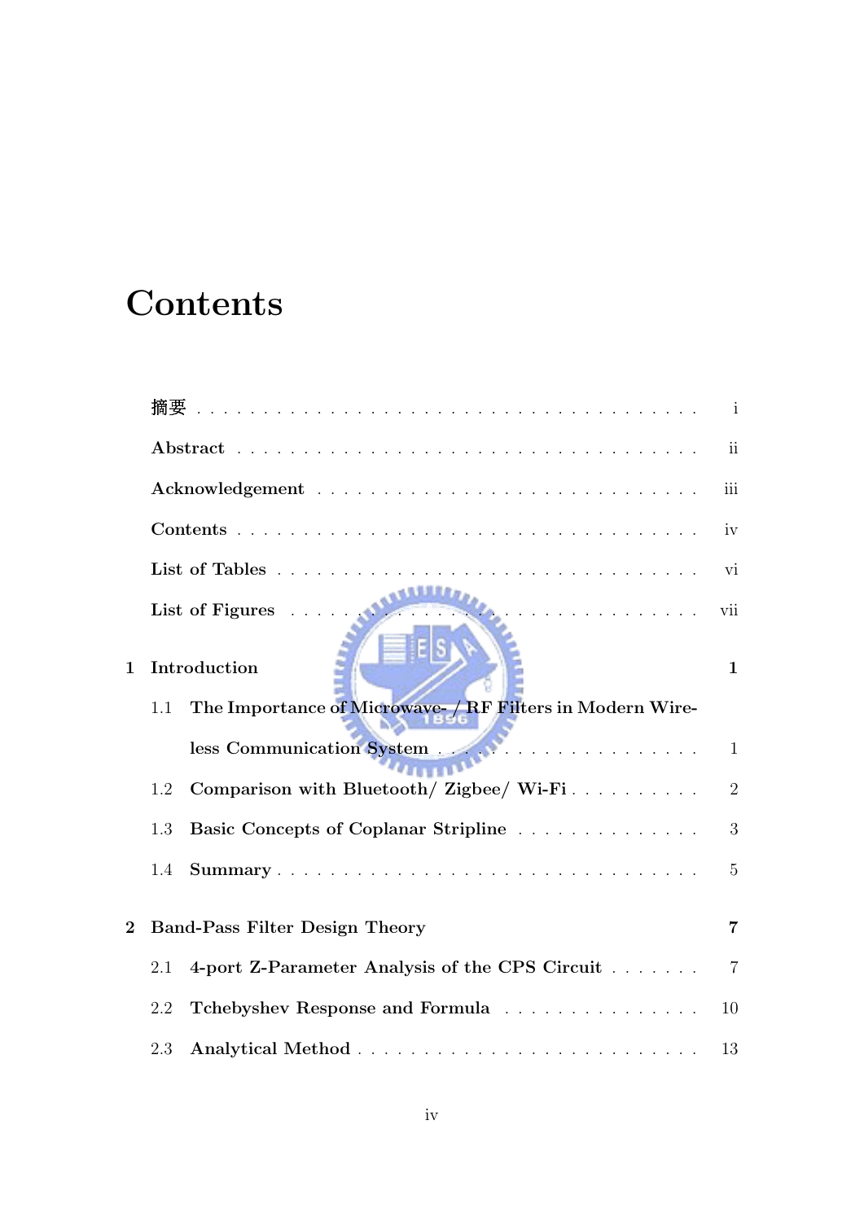# Contents

摘要 . . . . . . . . . . . . . . . . . . . . . . . . . . . . . . . . . i

Abstract . . . . . . . . . . . . . . . . . . . . . . . . . . . . . . . ii

Acknowledgement . . . . . . . . . . . . . . . . . . . . . . . . . . iii

Contents . . . . . . . . . . . . . . . . . . . . . . . . . . . . . . . iv

List of Tables . . . . . . . . . . . . . . . . . . . . . . . . . . . . vi

List of Figures . . . . . . . . . . . . . . . . . . . . . . . . . . . vii

**1 Introduction** **1**

1.1 The Importance of Microwave- / RF Filters in Modern Wireless Communication System . . . . . . . . . . . . . . . . . . 1

1.2 Comparison with Bluetooth/ Zigbee/ Wi-Fi . . . . . . . . . . 2

1.3 Basic Concepts of Coplanar Stripline . . . . . . . . . . . . . . 3

1.4 Summary . . . . . . . . . . . . . . . . . . . . . . . . . . . . . 5

**2 Band-Pass Filter Design Theory** **7**

2.1 4-port Z-Parameter Analysis of the CPS Circuit . . . . . . . 7

2.2 Tchebyshev Response and Formula . . . . . . . . . . . . . . . 10

2.3 Analytical Method . . . . . . . . . . . . . . . . . . . . . . . . 13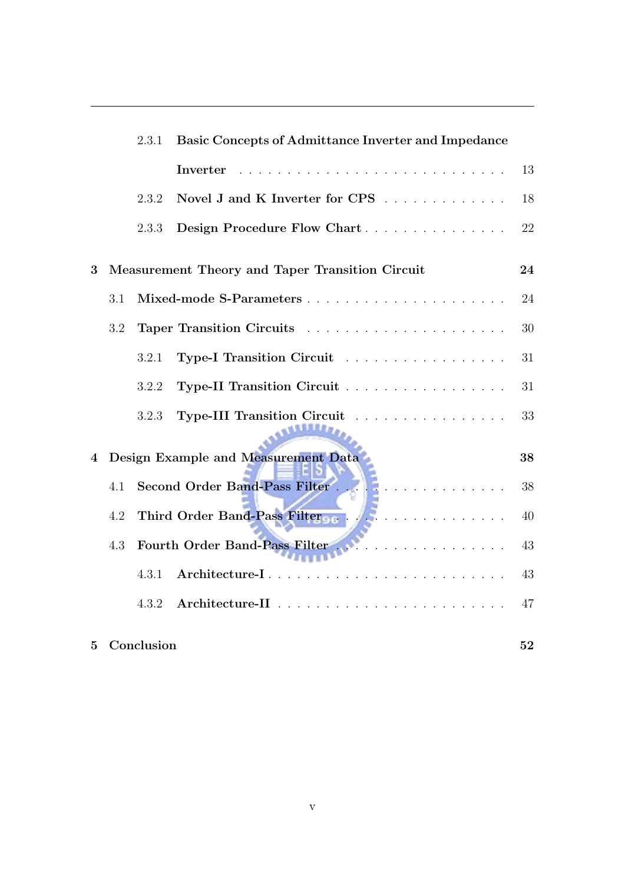- 2.3.1 Basic Concepts of Admittance Inverter and Impedance Inverter . . . 13
- 2.3.2 Novel J and K Inverter for CPS . . . 18
- 2.3.3 Design Procedure Flow Chart . . . 22

**3 Measurement Theory and Taper Transition Circuit** **24**

- 3.1 Mixed-mode S-Parameters . . . 24
- 3.2 Taper Transition Circuits . . . 30
  - 3.2.1 Type-I Transition Circuit . . . 31
  - 3.2.2 Type-II Transition Circuit . . . 31
  - 3.2.3 Type-III Transition Circuit . . . 33

**4 Design Example and Measurement Data** **38**

- 4.1 Second Order Band-Pass Filter . . . 38
- 4.2 Third Order Band-Pass Filter . . . 40
- 4.3 Fourth Order Band-Pass Filter . . . 43
  - 4.3.1 Architecture-I . . . 43
  - 4.3.2 Architecture-II . . . 47

**5 Conclusion** **52**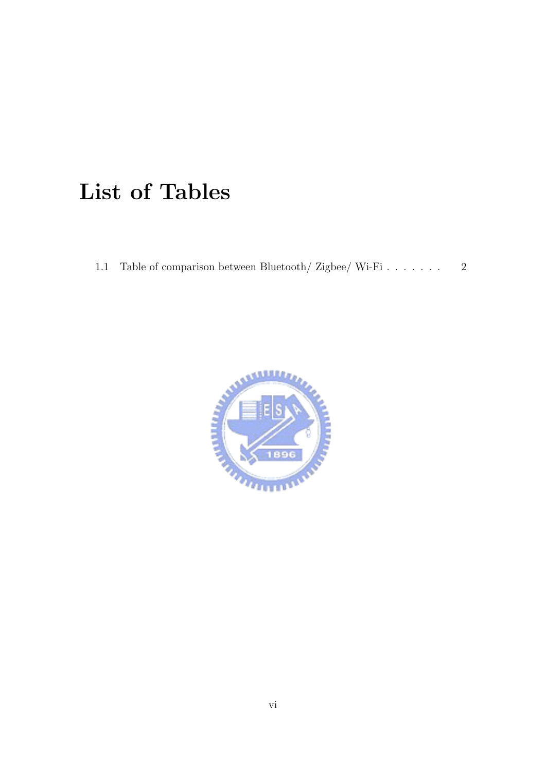# List of Tables

1.1 Table of comparison between Bluetooth/ Zigbee/ Wi-Fi . . . . . . . 2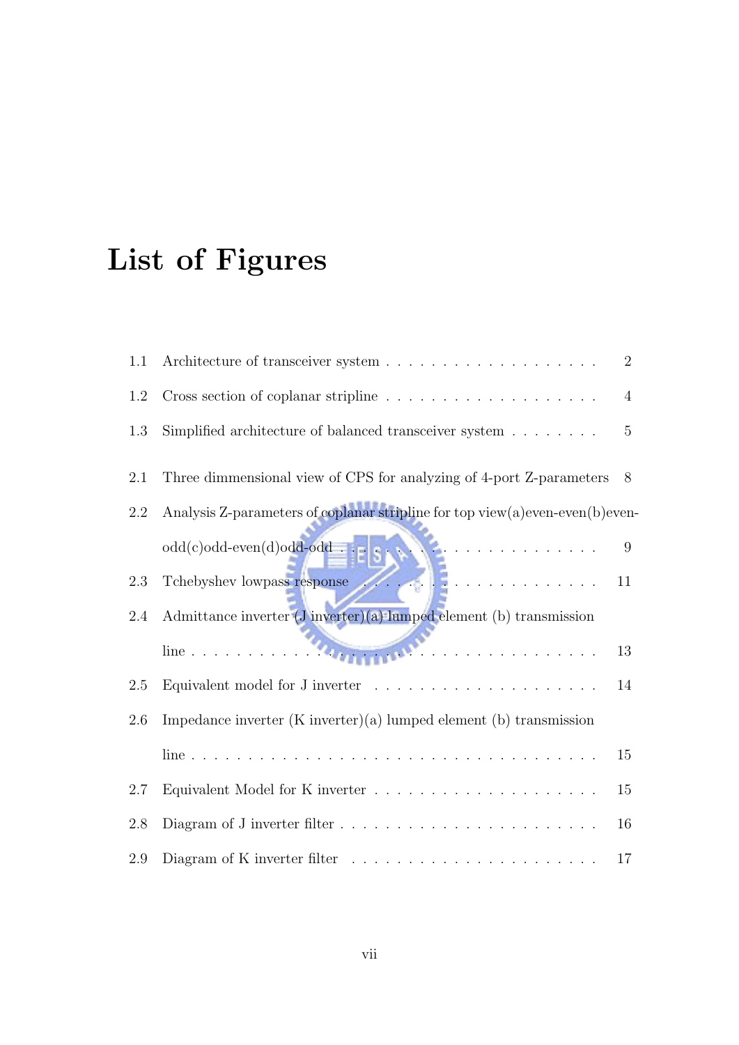# List of Figures

1.1 Architecture of transceiver system . . . . . . . . . . . . . . . . . . . 2

1.2 Cross section of coplanar stripline . . . . . . . . . . . . . . . . . . . 4

1.3 Simplified architecture of balanced transceiver system . . . . . . . . 5

2.1 Three dimmensional view of CPS for analyzing of 4-port Z-parameters 8

2.2 Analysis Z-parameters of coplanar stripline for top view(a)even-even(b)even-odd(c)odd-even(d)odd-odd . . . . . . . . . . . . . . . . . . . . . 9

2.3 Tchebyshev lowpass response . . . . . . . . . . . . . . . . . . . . . 11

2.4 Admittance inverter (J inverter)(a) lumped element (b) transmission line . . . . . . . . . . . . . . . . . . . . . . . . . . . . . . . . . . 13

2.5 Equivalent model for J inverter . . . . . . . . . . . . . . . . . . . . 14

2.6 Impedance inverter (K inverter)(a) lumped element (b) transmission line . . . . . . . . . . . . . . . . . . . . . . . . . . . . . . . . . . 15

2.7 Equivalent Model for K inverter . . . . . . . . . . . . . . . . . . . . 15

2.8 Diagram of J inverter filter . . . . . . . . . . . . . . . . . . . . . . . 16

2.9 Diagram of K inverter filter . . . . . . . . . . . . . . . . . . . . . . 17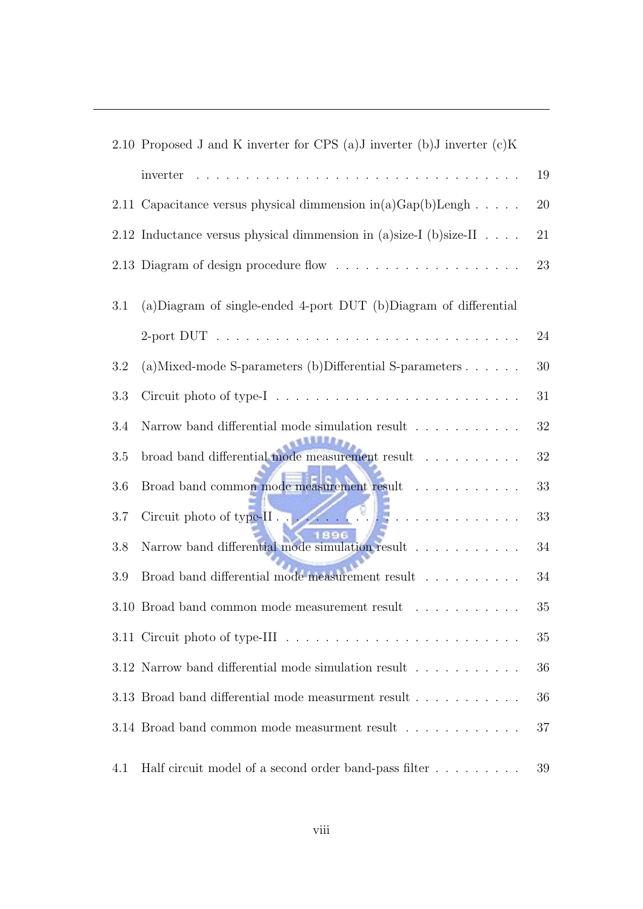2.10 Proposed J and K inverter for CPS (a)J inverter (b)J inverter (c)K inverter . . . . . . . . . . . . . . . . . . . . . . . . . . . . . . . . . 19

2.11 Capacitance versus physical dimmension in(a)Gap(b)Lengh . . . . . 20

2.12 Inductance versus physical dimmension in (a)size-I (b)size-II . . . . 21

2.13 Diagram of design procedure flow . . . . . . . . . . . . . . . . . . 23

3.1 (a)Diagram of single-ended 4-port DUT (b)Diagram of differential 2-port DUT . . . . . . . . . . . . . . . . . . . . . . . . . . . . . . . 24

3.2 (a)Mixed-mode S-parameters (b)Differential S-parameters . . . . . . 30

3.3 Circuit photo of type-I . . . . . . . . . . . . . . . . . . . . . . . . 31

3.4 Narrow band differential mode simulation result . . . . . . . . . . . 32

3.5 broad band differential mode measurement result . . . . . . . . . . 32

3.6 Broad band common mode measurement result . . . . . . . . . . . 33

3.7 Circuit photo of type-II . . . . . . . . . . . . . . . . . . . . . . . . 33

3.8 Narrow band differential mode simulation result . . . . . . . . . . . 34

3.9 Broad band differential mode measurement result . . . . . . . . . . 34

3.10 Broad band common mode measurement result . . . . . . . . . . . 35

3.11 Circuit photo of type-III . . . . . . . . . . . . . . . . . . . . . . . . 35

3.12 Narrow band differential mode simulation result . . . . . . . . . . . 36

3.13 Broad band differential mode measurment result . . . . . . . . . . . 36

3.14 Broad band common mode measurment result . . . . . . . . . . . . 37

4.1 Half circuit model of a second order band-pass filter . . . . . . . . . 39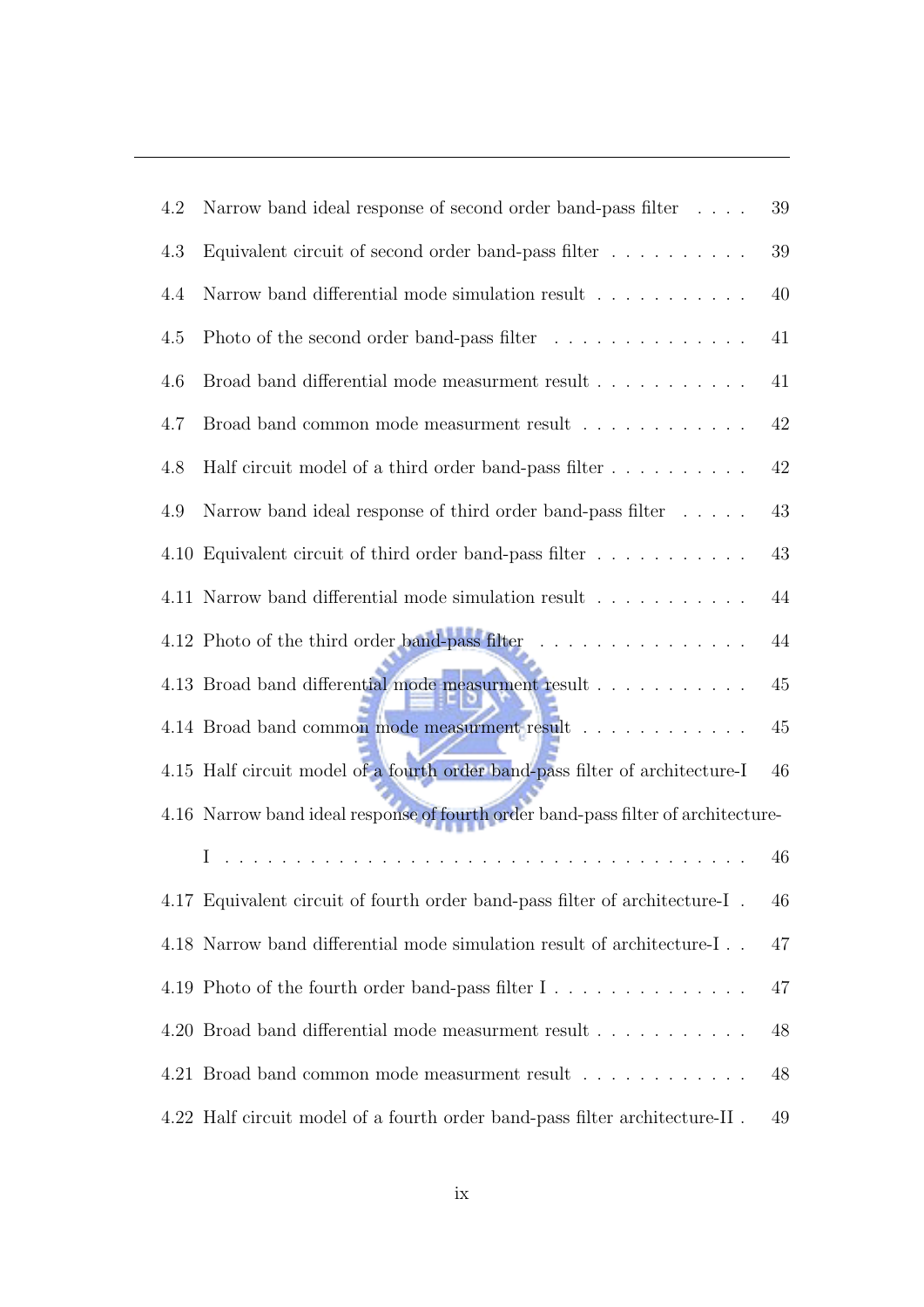4.2 Narrow band ideal response of second order band-pass filter . . . . 39

4.3 Equivalent circuit of second order band-pass filter . . . . . . . . . . 39

4.4 Narrow band differential mode simulation result . . . . . . . . . . . 40

4.5 Photo of the second order band-pass filter . . . . . . . . . . . . . . 41

4.6 Broad band differential mode measurment result . . . . . . . . . . . 41

4.7 Broad band common mode measurment result . . . . . . . . . . . . 42

4.8 Half circuit model of a third order band-pass filter . . . . . . . . . . 42

4.9 Narrow band ideal response of third order band-pass filter . . . . . 43

4.10 Equivalent circuit of third order band-pass filter . . . . . . . . . . . 43

4.11 Narrow band differential mode simulation result . . . . . . . . . . . 44

4.12 Photo of the third order band-pass filter . . . . . . . . . . . . . . . 44

4.13 Broad band differential mode measurment result . . . . . . . . . . . 45

4.14 Broad band common mode measurment result . . . . . . . . . . . . 45

4.15 Half circuit model of a fourth order band-pass filter of architecture-I 46

4.16 Narrow band ideal response of fourth order band-pass filter of architecture-I . . . . . . . . . . . . . . . . . . . . . . . . . . . . . . . . . 46

4.17 Equivalent circuit of fourth order band-pass filter of architecture-I . 46

4.18 Narrow band differential mode simulation result of architecture-I . . 47

4.19 Photo of the fourth order band-pass filter I . . . . . . . . . . . . . . 47

4.20 Broad band differential mode measurment result . . . . . . . . . . . 48

4.21 Broad band common mode measurment result . . . . . . . . . . . . 48

4.22 Half circuit model of a fourth order band-pass filter architecture-II . 49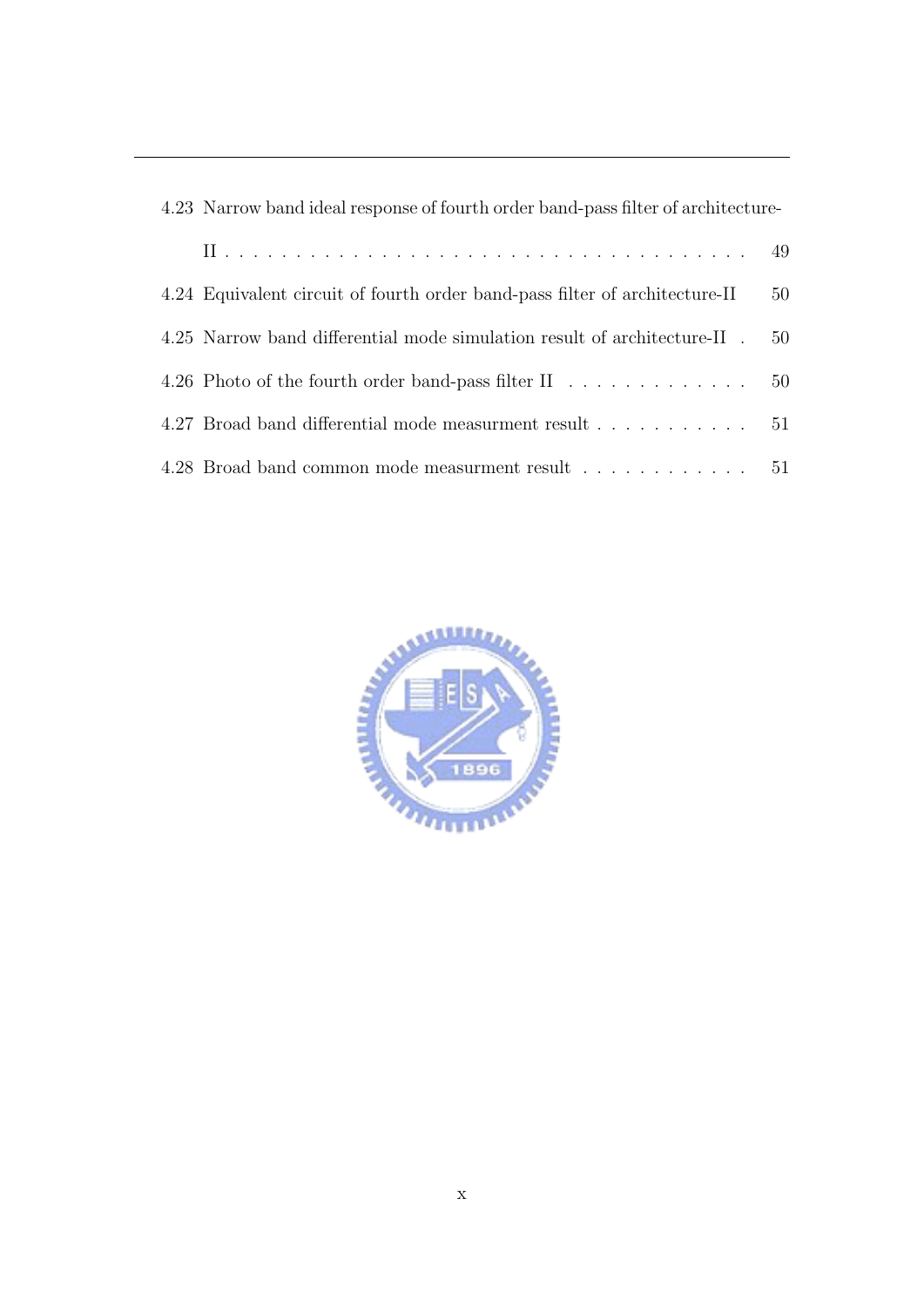4.23 Narrow band ideal response of fourth order band-pass filter of architecture-II . . . . . . . . . . . . . . . . . . . . . . . . . . . . . . . . . . . 49

4.24 Equivalent circuit of fourth order band-pass filter of architecture-II 50

4.25 Narrow band differential mode simulation result of architecture-II . 50

4.26 Photo of the fourth order band-pass filter II . . . . . . . . . . . . . 50

4.27 Broad band differential mode measurment result . . . . . . . . . . . 51

4.28 Broad band common mode measurment result . . . . . . . . . . . . 51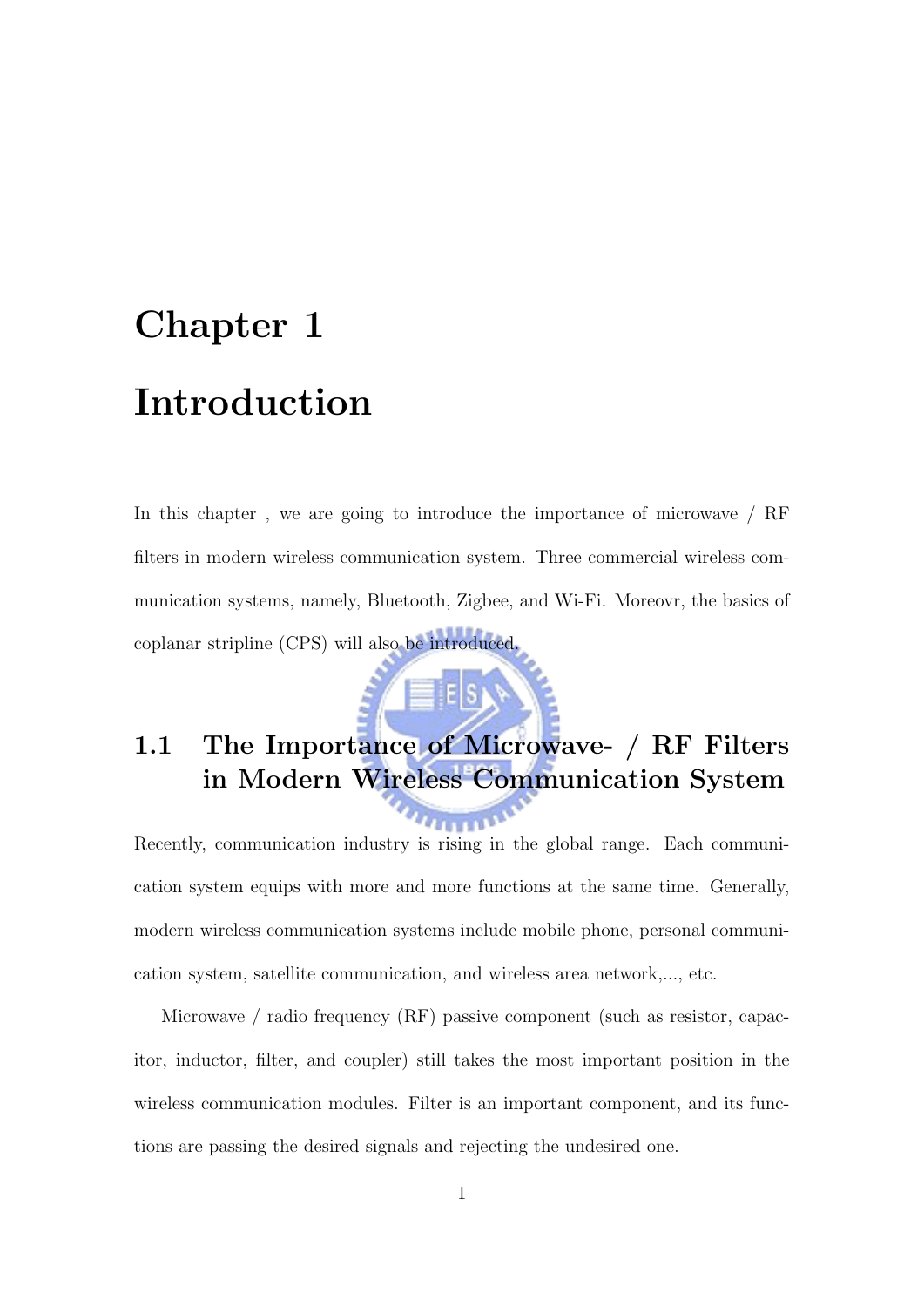# Chapter 1

# Introduction

In this chapter , we are going to introduce the importance of microwave / RF filters in modern wireless communication system. Three commercial wireless communication systems, namely, Bluetooth, Zigbee, and Wi-Fi. Moreovr, the basics of coplanar stripline (CPS) will also be introduced.

## 1.1 The Importance of Microwave- / RF Filters in Modern Wireless Communication System

Recently, communication industry is rising in the global range. Each communication system equips with more and more functions at the same time. Generally, modern wireless communication systems include mobile phone, personal communication system, satellite communication, and wireless area network,..., etc.

Microwave / radio frequency (RF) passive component (such as resistor, capacitor, inductor, filter, and coupler) still takes the most important position in the wireless communication modules. Filter is an important component, and its functions are passing the desired signals and rejecting the undesired one.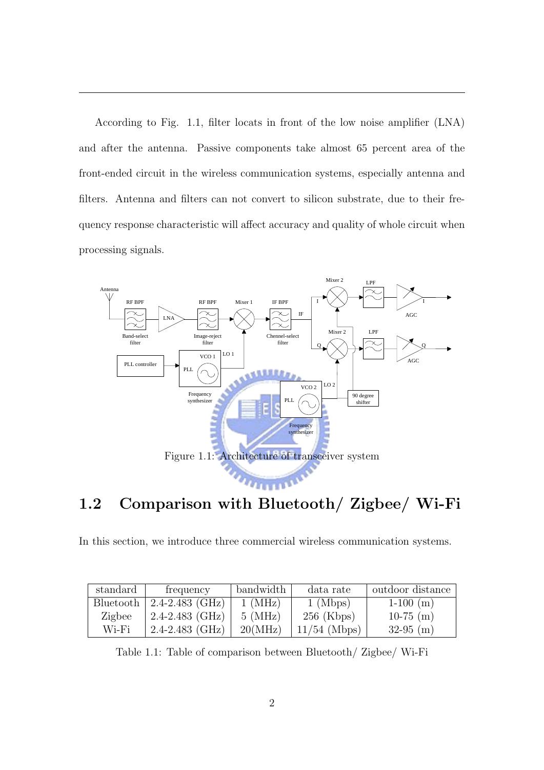According to Fig. 1.1, filter locats in front of the low noise amplifier (LNA) and after the antenna. Passive components take almost 65 percent area of the front-ended circuit in the wireless communication systems, especially antenna and filters. Antenna and filters can not convert to silicon substrate, due to their frequency response characteristic will affect accuracy and quality of whole circuit when processing signals.

Figure 1.1: Architecture of transceiver system

## 1.2 Comparison with Bluetooth/ Zigbee/ Wi-Fi

In this section, we introduce three commercial wireless communication systems.

| standard | frequency | bandwidth | data rate | outdoor distance |
|---|---|---|---|---|
| Bluetooth | 2.4-2.483 (GHz) | 1 (MHz) | 1 (Mbps) | 1-100 (m) |
| Zigbee | 2.4-2.483 (GHz) | 5 (MHz) | 256 (Kbps) | 10-75 (m) |
| Wi-Fi | 2.4-2.483 (GHz) | 20(MHz) | 11/54 (Mbps) | 32-95 (m) |

Table 1.1: Table of comparison between Bluetooth/ Zigbee/ Wi-Fi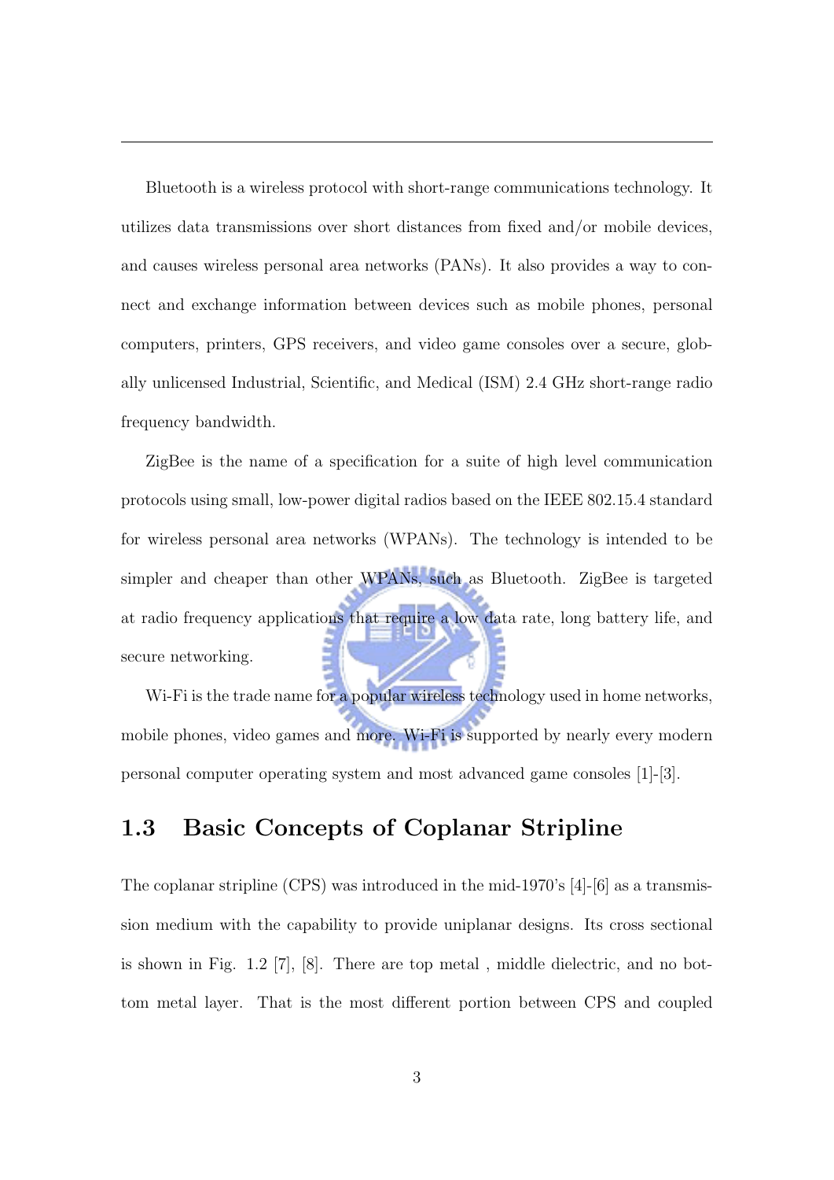Bluetooth is a wireless protocol with short-range communications technology. It utilizes data transmissions over short distances from fixed and/or mobile devices, and causes wireless personal area networks (PANs). It also provides a way to connect and exchange information between devices such as mobile phones, personal computers, printers, GPS receivers, and video game consoles over a secure, globally unlicensed Industrial, Scientific, and Medical (ISM) 2.4 GHz short-range radio frequency bandwidth.

ZigBee is the name of a specification for a suite of high level communication protocols using small, low-power digital radios based on the IEEE 802.15.4 standard for wireless personal area networks (WPANs). The technology is intended to be simpler and cheaper than other WPANs, such as Bluetooth. ZigBee is targeted at radio frequency applications that require a low data rate, long battery life, and secure networking.

Wi-Fi is the trade name for a popular wireless technology used in home networks, mobile phones, video games and more. Wi-Fi is supported by nearly every modern personal computer operating system and most advanced game consoles [1]-[3].

## 1.3 Basic Concepts of Coplanar Stripline

The coplanar stripline (CPS) was introduced in the mid-1970's [4]-[6] as a transmission medium with the capability to provide uniplanar designs. Its cross sectional is shown in Fig. 1.2 [7], [8]. There are top metal , middle dielectric, and no bottom metal layer. That is the most different portion between CPS and coupled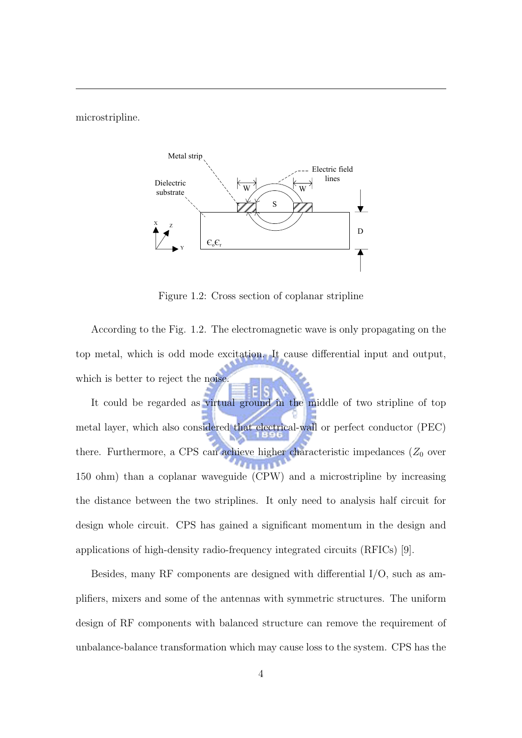microstripline.

Figure 1.2: Cross section of coplanar stripline

According to the Fig. 1.2. The electromagnetic wave is only propagating on the top metal, which is odd mode excitation. It cause differential input and output, which is better to reject the noise.

It could be regarded as virtual ground in the middle of two stripline of top metal layer, which also considered that electrical-wall or perfect conductor (PEC) there. Furthermore, a CPS can achieve higher characteristic impedances ($Z_0$ over 150 ohm) than a coplanar waveguide (CPW) and a microstripline by increasing the distance between the two striplines. It only need to analysis half circuit for design whole circuit. CPS has gained a significant momentum in the design and applications of high-density radio-frequency integrated circuits (RFICs) [9].

Besides, many RF components are designed with differential I/O, such as amplifiers, mixers and some of the antennas with symmetric structures. The uniform design of RF components with balanced structure can remove the requirement of unbalance-balance transformation which may cause loss to the system. CPS has the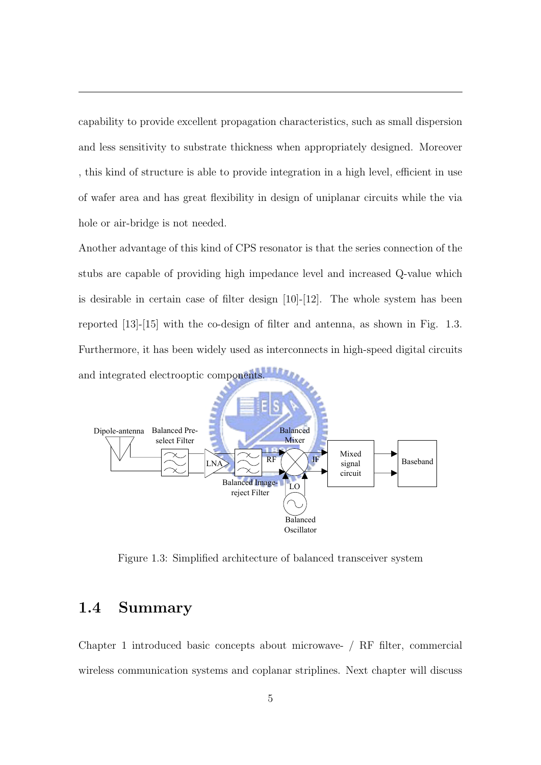capability to provide excellent propagation characteristics, such as small dispersion and less sensitivity to substrate thickness when appropriately designed. Moreover , this kind of structure is able to provide integration in a high level, efficient in use of wafer area and has great flexibility in design of uniplanar circuits while the via hole or air-bridge is not needed.

Another advantage of this kind of CPS resonator is that the series connection of the stubs are capable of providing high impedance level and increased Q-value which is desirable in certain case of filter design [10]-[12]. The whole system has been reported [13]-[15] with the co-design of filter and antenna, as shown in Fig. 1.3. Furthermore, it has been widely used as interconnects in high-speed digital circuits and integrated electrooptic components.

Figure 1.3: Simplified architecture of balanced transceiver system

## 1.4 Summary

Chapter 1 introduced basic concepts about microwave- / RF filter, commercial wireless communication systems and coplanar striplines. Next chapter will discuss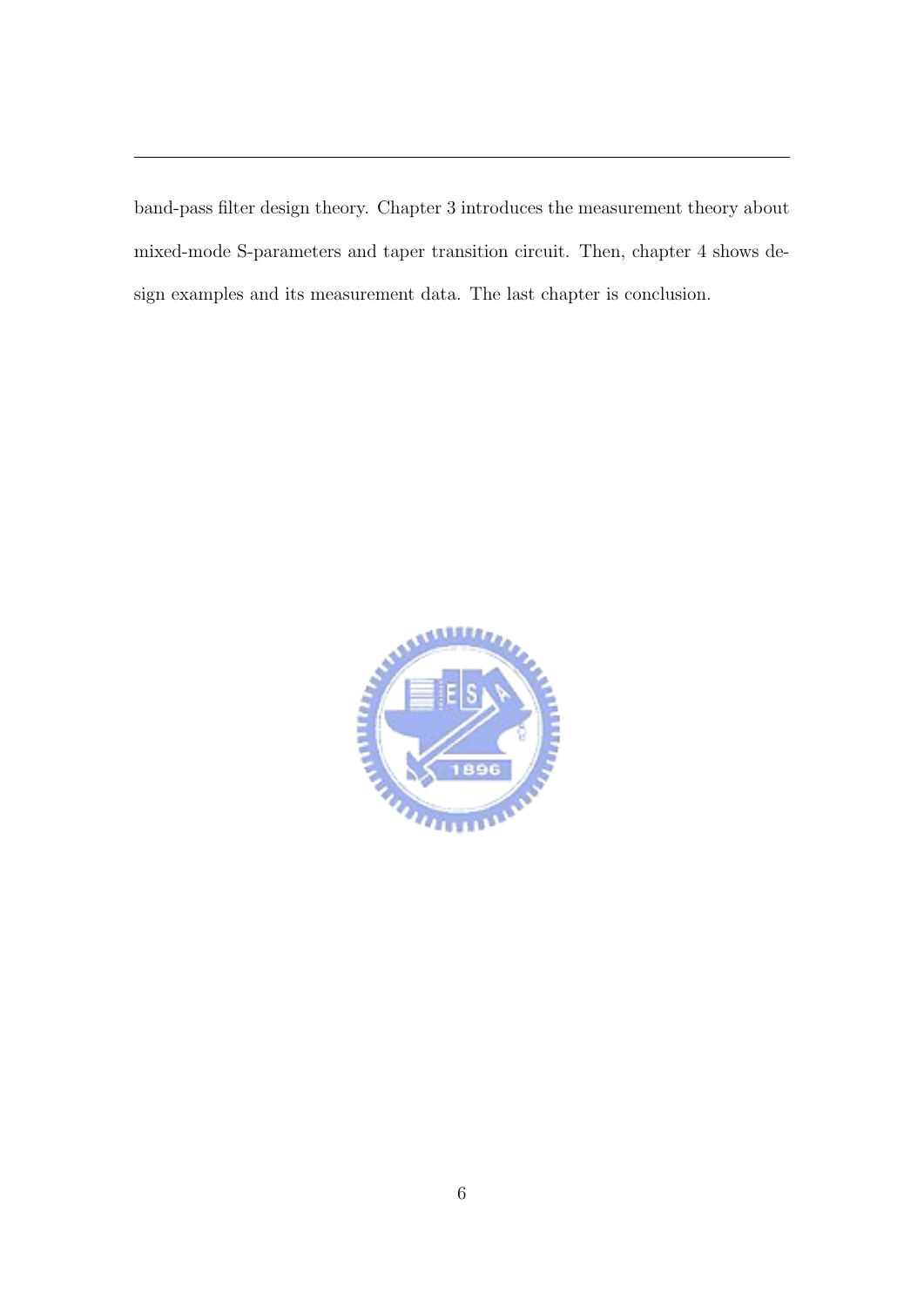band-pass filter design theory. Chapter 3 introduces the measurement theory about mixed-mode S-parameters and taper transition circuit. Then, chapter 4 shows design examples and its measurement data. The last chapter is conclusion.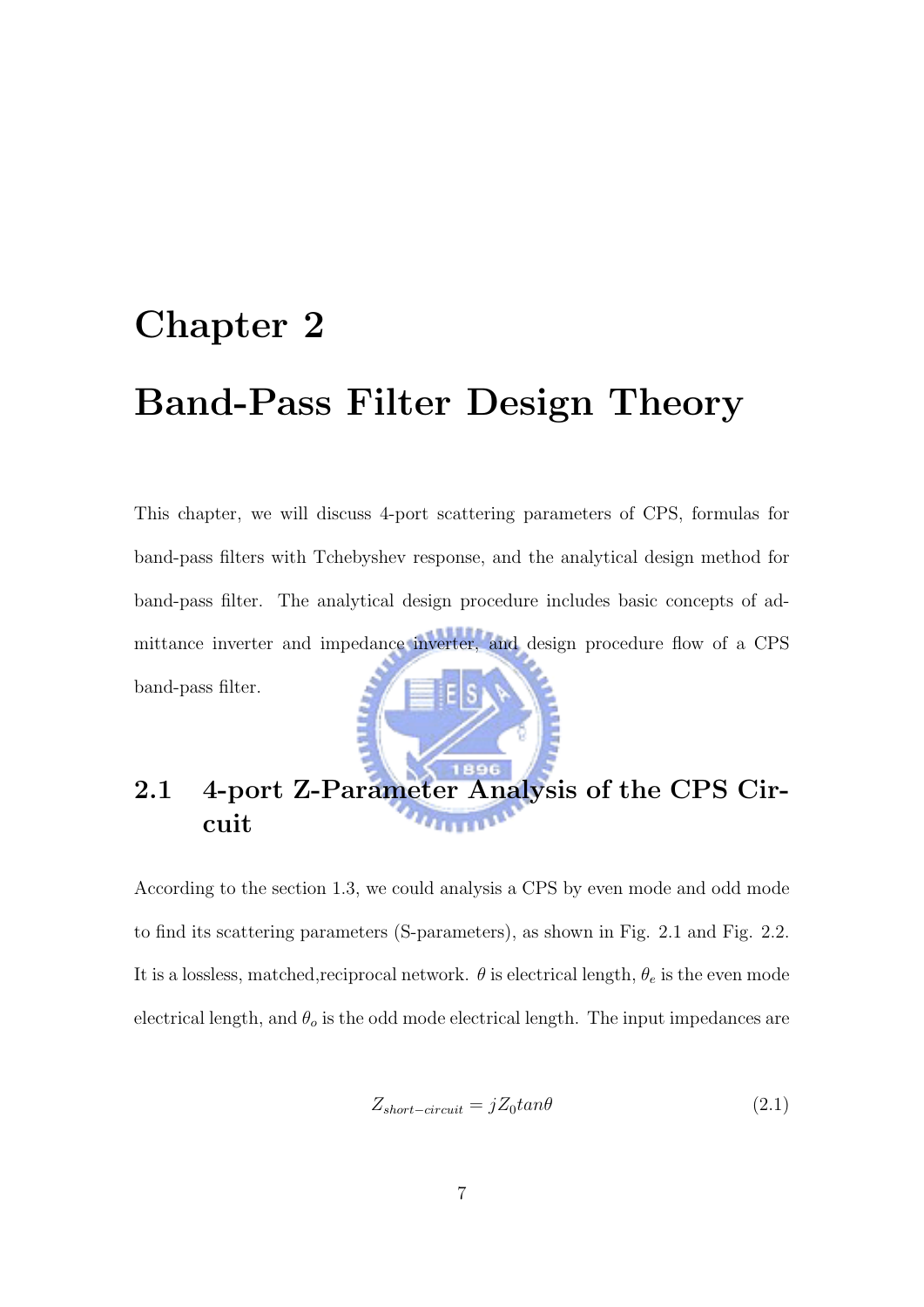# Chapter 2

# Band-Pass Filter Design Theory

This chapter, we will discuss 4-port scattering parameters of CPS, formulas for band-pass filters with Tchebyshev response, and the analytical design method for band-pass filter. The analytical design procedure includes basic concepts of admittance inverter and impedance inverter, and design procedure flow of a CPS band-pass filter.

## 2.1 4-port Z-Parameter Analysis of the CPS Circuit

According to the section 1.3, we could analysis a CPS by even mode and odd mode to find its scattering parameters (S-parameters), as shown in Fig. 2.1 and Fig. 2.2. It is a lossless, matched,reciprocal network. $\theta$ is electrical length, $\theta_e$ is the even mode electrical length, and $\theta_o$ is the odd mode electrical length. The input impedances are

$$Z_{short-circuit} = jZ_0 tan\theta \tag{2.1}$$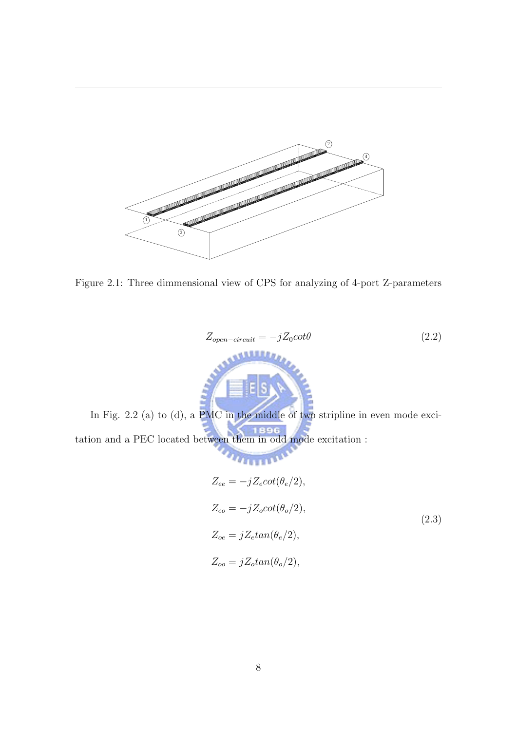Figure 2.1: Three dimmensional view of CPS for analyzing of 4-port Z-parameters

$$Z_{open-circuit} = -jZ_0 cot\theta \tag{2.2}$$

In Fig. 2.2 (a) to (d), a PMC in the middle of two stripline in even mode excitation and a PEC located between them in odd mode excitation :

$$
\begin{aligned}
Z_{ee} &= -jZ_e cot(\theta_e/2), \\
Z_{eo} &= -jZ_o cot(\theta_o/2), \\
Z_{oe} &= jZ_e tan(\theta_e/2), \\
Z_{oo} &= jZ_o tan(\theta_o/2),
\end{aligned}
\tag{2.3}
$$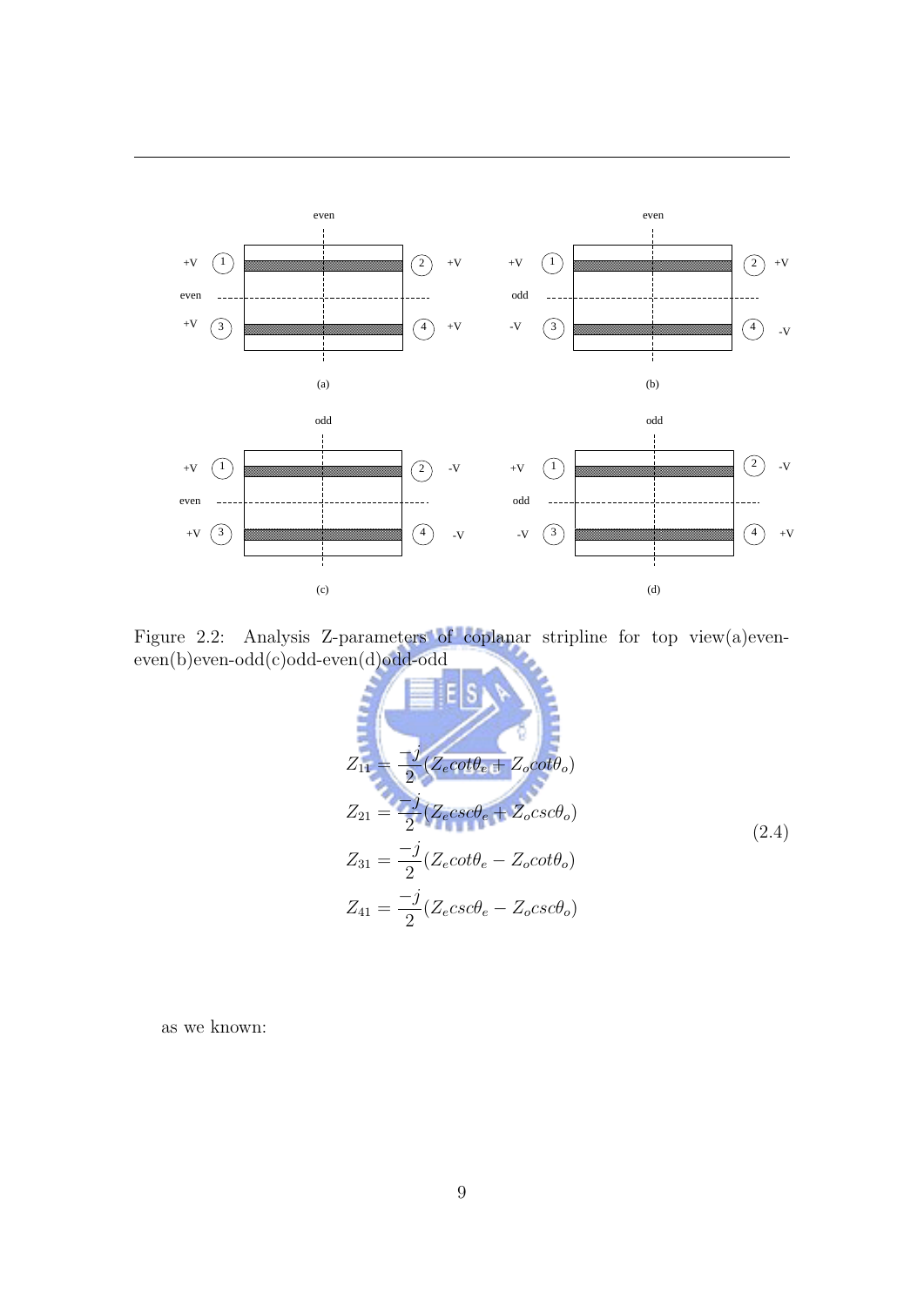Figure 2.2: Analysis Z-parameters of coplanar stripline for top view(a)even-even(b)even-odd(c)odd-even(d)odd-odd

$$
\begin{aligned}
Z_{11} &= \frac{-j}{2}(Z_e cot\theta_e + Z_o cot\theta_o) \\
Z_{21} &= \frac{-j}{2}(Z_e csc\theta_e + Z_o csc\theta_o) \\
Z_{31} &= \frac{-j}{2}(Z_e cot\theta_e - Z_o cot\theta_o) \\
Z_{41} &= \frac{-j}{2}(Z_e csc\theta_e - Z_o csc\theta_o)
\end{aligned}
\tag{2.4}
$$

as we known: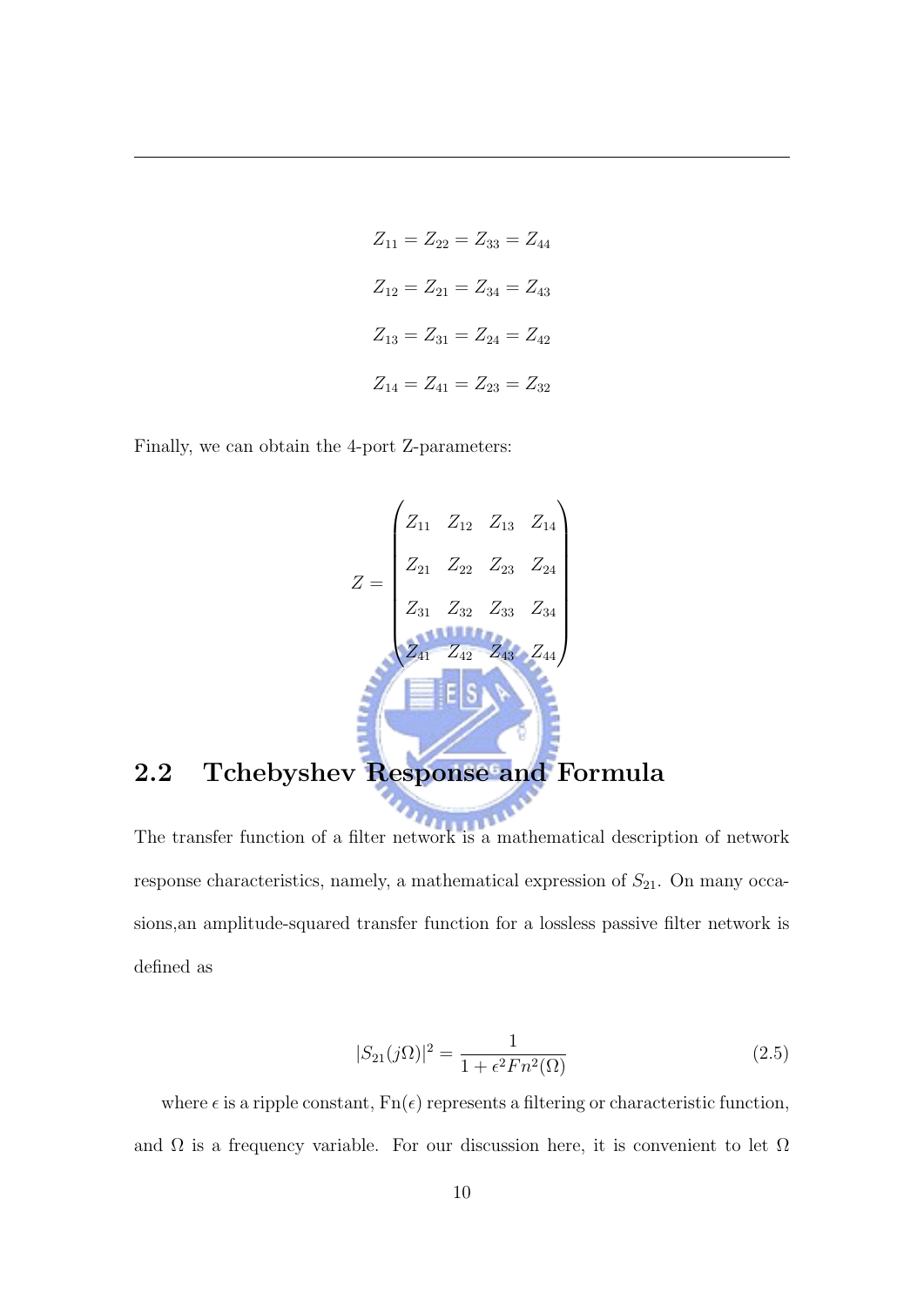$$Z_{11} = Z_{22} = Z_{33} = Z_{44}$$

$$Z_{12} = Z_{21} = Z_{34} = Z_{43}$$

$$Z_{13} = Z_{31} = Z_{24} = Z_{42}$$

$$Z_{14} = Z_{41} = Z_{23} = Z_{32}$$

Finally, we can obtain the 4-port Z-parameters:

$$Z = \begin{pmatrix} Z_{11} & Z_{12} & Z_{13} & Z_{14} \\ Z_{21} & Z_{22} & Z_{23} & Z_{24} \\ Z_{31} & Z_{32} & Z_{33} & Z_{34} \\ Z_{41} & Z_{42} & Z_{43} & Z_{44} \end{pmatrix}$$

## 2.2 Tchebyshev Response and Formula

The transfer function of a filter network is a mathematical description of network response characteristics, namely, a mathematical expression of $S_{21}$. On many occasions,an amplitude-squared transfer function for a lossless passive filter network is defined as

$$|S_{21}(j\Omega)|^2 = \frac{1}{1 + \epsilon^2 Fn^2(\Omega)} \tag{2.5}$$

where $\epsilon$ is a ripple constant, $\mathrm{Fn}(\epsilon)$ represents a filtering or characteristic function, and $\Omega$ is a frequency variable. For our discussion here, it is convenient to let $\Omega$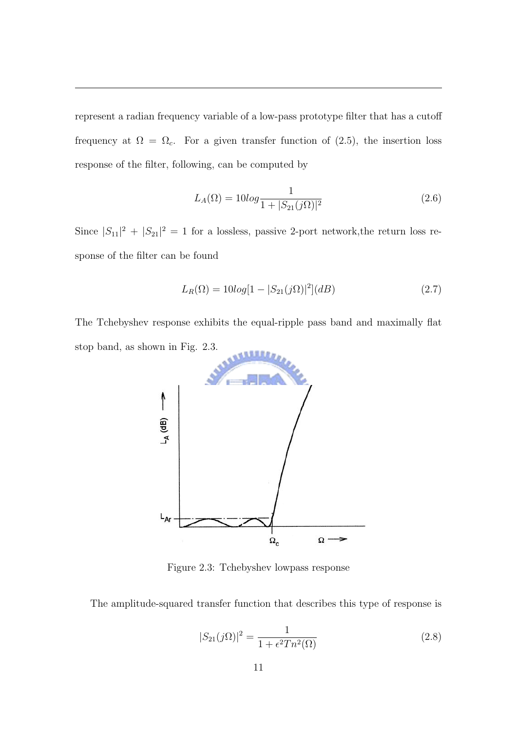represent a radian frequency variable of a low-pass prototype filter that has a cutoff frequency at $\Omega = \Omega_c$. For a given transfer function of (2.5), the insertion loss response of the filter, following, can be computed by

$$L_A(\Omega) = 10log\frac{1}{1 + |S_{21}(j\Omega)|^2} \tag{2.6}$$

Since $|S_{11}|^2 + |S_{21}|^2 = 1$ for a lossless, passive 2-port network,the return loss response of the filter can be found

$$L_R(\Omega) = 10log[1 - |S_{21}(j\Omega)|^2](dB) \tag{2.7}$$

The Tchebyshev response exhibits the equal-ripple pass band and maximally flat stop band, as shown in Fig. 2.3.

Figure 2.3: Tchebyshev lowpass response

The amplitude-squared transfer function that describes this type of response is

$$|S_{21}(j\Omega)|^2 = \frac{1}{1 + \epsilon^2 Tn^2(\Omega)} \tag{2.8}$$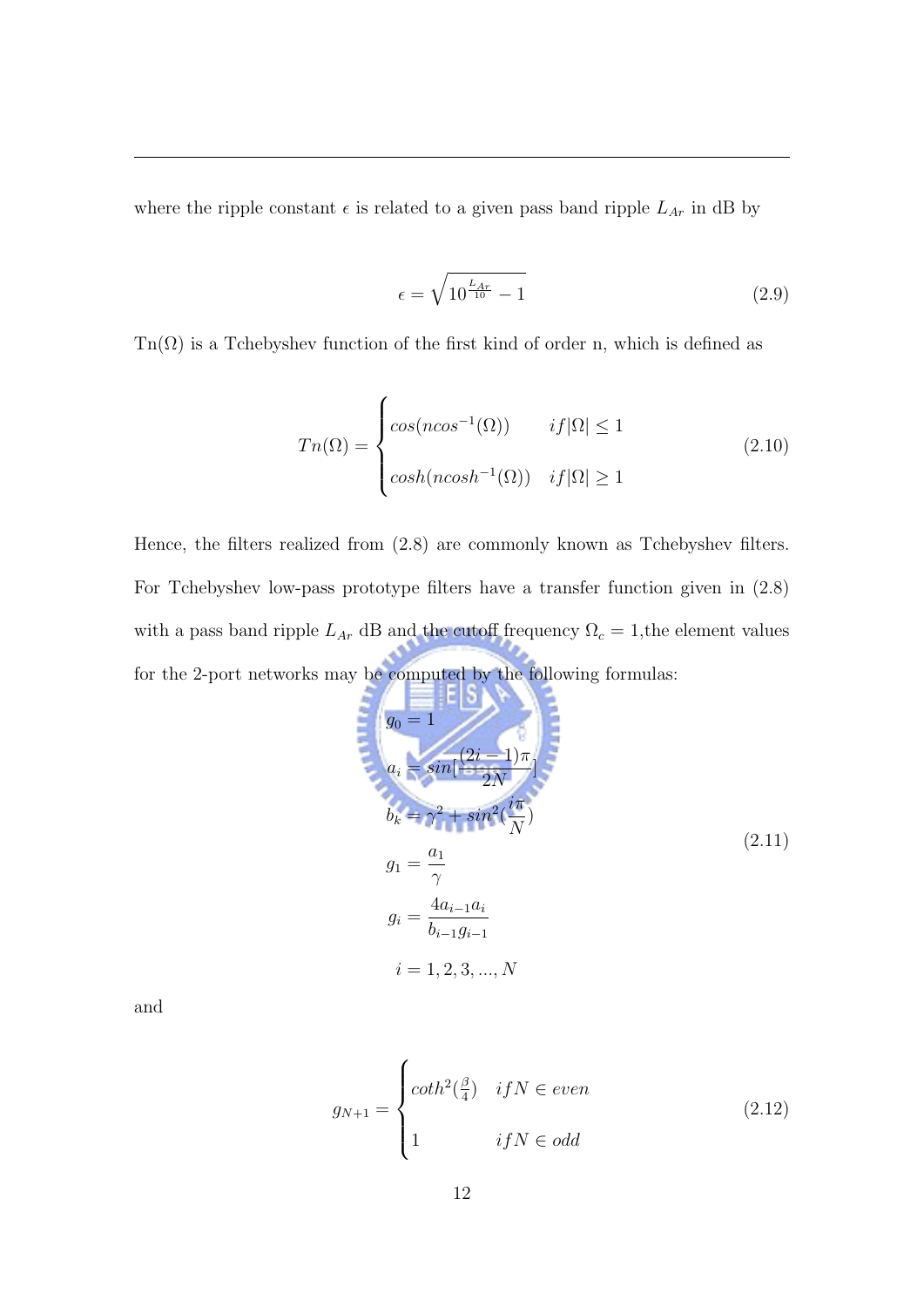where the ripple constant $\epsilon$ is related to a given pass band ripple $L_{Ar}$ in dB by

$$\epsilon = \sqrt{10^{\frac{L_{Ar}}{10}} - 1} \tag{2.9}$$

Tn($\Omega$) is a Tchebyshev function of the first kind of order n, which is defined as

$$Tn(\Omega) = \begin{cases} cos(ncos^{-1}(\Omega)) & if|\Omega| \leq 1 \\ cosh(ncosh^{-1}(\Omega)) & if|\Omega| \geq 1 \end{cases} \tag{2.10}$$

Hence, the filters realized from (2.8) are commonly known as Tchebyshev filters. For Tchebyshev low-pass prototype filters have a transfer function given in (2.8) with a pass band ripple $L_{Ar}$ dB and the cutoff frequency $\Omega_c = 1$,the element values for the 2-port networks may be computed by the following formulas:

$$\begin{aligned} g_0 &= 1 \\ a_i &= sin[\frac{(2i-1)\pi}{2N}] \\ b_k &= \gamma^2 + sin^2(\frac{i\pi}{N}) \\ g_1 &= \frac{a_1}{\gamma} \\ g_i &= \frac{4a_{i-1}a_i}{b_{i-1}g_{i-1}} \\ i &= 1, 2, 3, ..., N \end{aligned} \tag{2.11}$$

and

$$g_{N+1} = \begin{cases} coth^2(\frac{\beta}{4}) & ifN \in even \\ 1 & ifN \in odd \end{cases} \tag{2.12}$$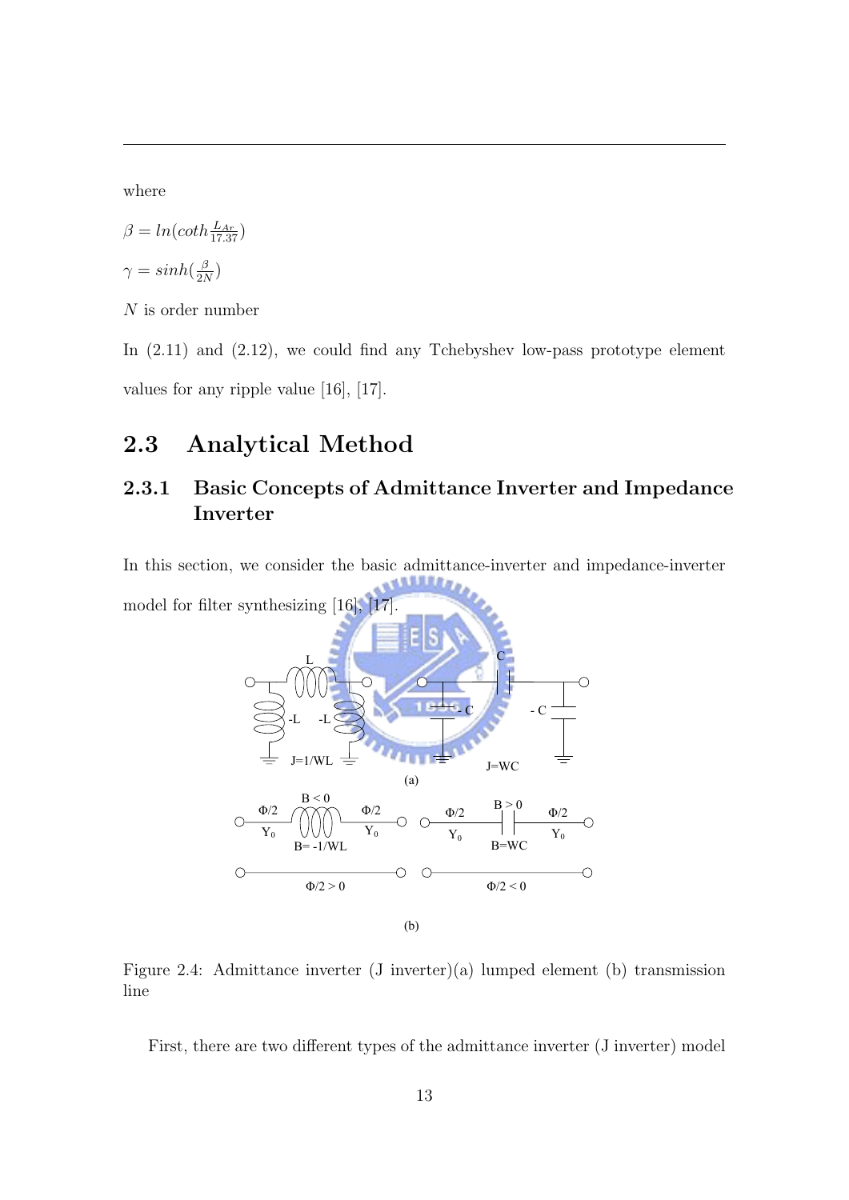where

$\beta = ln(coth\frac{L_{Ar}}{17.37})$

$\gamma = sinh(\frac{\beta}{2N})$

$N$ is order number

In (2.11) and (2.12), we could find any Tchebyshev low-pass prototype element values for any ripple value [16], [17].

## 2.3 Analytical Method

### 2.3.1 Basic Concepts of Admittance Inverter and Impedance Inverter

In this section, we consider the basic admittance-inverter and impedance-inverter model for filter synthesizing [16], [17].

Figure 2.4: Admittance inverter (J inverter)(a) lumped element (b) transmission line

First, there are two different types of the admittance inverter (J inverter) model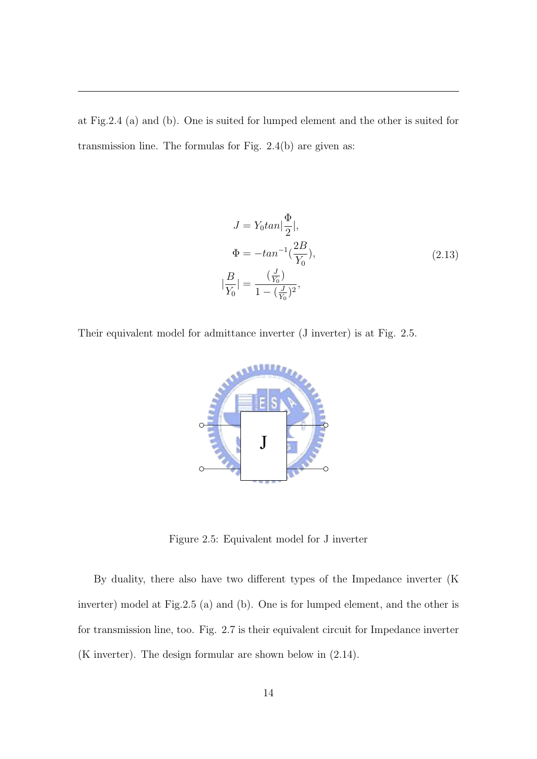at Fig.2.4 (a) and (b). One is suited for lumped element and the other is suited for transmission line. The formulas for Fig. 2.4(b) are given as:

$$
\begin{aligned}
J &= Y_0 tan|\frac{\Phi}{2}|, \\
\Phi &= -tan^{-1}(\frac{2B}{Y_0}), \\
|\frac{B}{Y_0}| &= \frac{(\frac{J}{Y_0})}{1-(\frac{J}{Y_0})^2},
\end{aligned}
\tag{2.13}
$$

Their equivalent model for admittance inverter (J inverter) is at Fig. 2.5.

Figure 2.5: Equivalent model for J inverter

By duality, there also have two different types of the Impedance inverter (K inverter) model at Fig.2.5 (a) and (b). One is for lumped element, and the other is for transmission line, too. Fig. 2.7 is their equivalent circuit for Impedance inverter (K inverter). The design formular are shown below in (2.14).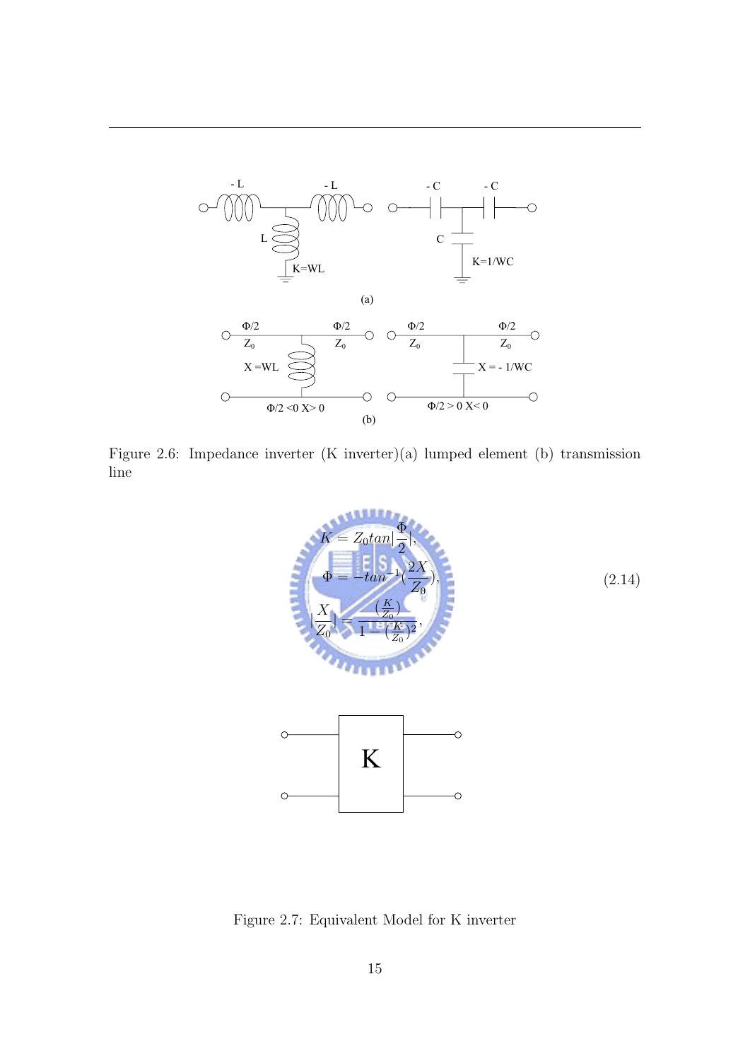Figure 2.6: Impedance inverter (K inverter)(a) lumped element (b) transmission line

$$
\begin{aligned}
K &= Z_0 tan|\frac{\Phi}{2}|, \\
\Phi &= -tan^{-1}(\frac{2X}{Z_0}), \\
|\frac{X}{Z_0}| &= \frac{(\frac{K}{Z_0})}{1-(\frac{K}{Z_0})^2},
\end{aligned}
\tag{2.14}
$$

Figure 2.7: Equivalent Model for K inverter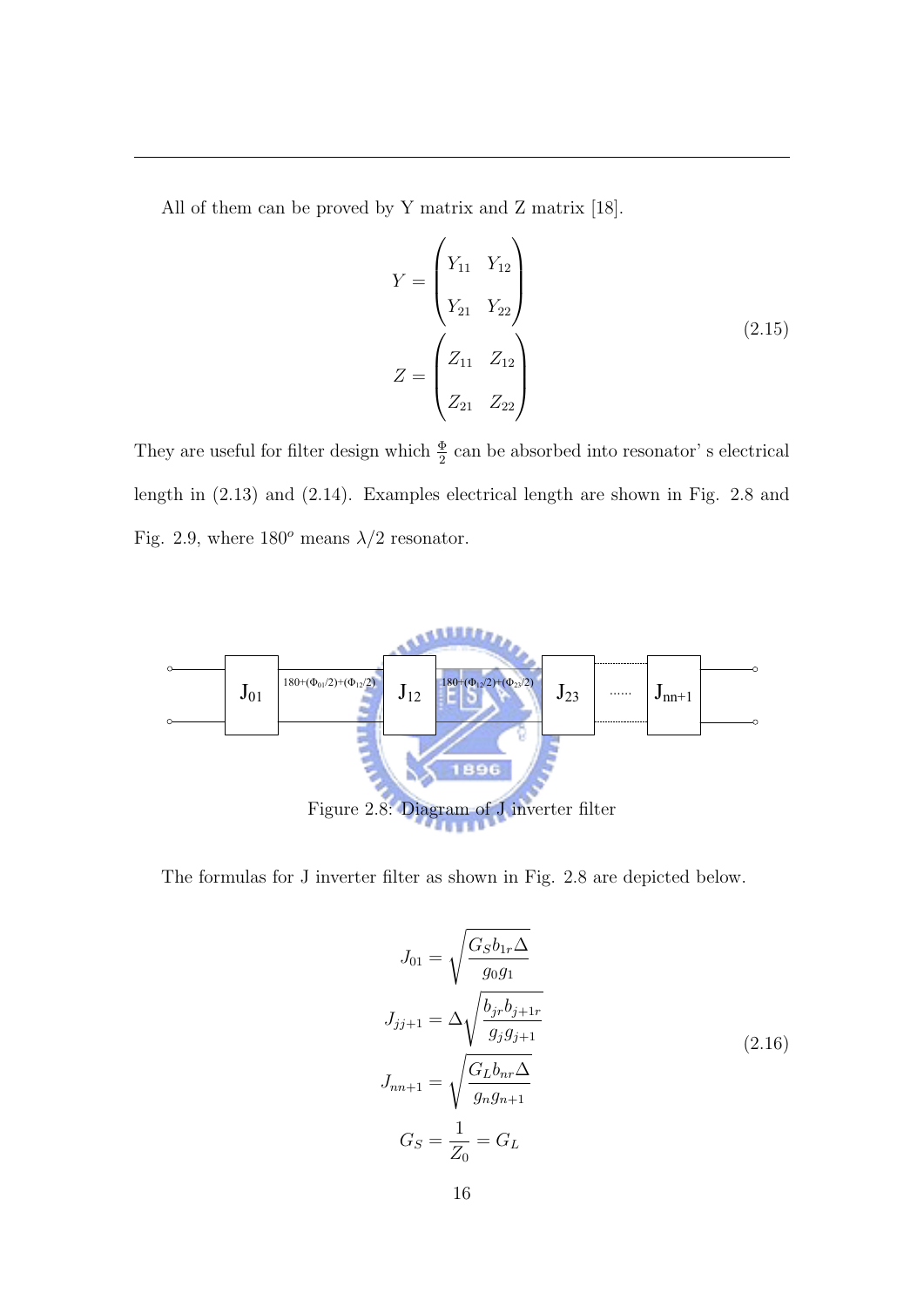All of them can be proved by Y matrix and Z matrix [18].

$$
Y = \begin{pmatrix} Y_{11} & Y_{12} \\ Y_{21} & Y_{22} \end{pmatrix}
\qquad (2.15)
$$
$$
Z = \begin{pmatrix} Z_{11} & Z_{12} \\ Z_{21} & Z_{22} \end{pmatrix}
$$

They are useful for filter design which $\frac{\Phi}{2}$ can be absorbed into resonator' s electrical length in (2.13) and (2.14). Examples electrical length are shown in Fig. 2.8 and Fig. 2.9, where $180^o$ means $\lambda/2$ resonator.

Figure 2.8: Diagram of J inverter filter

The formulas for J inverter filter as shown in Fig. 2.8 are depicted below.

$$
\begin{aligned}
J_{01} &= \sqrt{\frac{G_S b_{1r} \Delta}{g_0 g_1}} \\
J_{jj+1} &= \Delta \sqrt{\frac{b_{jr} b_{j+1r}}{g_j g_{j+1}}} \\
J_{nn+1} &= \sqrt{\frac{G_L b_{nr} \Delta}{g_n g_{n+1}}} \\
G_S &= \frac{1}{Z_0} = G_L
\end{aligned}
\qquad (2.16)
$$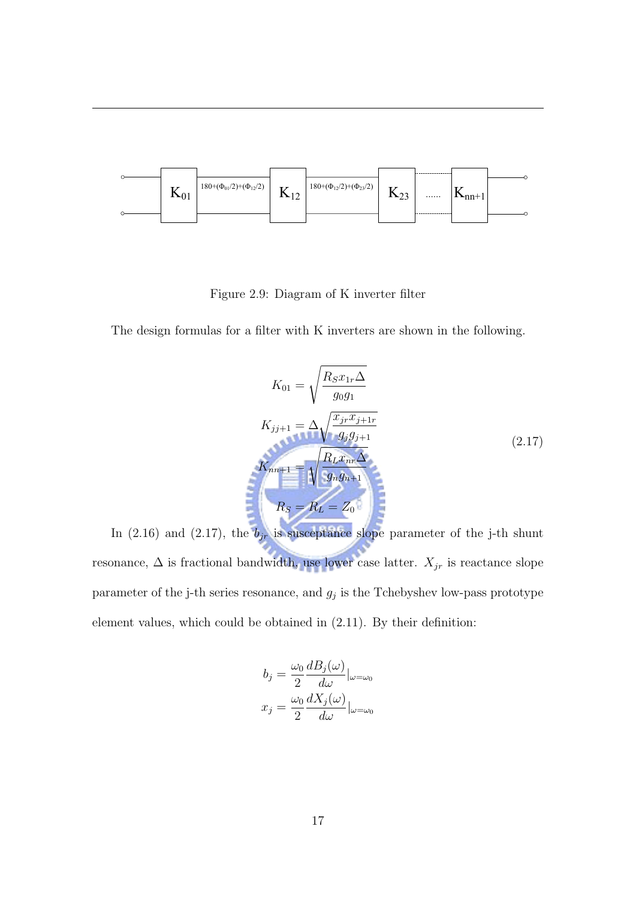Figure 2.9: Diagram of K inverter filter

The design formulas for a filter with K inverters are shown in the following.

$$
\begin{aligned}
K_{01} &= \sqrt{\frac{R_S x_{1r} \Delta}{g_0 g_1}} \\
K_{jj+1} &= \Delta \sqrt{\frac{x_{jr} x_{j+1r}}{g_j g_{j+1}}} \\
K_{nn+1} &= \sqrt{\frac{R_L x_{nr} \Delta}{g_n g_{n+1}}} \\
R_S &= R_L = Z_0
\end{aligned}
\tag{2.17}
$$

In (2.16) and (2.17), the $b_{jr}$ is susceptance slope parameter of the j-th shunt resonance, $\Delta$ is fractional bandwidth, use lower case latter. $X_{jr}$ is reactance slope parameter of the j-th series resonance, and $g_j$ is the Tchebyshev low-pass prototype element values, which could be obtained in (2.11). By their definition:

$$
\begin{aligned}
b_j &= \frac{\omega_0}{2} \frac{dB_j(\omega)}{d\omega}\Big|_{\omega=\omega_0} \\
x_j &= \frac{\omega_0}{2} \frac{dX_j(\omega)}{d\omega}\Big|_{\omega=\omega_0}
\end{aligned}
$$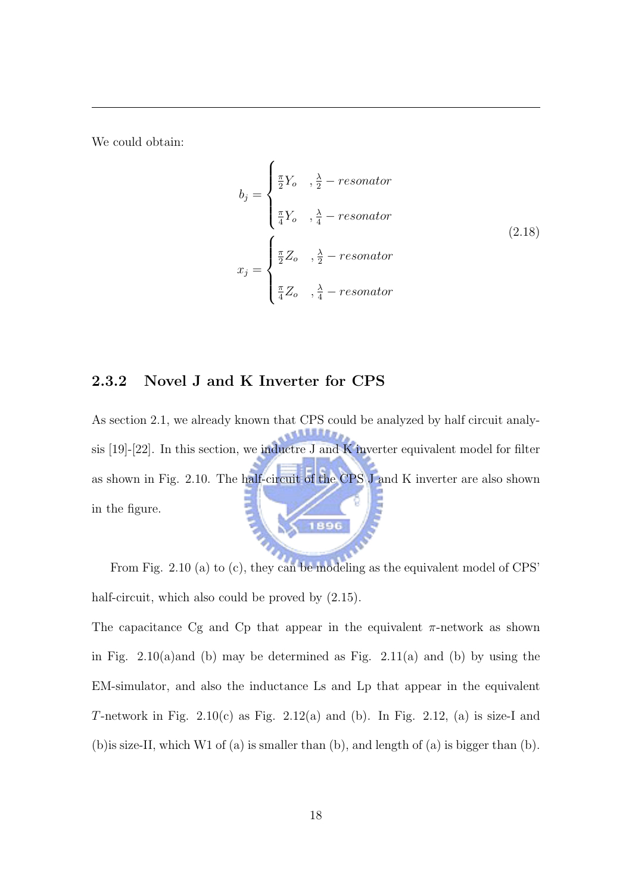We could obtain:

$$
\begin{aligned}
b_j &= \begin{cases} \frac{\pi}{2} Y_o & , \frac{\lambda}{2} - resonator \\ \frac{\pi}{4} Y_o & , \frac{\lambda}{4} - resonator \end{cases} \\
x_j &= \begin{cases} \frac{\pi}{2} Z_o & , \frac{\lambda}{2} - resonator \\ \frac{\pi}{4} Z_o & , \frac{\lambda}{4} - resonator \end{cases}
\end{aligned}
\tag{2.18}
$$

### 2.3.2 Novel J and K Inverter for CPS

As section 2.1, we already known that CPS could be analyzed by half circuit analysis [19]-[22]. In this section, we inductre J and K inverter equivalent model for filter as shown in Fig. 2.10. The half-circuit of the CPS J and K inverter are also shown in the figure.

From Fig. 2.10 (a) to (c), they can be modeling as the equivalent model of CPS' half-circuit, which also could be proved by (2.15).

The capacitance Cg and Cp that appear in the equivalent $\pi$-network as shown in Fig. 2.10(a)and (b) may be determined as Fig. 2.11(a) and (b) by using the EM-simulator, and also the inductance Ls and Lp that appear in the equivalent $T$-network in Fig. 2.10(c) as Fig. 2.12(a) and (b). In Fig. 2.12, (a) is size-I and (b)is size-II, which W1 of (a) is smaller than (b), and length of (a) is bigger than (b).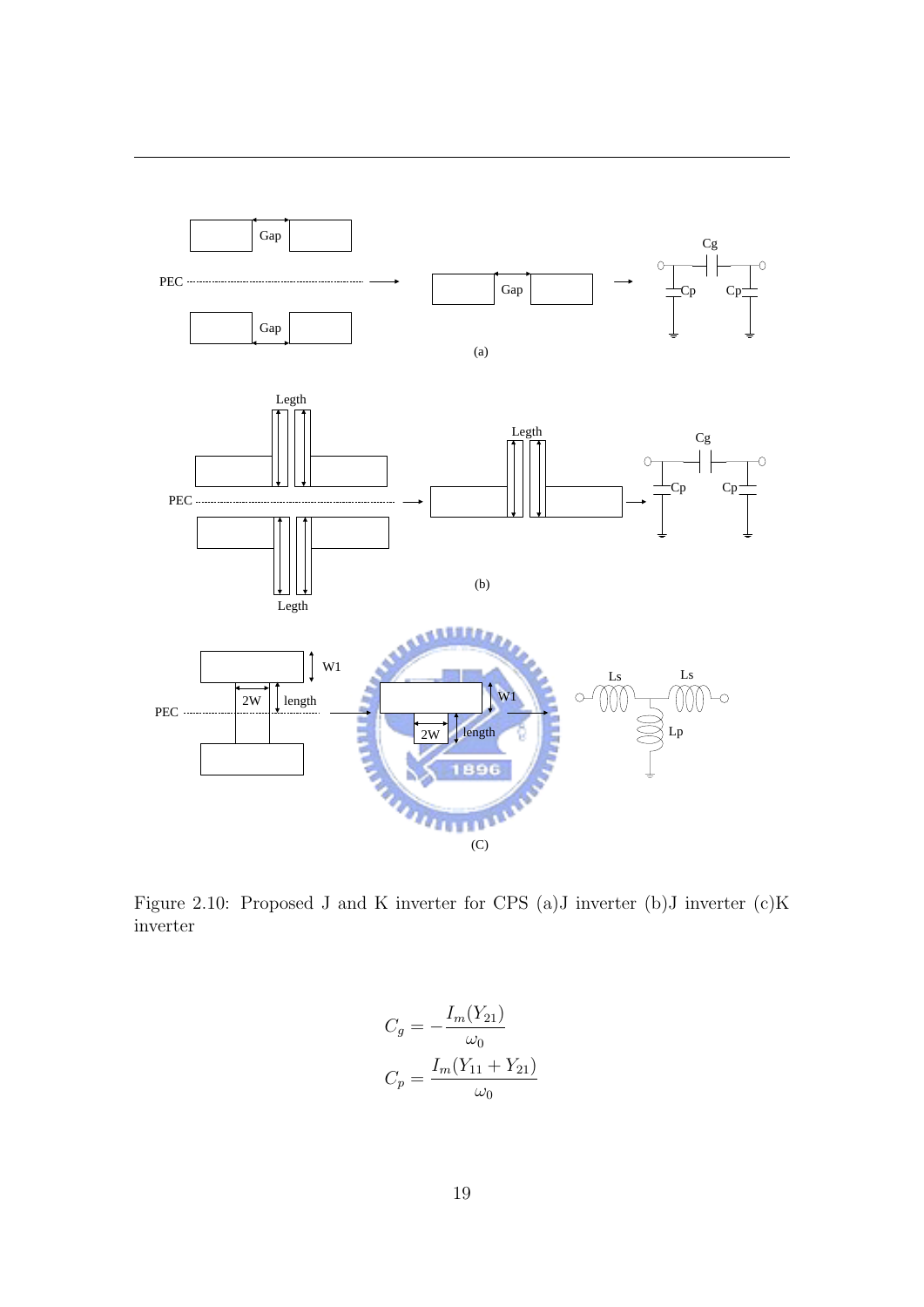Figure 2.10: Proposed J and K inverter for CPS (a)J inverter (b)J inverter (c)K inverter

$$C_g = -\frac{I_m(Y_{21})}{\omega_0}$$

$$C_p = \frac{I_m(Y_{11} + Y_{21})}{\omega_0}$$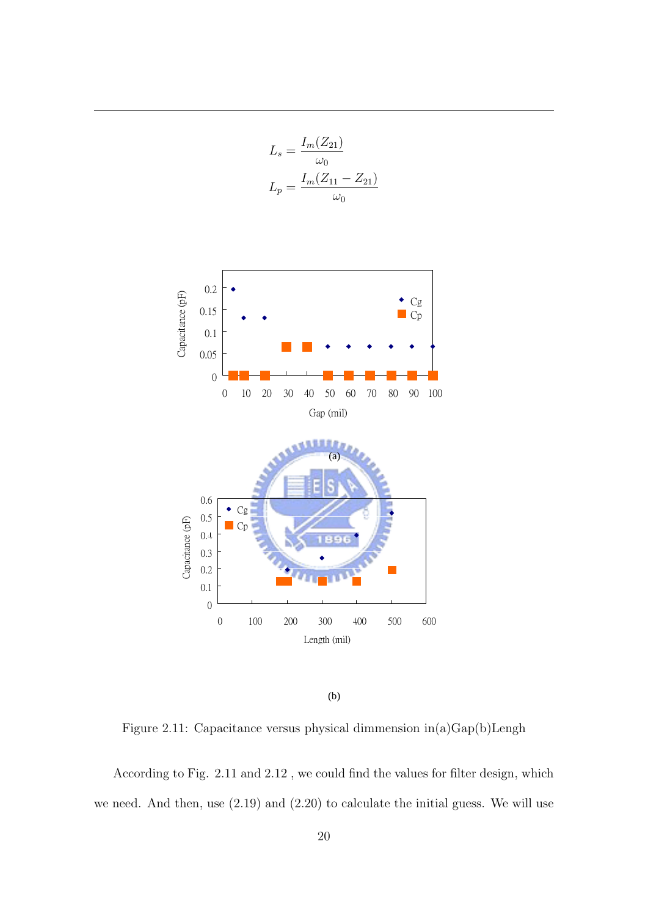$$L_s = \frac{I_m(Z_{21})}{\omega_0}$$

$$L_p = \frac{I_m(Z_{11} - Z_{21})}{\omega_0}$$

(a)

(b)

Figure 2.11: Capacitance versus physical dimmension in(a)Gap(b)Lengh

According to Fig. 2.11 and 2.12 , we could find the values for filter design, which we need. And then, use (2.19) and (2.20) to calculate the initial guess. We will use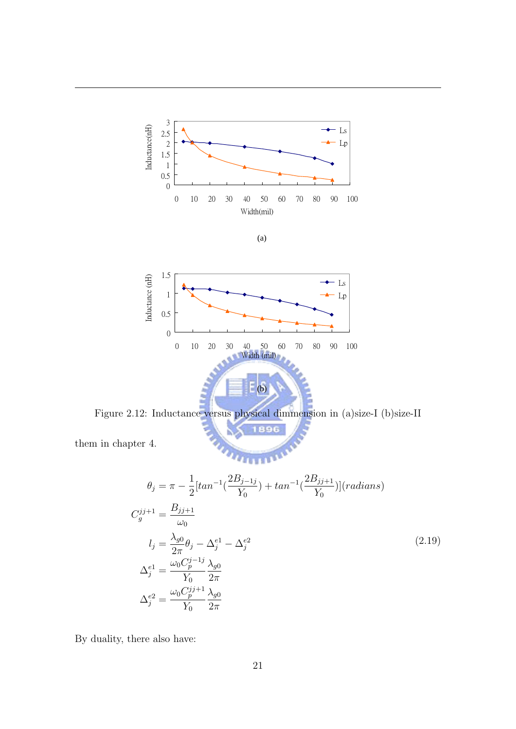(a)

(b)

Figure 2.12: Inductance versus physical dimmension in (a)size-I (b)size-II

them in chapter 4.

$$
\begin{aligned}
\theta_j &= \pi - \frac{1}{2}[tan^{-1}(\frac{2B_{j-1j}}{Y_0}) + tan^{-1}(\frac{2B_{jj+1}}{Y_0})](radians) \\
C_g^{jj+1} &= \frac{B_{jj+1}}{\omega_0} \\
l_j &= \frac{\lambda_{g0}}{2\pi}\theta_j - \Delta_j^{e1} - \Delta_j^{e2} \\
\Delta_j^{e1} &= \frac{\omega_0 C_p^{j-1j}}{Y_0}\frac{\lambda_{g0}}{2\pi} \\
\Delta_j^{e2} &= \frac{\omega_0 C_p^{jj+1}}{Y_0}\frac{\lambda_{g0}}{2\pi}
\end{aligned}
\tag{2.19}
$$

By duality, there also have: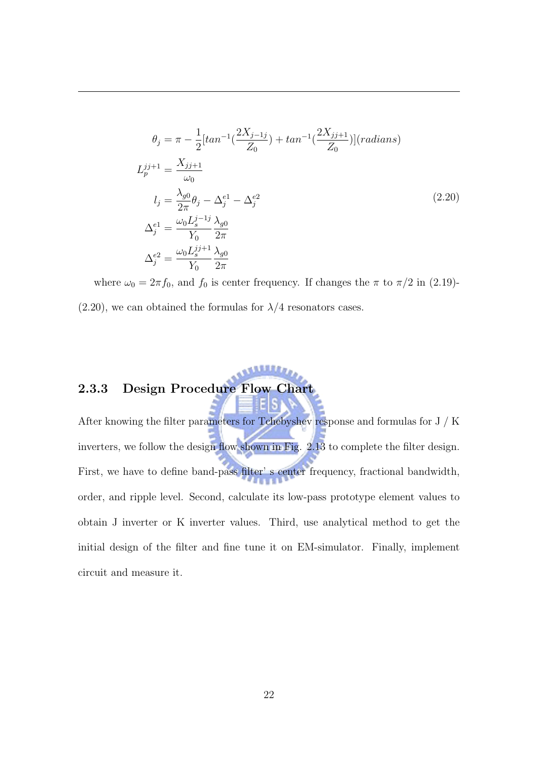$$
\begin{aligned}
\theta_j &= \pi - \frac{1}{2}[tan^{-1}(\frac{2X_{j-1j}}{Z_0}) + tan^{-1}(\frac{2X_{jj+1}}{Z_0})](radians) \\
L_p^{jj+1} &= \frac{X_{jj+1}}{\omega_0} \\
l_j &= \frac{\lambda_{g0}}{2\pi}\theta_j - \Delta_j^{e1} - \Delta_j^{e2} \\
\Delta_j^{e1} &= \frac{\omega_0 L_s^{j-1j}}{Y_0}\frac{\lambda_{g0}}{2\pi} \\
\Delta_j^{e2} &= \frac{\omega_0 L_s^{jj+1}}{Y_0}\frac{\lambda_{g0}}{2\pi}
\end{aligned}
\tag{2.20}
$$

where $\omega_0 = 2\pi f_0$, and $f_0$ is center frequency. If changes the $\pi$ to $\pi/2$ in (2.19)-(2.20), we can obtained the formulas for $\lambda/4$ resonators cases.

### 2.3.3 Design Procedure Flow Chart

After knowing the filter parameters for Tchebyshev response and formulas for J / K inverters, we follow the design flow shown in Fig. 2.13 to complete the filter design. First, we have to define band-pass filter' s center frequency, fractional bandwidth, order, and ripple level. Second, calculate its low-pass prototype element values to obtain J inverter or K inverter values. Third, use analytical method to get the initial design of the filter and fine tune it on EM-simulator. Finally, implement circuit and measure it.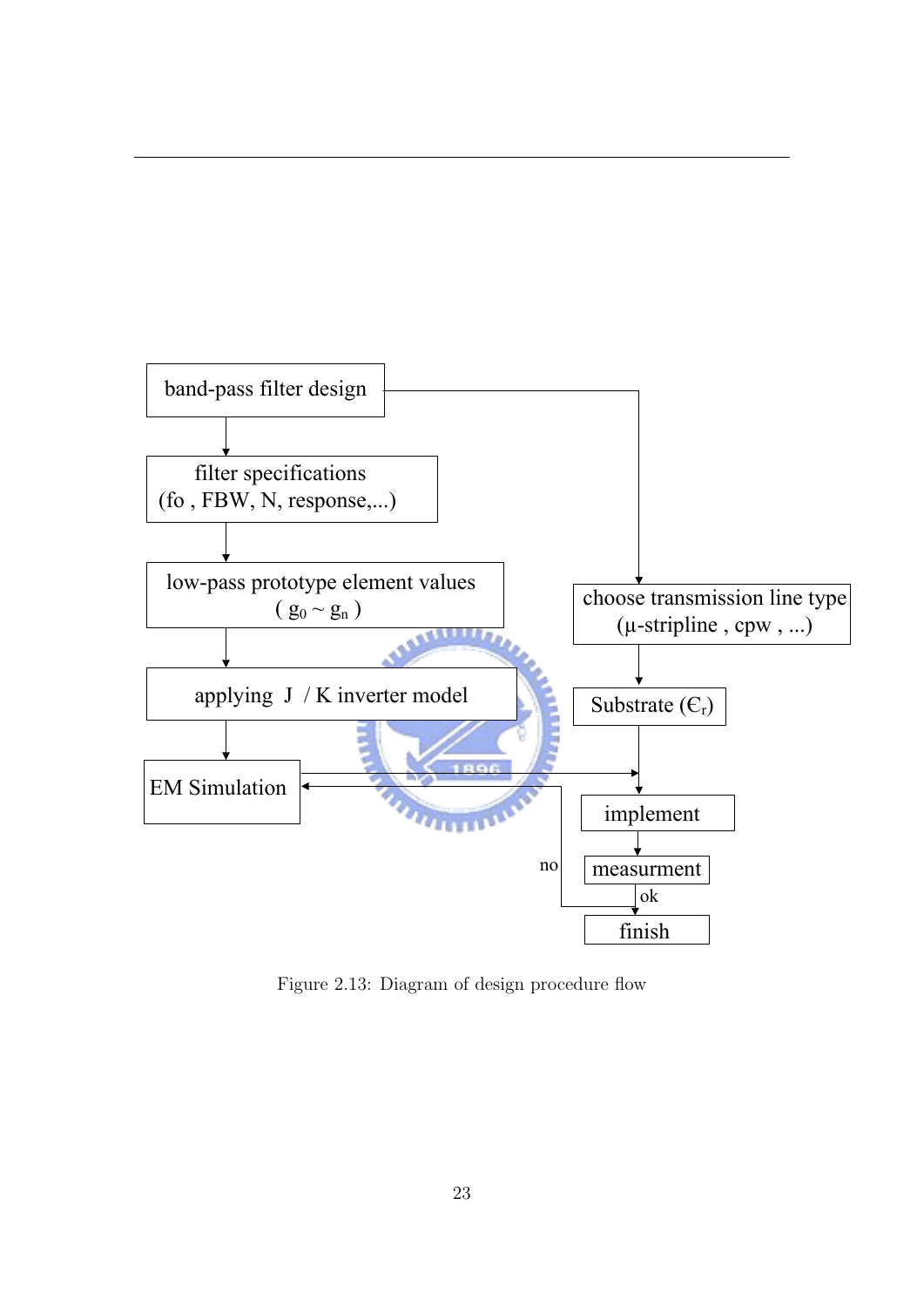band-pass filter design

filter specifications
(fo , FBW, N, response,...)

low-pass prototype element values
( $g_0 \sim g_n$ )

applying J / K inverter model

EM Simulation

choose transmission line type
(μ-stripline , cpw , ...)

Substrate ($\epsilon_r$)

implement

measurment

no

ok

finish

Figure 2.13: Diagram of design procedure flow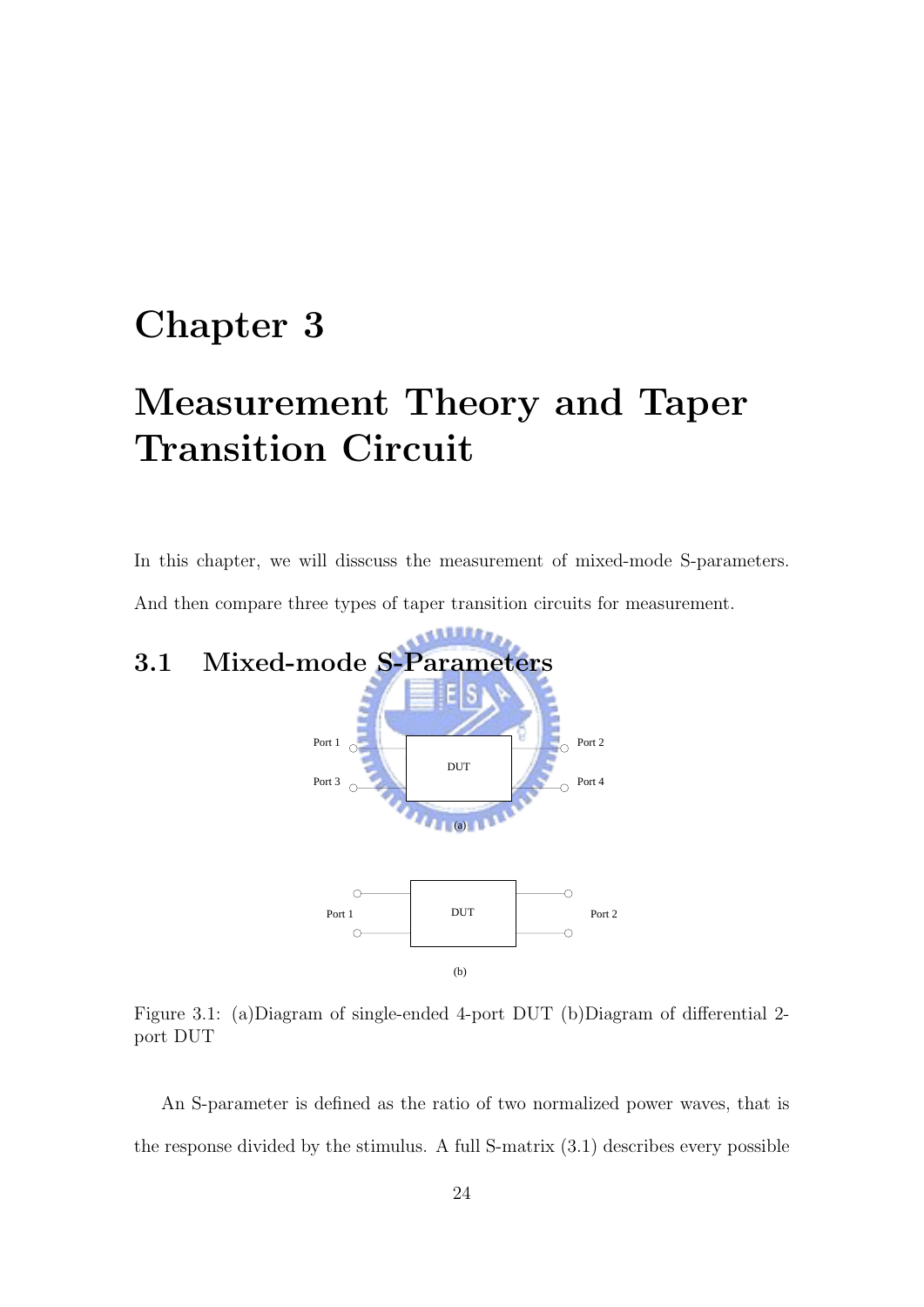# Chapter 3

# Measurement Theory and Taper Transition Circuit

In this chapter, we will disscuss the measurement of mixed-mode S-parameters. And then compare three types of taper transition circuits for measurement.

## 3.1 Mixed-mode S-Parameters

Figure 3.1: (a)Diagram of single-ended 4-port DUT (b)Diagram of differential 2-port DUT

An S-parameter is defined as the ratio of two normalized power waves, that is the response divided by the stimulus. A full S-matrix (3.1) describes every possible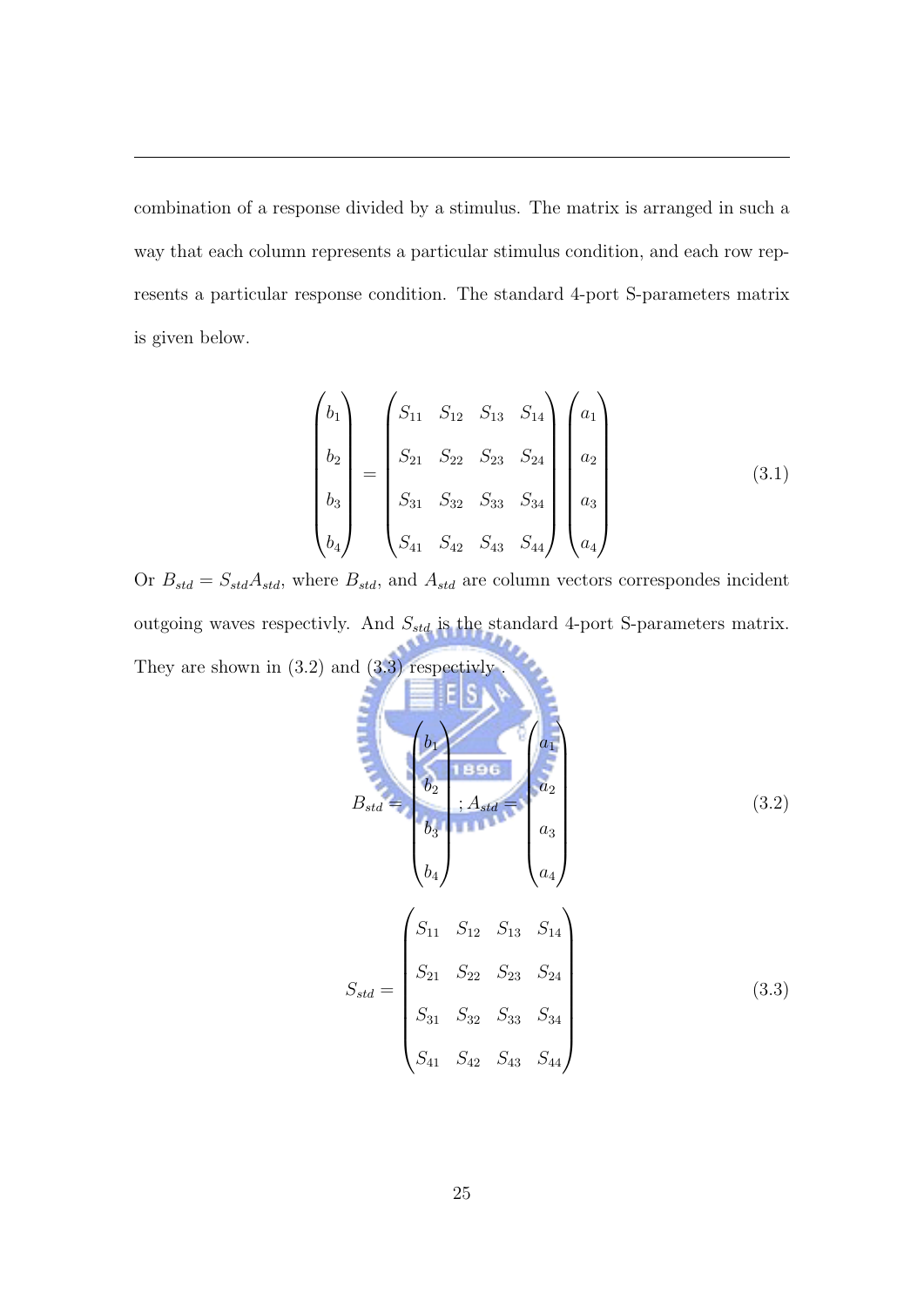combination of a response divided by a stimulus. The matrix is arranged in such a way that each column represents a particular stimulus condition, and each row represents a particular response condition. The standard 4-port S-parameters matrix is given below.

$$
\begin{pmatrix} b_1 \\ b_2 \\ b_3 \\ b_4 \end{pmatrix} = \begin{pmatrix} S_{11} & S_{12} & S_{13} & S_{14} \\ S_{21} & S_{22} & S_{23} & S_{24} \\ S_{31} & S_{32} & S_{33} & S_{34} \\ S_{41} & S_{42} & S_{43} & S_{44} \end{pmatrix} \begin{pmatrix} a_1 \\ a_2 \\ a_3 \\ a_4 \end{pmatrix} \tag{3.1}
$$

Or $B_{std} = S_{std}A_{std}$, where $B_{std}$, and $A_{std}$ are column vectors correspondes incident outgoing waves respectivly. And $S_{std}$ is the standard 4-port S-parameters matrix. They are shown in (3.2) and (3.3) respectivly .

$$
B_{std} = \begin{pmatrix} b_1 \\ b_2 \\ b_3 \\ b_4 \end{pmatrix} ; A_{std} = \begin{pmatrix} a_1 \\ a_2 \\ a_3 \\ a_4 \end{pmatrix} \tag{3.2}
$$

$$
S_{std} = \begin{pmatrix} S_{11} & S_{12} & S_{13} & S_{14} \\ S_{21} & S_{22} & S_{23} & S_{24} \\ S_{31} & S_{32} & S_{33} & S_{34} \\ S_{41} & S_{42} & S_{43} & S_{44} \end{pmatrix} \tag{3.3}
$$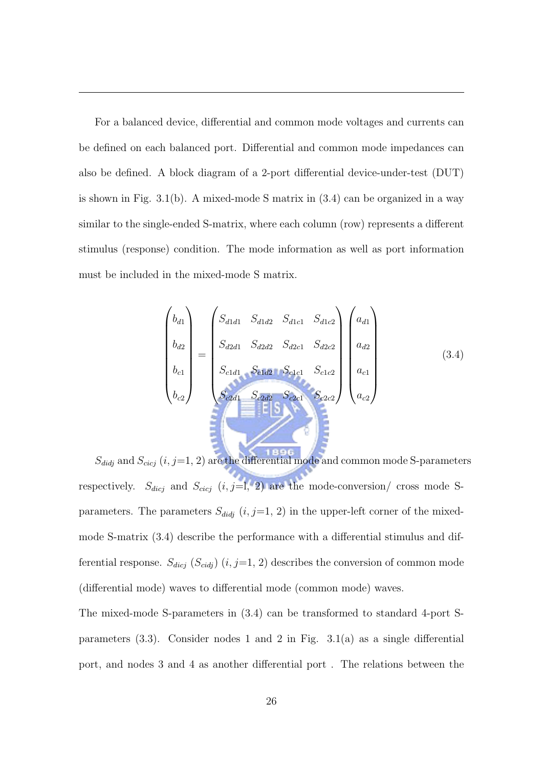For a balanced device, differential and common mode voltages and currents can be defined on each balanced port. Differential and common mode impedances can also be defined. A block diagram of a 2-port differential device-under-test (DUT) is shown in Fig. 3.1(b). A mixed-mode S matrix in (3.4) can be organized in a way similar to the single-ended S-matrix, where each column (row) represents a different stimulus (response) condition. The mode information as well as port information must be included in the mixed-mode S matrix.

$$\begin{pmatrix} b_{d1} \\ b_{d2} \\ b_{c1} \\ b_{c2} \end{pmatrix} = \begin{pmatrix} S_{d1d1} & S_{d1d2} & S_{d1c1} & S_{d1c2} \\ S_{d2d1} & S_{d2d2} & S_{d2c1} & S_{d2c2} \\ S_{c1d1} & S_{c1d2} & S_{c1c1} & S_{c1c2} \\ S_{c2d1} & S_{c2d2} & S_{c2c1} & S_{c2c2} \end{pmatrix} \begin{pmatrix} a_{d1} \\ a_{d2} \\ a_{c1} \\ a_{c2} \end{pmatrix} \tag{3.4}$$

$S_{didj}$ and $S_{cicj}$ ($i, j$=1, 2) are the differential mode and common mode S-parameters respectively. $S_{dicj}$ and $S_{cicj}$ ($i, j$=1, 2) are the mode-conversion/ cross mode S-parameters. The parameters $S_{didj}$ ($i, j$=1, 2) in the upper-left corner of the mixed-mode S-matrix (3.4) describe the performance with a differential stimulus and differential response. $S_{dicj}$ ($S_{cidj}$) ($i, j$=1, 2) describes the conversion of common mode (differential mode) waves to differential mode (common mode) waves.

The mixed-mode S-parameters in (3.4) can be transformed to standard 4-port S-parameters (3.3). Consider nodes 1 and 2 in Fig. 3.1(a) as a single differential port, and nodes 3 and 4 as another differential port . The relations between the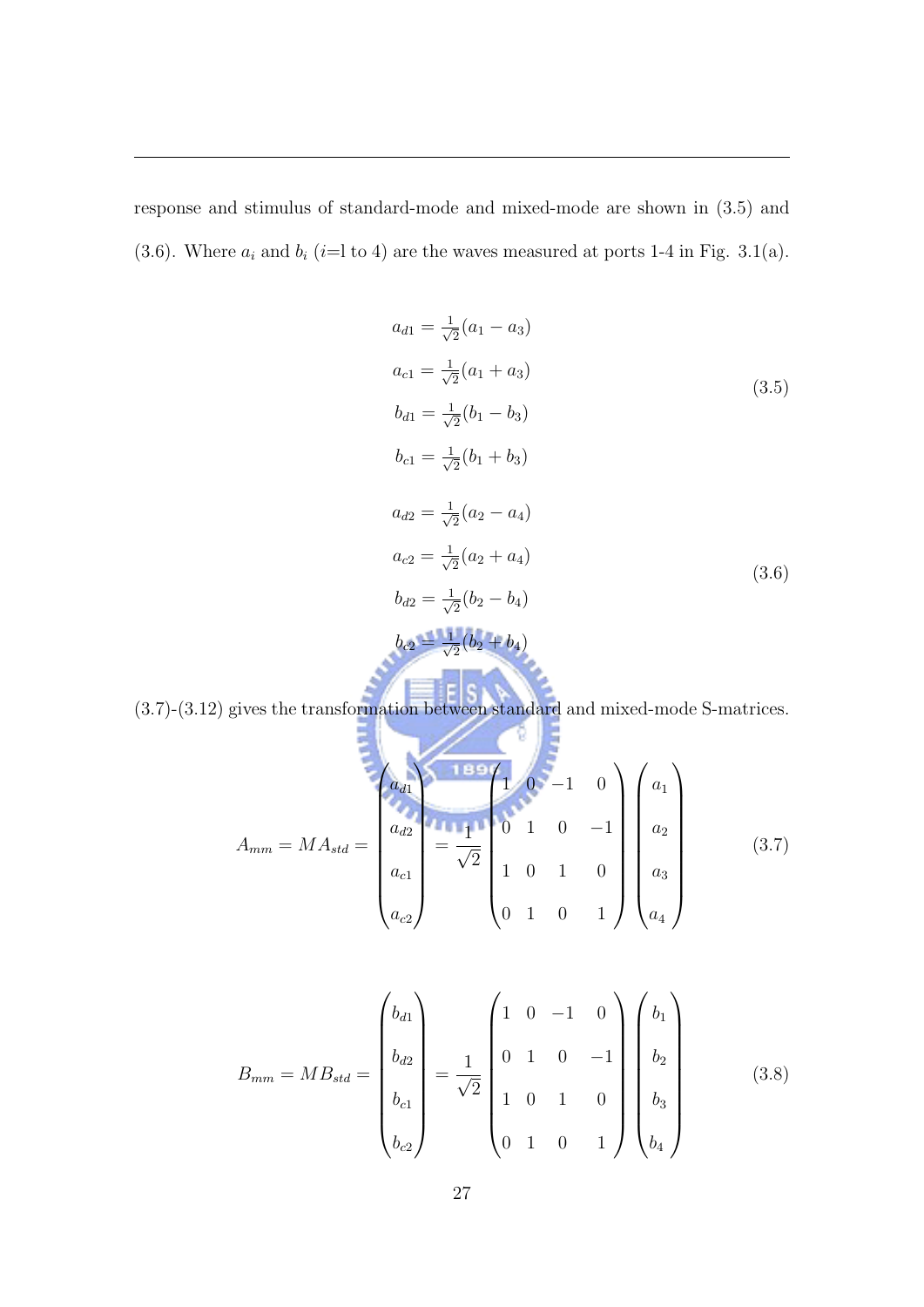response and stimulus of standard-mode and mixed-mode are shown in (3.5) and (3.6). Where $a_i$ and $b_i$ ($i$=l to 4) are the waves measured at ports 1-4 in Fig. 3.1(a).

$$
\begin{aligned}
a_{d1} &= \tfrac{1}{\sqrt{2}}(a_1 - a_3) \\
a_{c1} &= \tfrac{1}{\sqrt{2}}(a_1 + a_3) \\
b_{d1} &= \tfrac{1}{\sqrt{2}}(b_1 - b_3) \\
b_{c1} &= \tfrac{1}{\sqrt{2}}(b_1 + b_3)
\end{aligned}
\tag{3.5}
$$

$$
\begin{aligned}
a_{d2} &= \tfrac{1}{\sqrt{2}}(a_2 - a_4) \\
a_{c2} &= \tfrac{1}{\sqrt{2}}(a_2 + a_4) \\
b_{d2} &= \tfrac{1}{\sqrt{2}}(b_2 - b_4) \\
b_{c2} &= \tfrac{1}{\sqrt{2}}(b_2 + b_4)
\end{aligned}
\tag{3.6}
$$

(3.7)-(3.12) gives the transformation between standard and mixed-mode S-matrices.

$$
A_{mm} = MA_{std} = \begin{pmatrix} a_{d1} \\ a_{d2} \\ a_{c1} \\ a_{c2} \end{pmatrix} = \frac{1}{\sqrt{2}} \begin{pmatrix} 1 & 0 & -1 & 0 \\ 0 & 1 & 0 & -1 \\ 1 & 0 & 1 & 0 \\ 0 & 1 & 0 & 1 \end{pmatrix} \begin{pmatrix} a_1 \\ a_2 \\ a_3 \\ a_4 \end{pmatrix} \tag{3.7}
$$

$$
B_{mm} = MB_{std} = \begin{pmatrix} b_{d1} \\ b_{d2} \\ b_{c1} \\ b_{c2} \end{pmatrix} = \frac{1}{\sqrt{2}} \begin{pmatrix} 1 & 0 & -1 & 0 \\ 0 & 1 & 0 & -1 \\ 1 & 0 & 1 & 0 \\ 0 & 1 & 0 & 1 \end{pmatrix} \begin{pmatrix} b_1 \\ b_2 \\ b_3 \\ b_4 \end{pmatrix} \tag{3.8}
$$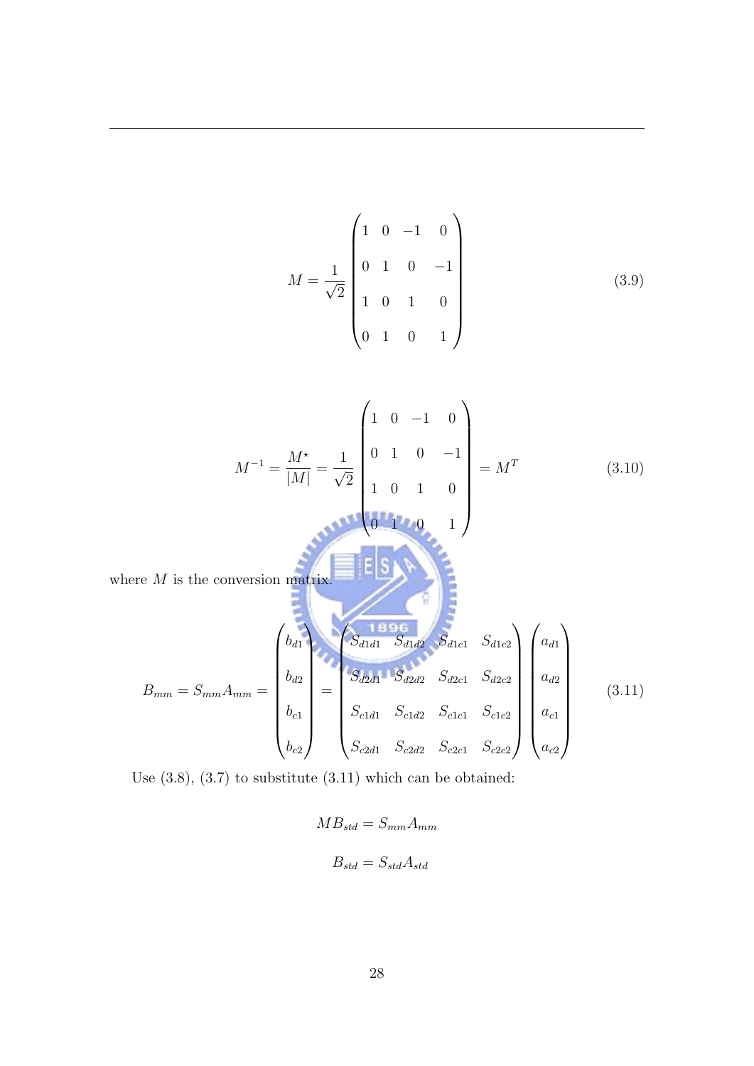$$M = \frac{1}{\sqrt{2}} \begin{pmatrix} 1 & 0 & -1 & 0 \\ 0 & 1 & 0 & -1 \\ 1 & 0 & 1 & 0 \\ 0 & 1 & 0 & 1 \end{pmatrix} \tag{3.9}$$

$$M^{-1} = \frac{M^{\star}}{|M|} = \frac{1}{\sqrt{2}} \begin{pmatrix} 1 & 0 & -1 & 0 \\ 0 & 1 & 0 & -1 \\ 1 & 0 & 1 & 0 \\ 0 & 1 & 0 & 1 \end{pmatrix} = M^{T} \tag{3.10}$$

where $M$ is the conversion matrix.

$$B_{mm} = S_{mm} A_{mm} = \begin{pmatrix} b_{d1} \\ b_{d2} \\ b_{c1} \\ b_{c2} \end{pmatrix} = \begin{pmatrix} S_{d1d1} & S_{d1d2} & S_{d1c1} & S_{d1c2} \\ S_{d2d1} & S_{d2d2} & S_{d2c1} & S_{d2c2} \\ S_{c1d1} & S_{c1d2} & S_{c1c1} & S_{c1c2} \\ S_{c2d1} & S_{c2d2} & S_{c2c1} & S_{c2c2} \end{pmatrix} \begin{pmatrix} a_{d1} \\ a_{d2} \\ a_{c1} \\ a_{c2} \end{pmatrix} \tag{3.11}$$

Use (3.8), (3.7) to substitute (3.11) which can be obtained:

$$M B_{std} = S_{mm} A_{mm}$$

$$B_{std} = S_{std} A_{std}$$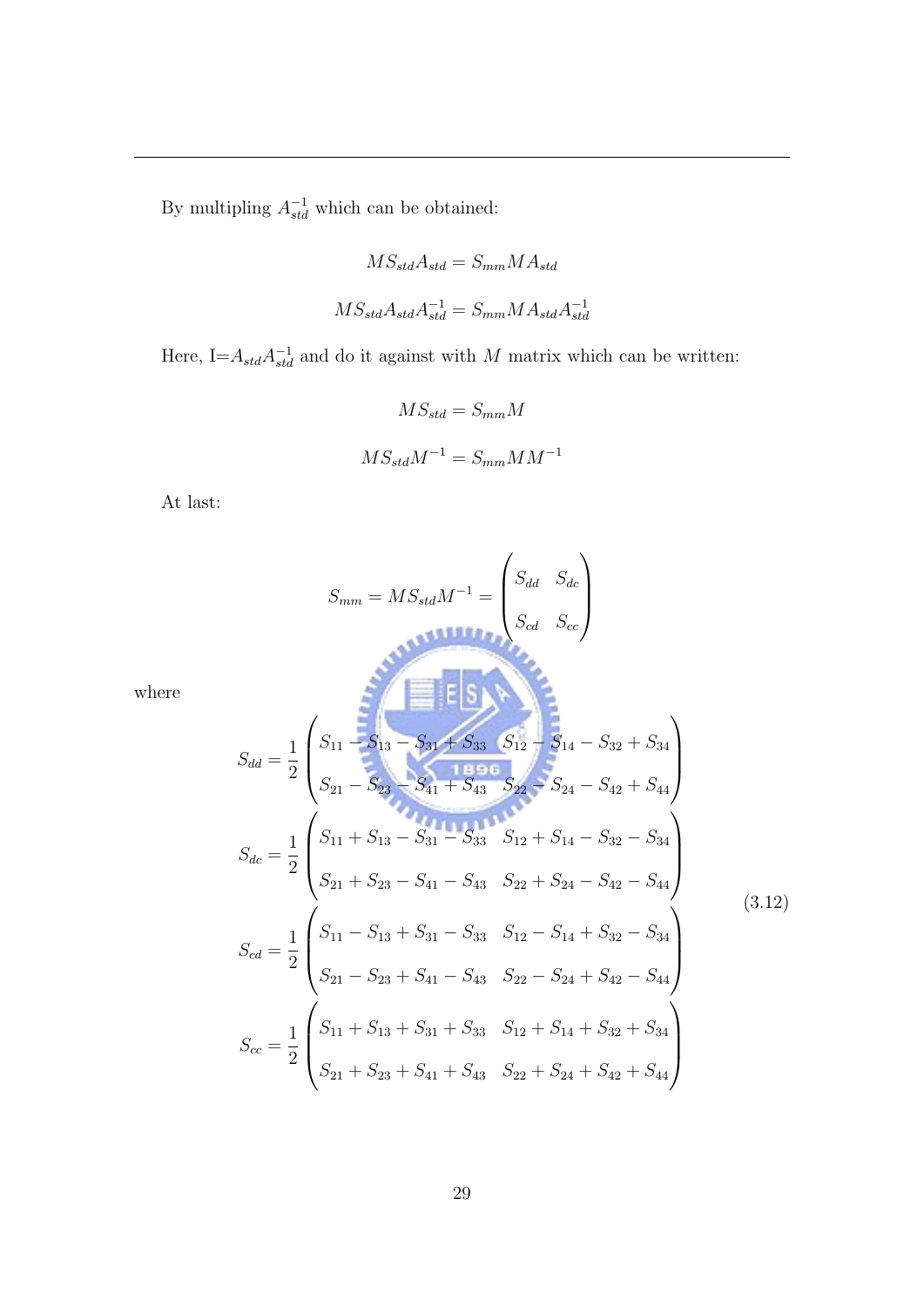By multipling $A_{std}^{-1}$ which can be obtained:

$$MS_{std}A_{std} = S_{mm}MA_{std}$$

$$MS_{std}A_{std}A_{std}^{-1} = S_{mm}MA_{std}A_{std}^{-1}$$

Here, I=$A_{std}A_{std}^{-1}$ and do it against with $M$ matrix which can be written:

$$MS_{std} = S_{mm}M$$

$$MS_{std}M^{-1} = S_{mm}MM^{-1}$$

At last:

$$S_{mm} = MS_{std}M^{-1} = \begin{pmatrix} S_{dd} & S_{dc} \\ S_{cd} & S_{cc} \end{pmatrix}$$

where

$$\begin{aligned}
S_{dd} &= \frac{1}{2}\begin{pmatrix} S_{11} - S_{13} - S_{31} + S_{33} & S_{12} - S_{14} - S_{32} + S_{34} \\ S_{21} - S_{23} - S_{41} + S_{43} & S_{22} - S_{24} - S_{42} + S_{44} \end{pmatrix} \\
S_{dc} &= \frac{1}{2}\begin{pmatrix} S_{11} + S_{13} - S_{31} - S_{33} & S_{12} + S_{14} - S_{32} - S_{34} \\ S_{21} + S_{23} - S_{41} - S_{43} & S_{22} + S_{24} - S_{42} - S_{44} \end{pmatrix} \\
S_{cd} &= \frac{1}{2}\begin{pmatrix} S_{11} - S_{13} + S_{31} - S_{33} & S_{12} - S_{14} + S_{32} - S_{34} \\ S_{21} - S_{23} + S_{41} - S_{43} & S_{22} - S_{24} + S_{42} - S_{44} \end{pmatrix} \\
S_{cc} &= \frac{1}{2}\begin{pmatrix} S_{11} + S_{13} + S_{31} + S_{33} & S_{12} + S_{14} + S_{32} + S_{34} \\ S_{21} + S_{23} + S_{41} + S_{43} & S_{22} + S_{24} + S_{42} + S_{44} \end{pmatrix}
\end{aligned} \tag{3.12}$$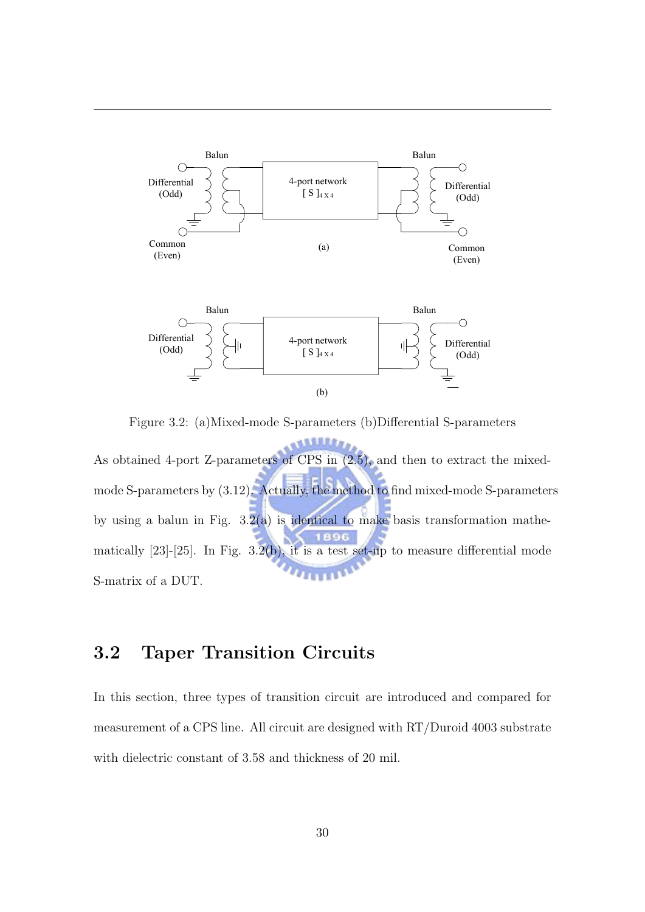Figure 3.2: (a)Mixed-mode S-parameters (b)Differential S-parameters

As obtained 4-port Z-parameters of CPS in (2.5), and then to extract the mixed-mode S-parameters by (3.12). Actually, the method to find mixed-mode S-parameters by using a balun in Fig. 3.2(a) is identical to make basis transformation mathematically [23]-[25]. In Fig. 3.2(b), it is a test set-up to measure differential mode S-matrix of a DUT.

## 3.2 Taper Transition Circuits

In this section, three types of transition circuit are introduced and compared for measurement of a CPS line. All circuit are designed with RT/Duroid 4003 substrate with dielectric constant of 3.58 and thickness of 20 mil.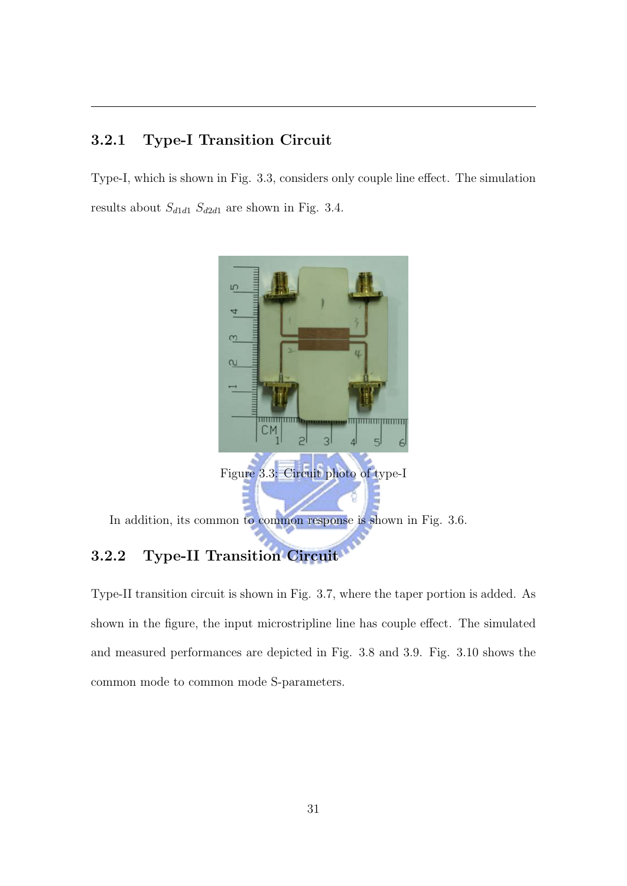### 3.2.1 Type-I Transition Circuit

Type-I, which is shown in Fig. 3.3, considers only couple line effect. The simulation results about $S_{d1d1}$ $S_{d2d1}$ are shown in Fig. 3.4.

Figure 3.3: Circuit photo of type-I

In addition, its common to common response is shown in Fig. 3.6.

### 3.2.2 Type-II Transition Circuit

Type-II transition circuit is shown in Fig. 3.7, where the taper portion is added. As shown in the figure, the input microstripline line has couple effect. The simulated and measured performances are depicted in Fig. 3.8 and 3.9. Fig. 3.10 shows the common mode to common mode S-parameters.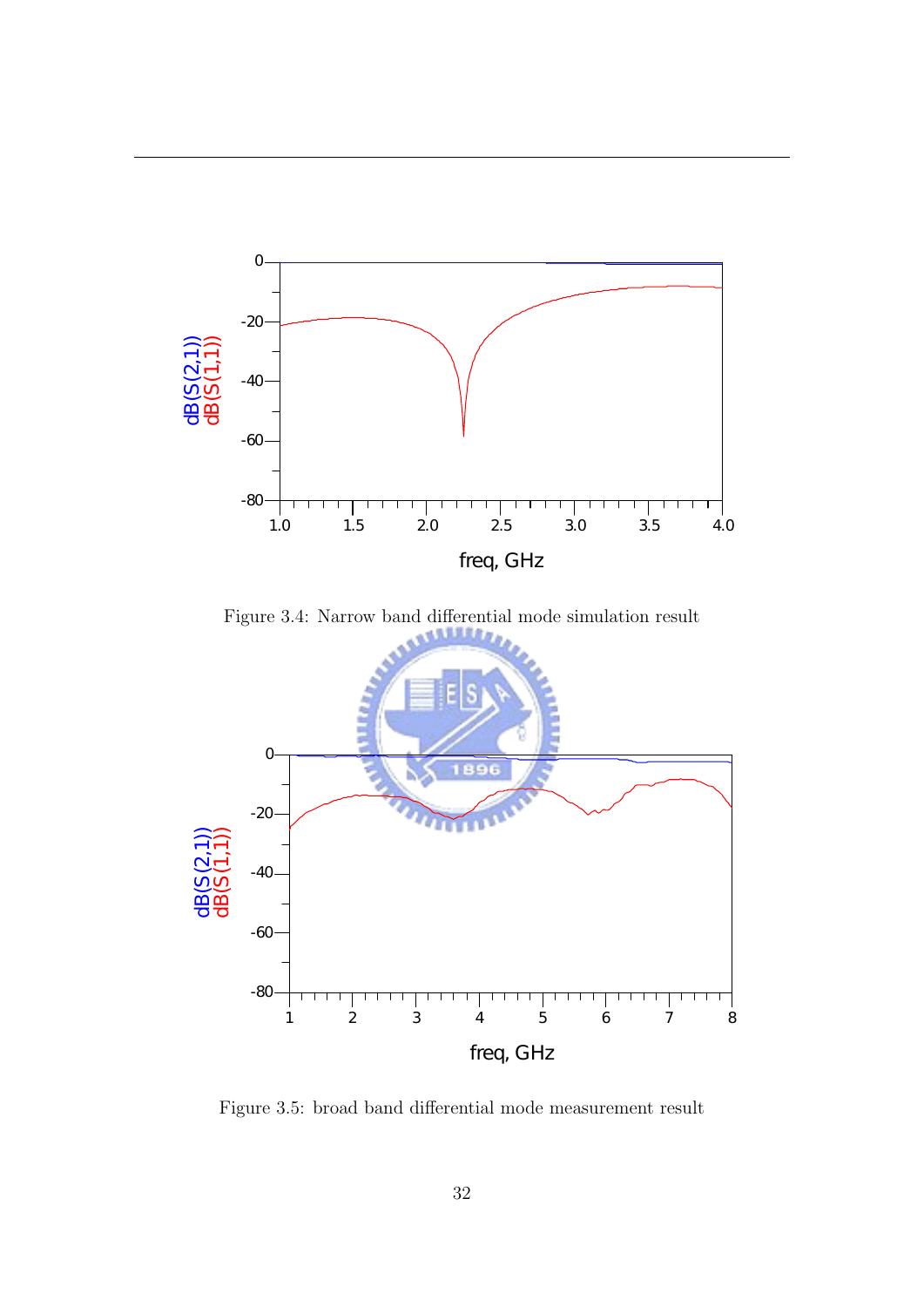Figure 3.4: Narrow band differential mode simulation result

Figure 3.5: broad band differential mode measurement result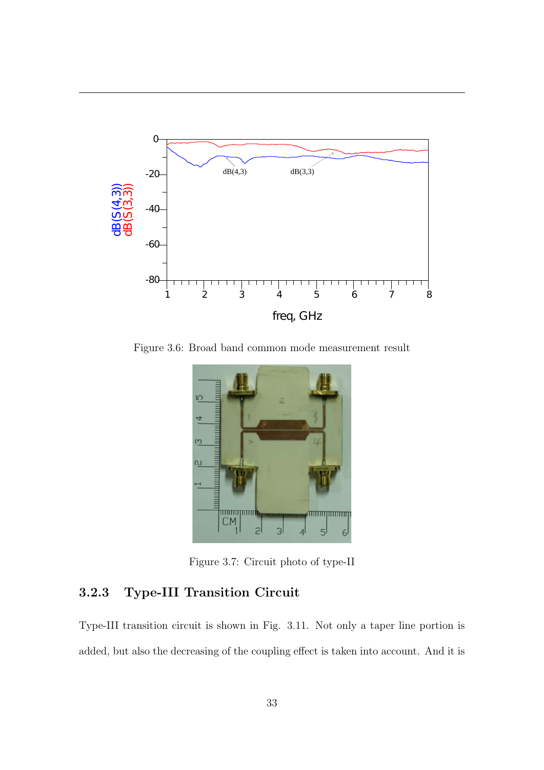Figure 3.6: Broad band common mode measurement result

Figure 3.7: Circuit photo of type-II

### 3.2.3 Type-III Transition Circuit

Type-III transition circuit is shown in Fig. 3.11. Not only a taper line portion is added, but also the decreasing of the coupling effect is taken into account. And it is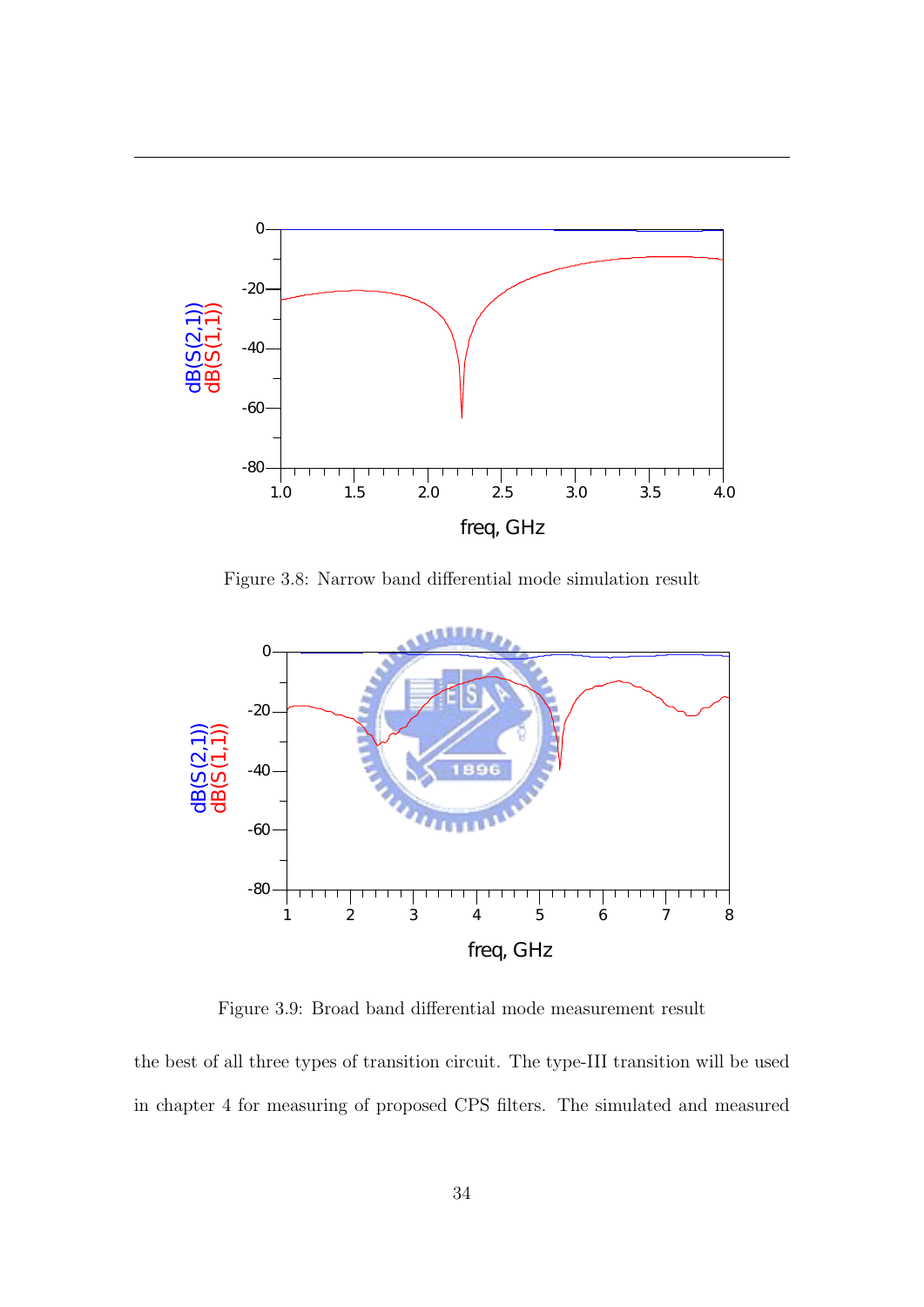Figure 3.8: Narrow band differential mode simulation result

Figure 3.9: Broad band differential mode measurement result

the best of all three types of transition circuit. The type-III transition will be used in chapter 4 for measuring of proposed CPS filters. The simulated and measured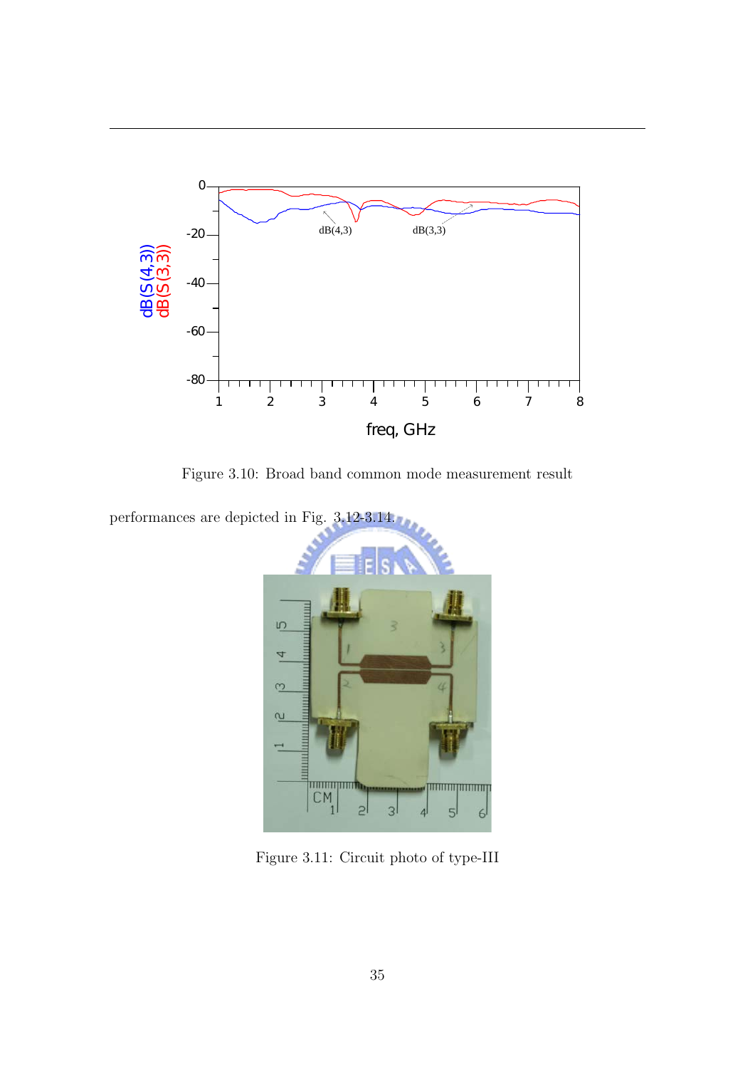Figure 3.10: Broad band common mode measurement result

performances are depicted in Fig. 3.12-3.14.

Figure 3.11: Circuit photo of type-III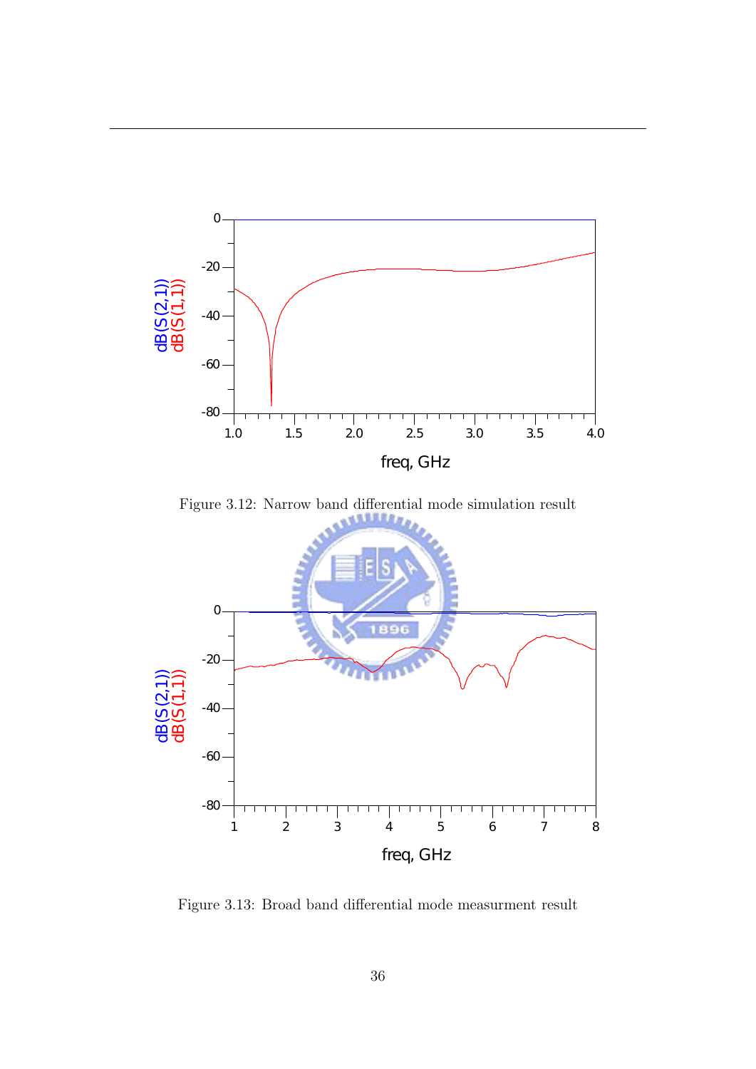Figure 3.12: Narrow band differential mode simulation result

Figure 3.13: Broad band differential mode measurment result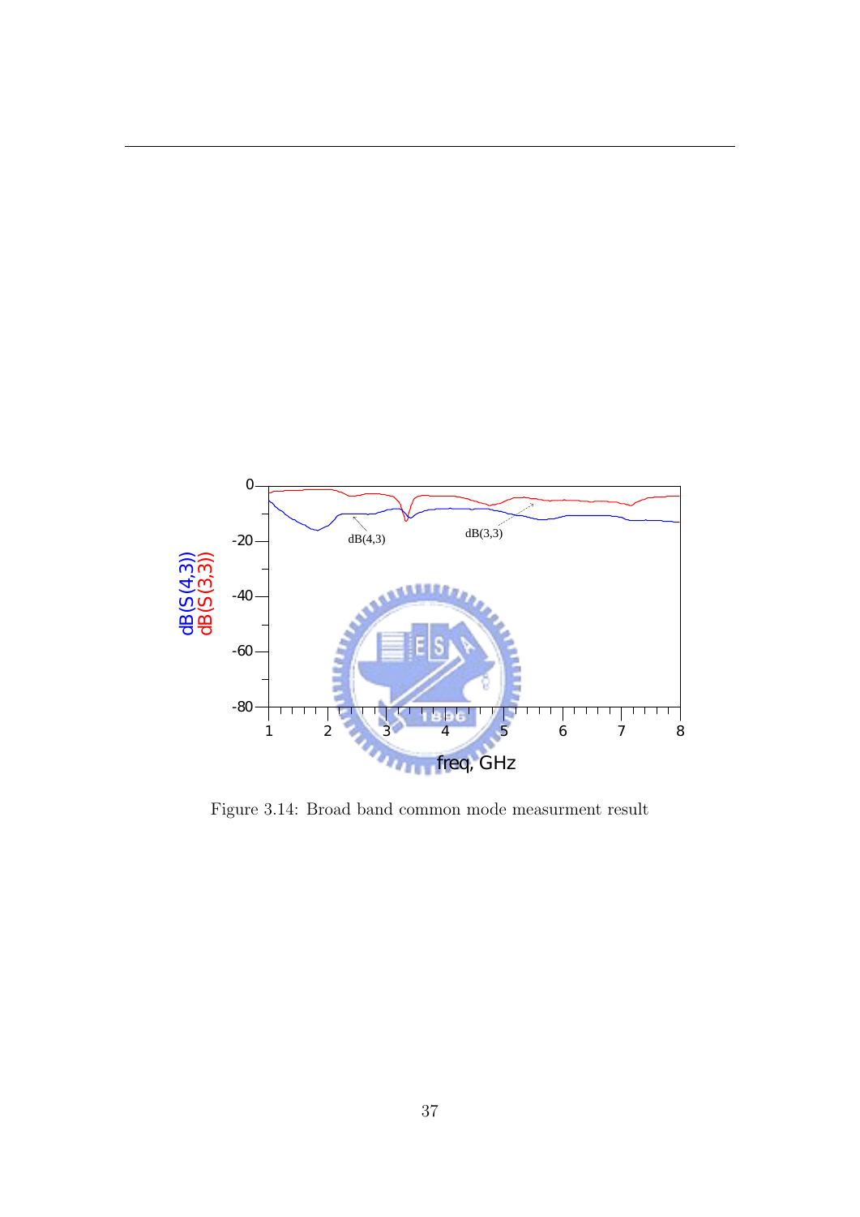Figure 3.14: Broad band common mode measurment result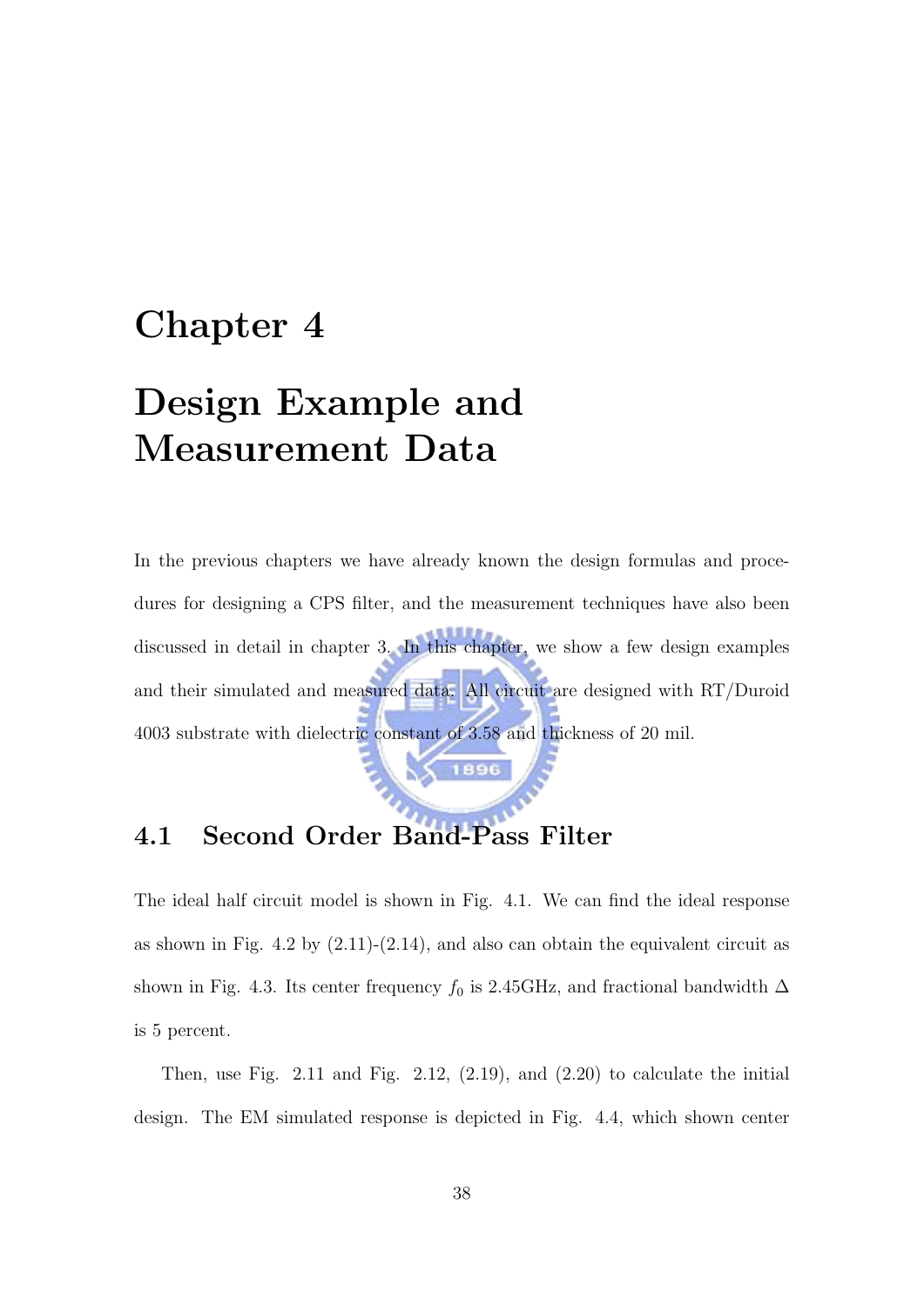# Chapter 4

# Design Example and Measurement Data

In the previous chapters we have already known the design formulas and procedures for designing a CPS filter, and the measurement techniques have also been discussed in detail in chapter 3. In this chapter, we show a few design examples and their simulated and measured data. All circuit are designed with RT/Duroid 4003 substrate with dielectric constant of 3.58 and thickness of 20 mil.

## 4.1 Second Order Band-Pass Filter

The ideal half circuit model is shown in Fig. 4.1. We can find the ideal response as shown in Fig. 4.2 by (2.11)-(2.14), and also can obtain the equivalent circuit as shown in Fig. 4.3. Its center frequency $f_0$ is 2.45GHz, and fractional bandwidth $\Delta$ is 5 percent.

Then, use Fig. 2.11 and Fig. 2.12, (2.19), and (2.20) to calculate the initial design. The EM simulated response is depicted in Fig. 4.4, which shown center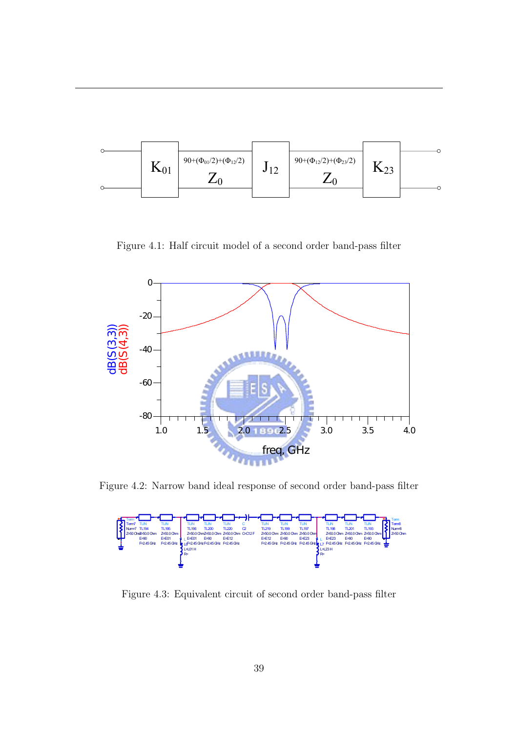Figure 4.1: Half circuit model of a second order band-pass filter

Figure 4.2: Narrow band ideal response of second order band-pass filter

Figure 4.3: Equivalent circuit of second order band-pass filter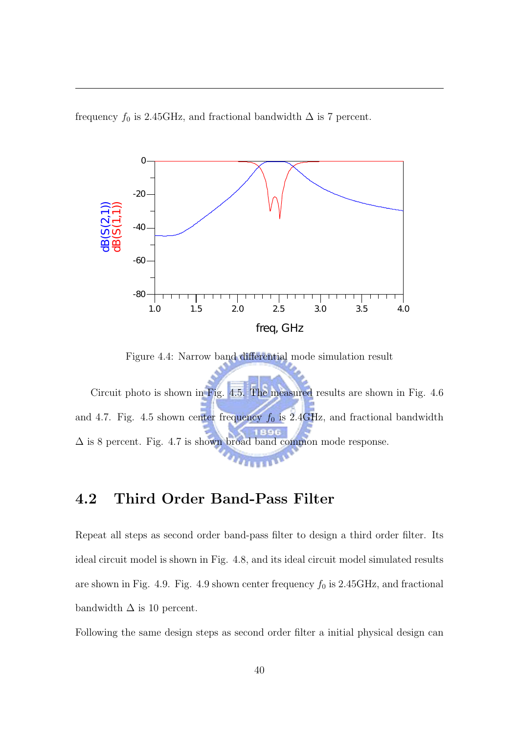frequency $f_0$ is 2.45GHz, and fractional bandwidth $\Delta$ is 7 percent.

Figure 4.4: Narrow band differential mode simulation result

Circuit photo is shown in Fig. 4.5. The measured results are shown in Fig. 4.6 and 4.7. Fig. 4.5 shown center frequency $f_0$ is 2.4GHz, and fractional bandwidth $\Delta$ is 8 percent. Fig. 4.7 is shown broad band common mode response.

## 4.2 Third Order Band-Pass Filter

Repeat all steps as second order band-pass filter to design a third order filter. Its ideal circuit model is shown in Fig. 4.8, and its ideal circuit model simulated results are shown in Fig. 4.9. Fig. 4.9 shown center frequency $f_0$ is 2.45GHz, and fractional bandwidth $\Delta$ is 10 percent.

Following the same design steps as second order filter a initial physical design can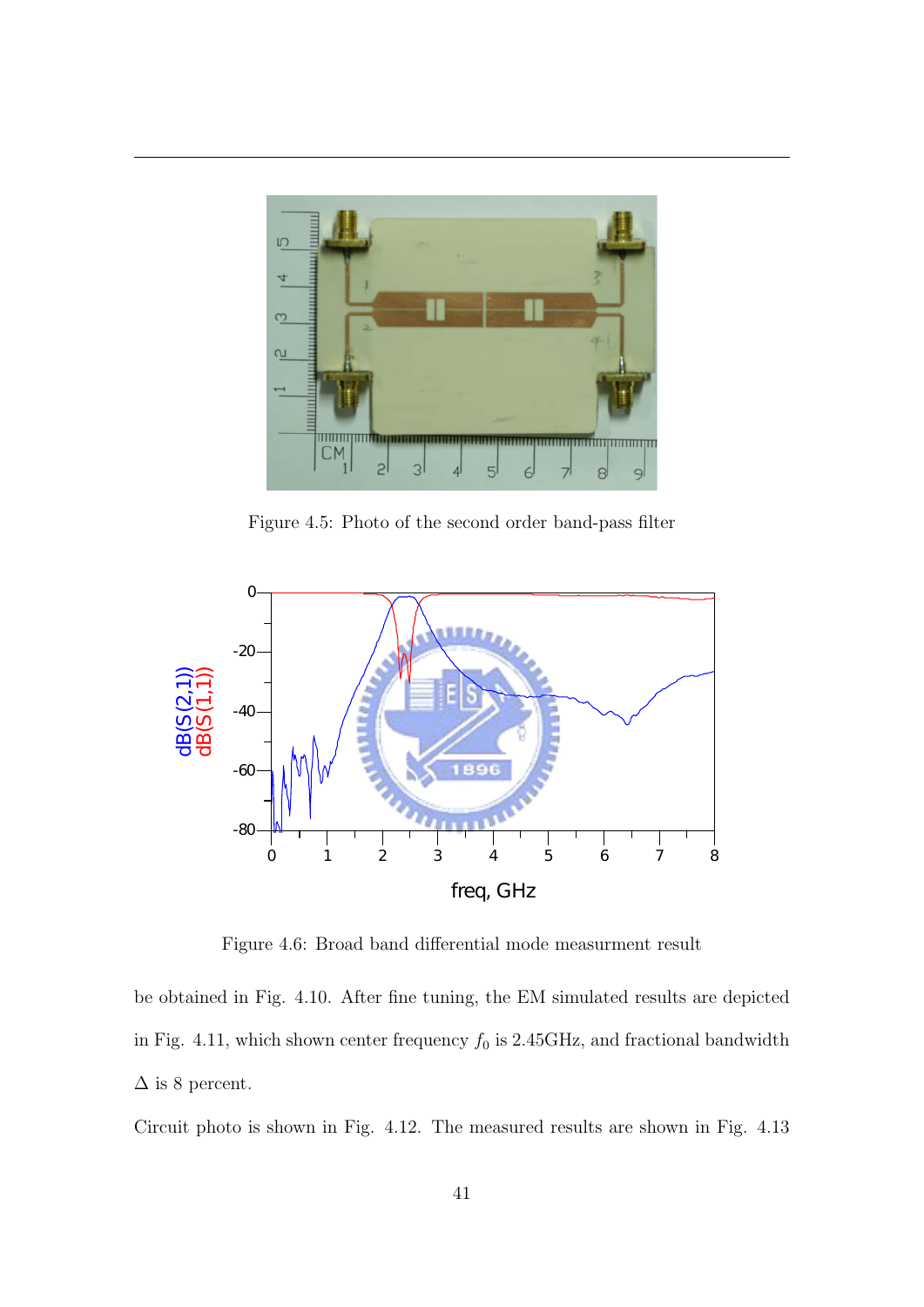Figure 4.5: Photo of the second order band-pass filter

Figure 4.6: Broad band differential mode measurment result

be obtained in Fig. 4.10. After fine tuning, the EM simulated results are depicted in Fig. 4.11, which shown center frequency $f_0$ is 2.45GHz, and fractional bandwidth $\Delta$ is 8 percent.

Circuit photo is shown in Fig. 4.12. The measured results are shown in Fig. 4.13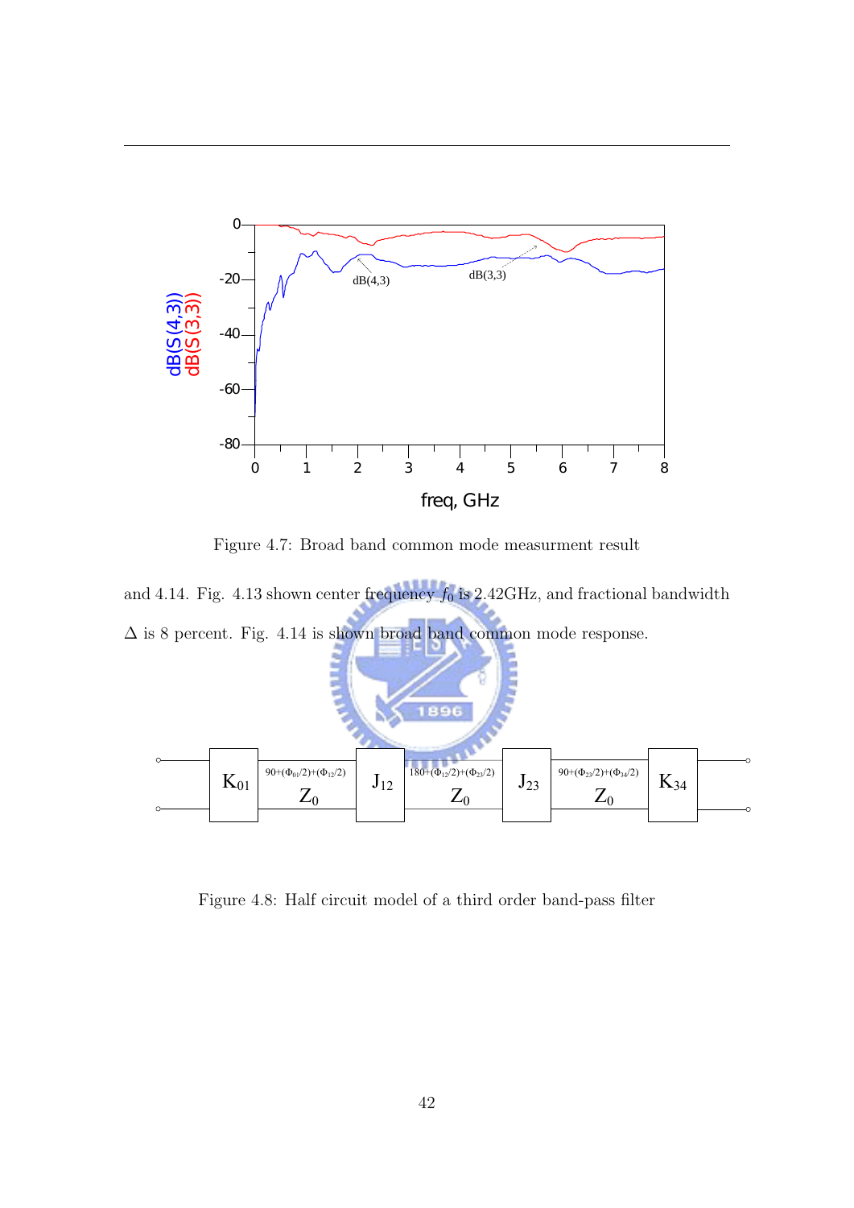Figure 4.7: Broad band common mode measurment result

and 4.14. Fig. 4.13 shown center frequency $f_0$ is 2.42GHz, and fractional bandwidth $\Delta$ is 8 percent. Fig. 4.14 is shown broad band common mode response.

Figure 4.8: Half circuit model of a third order band-pass filter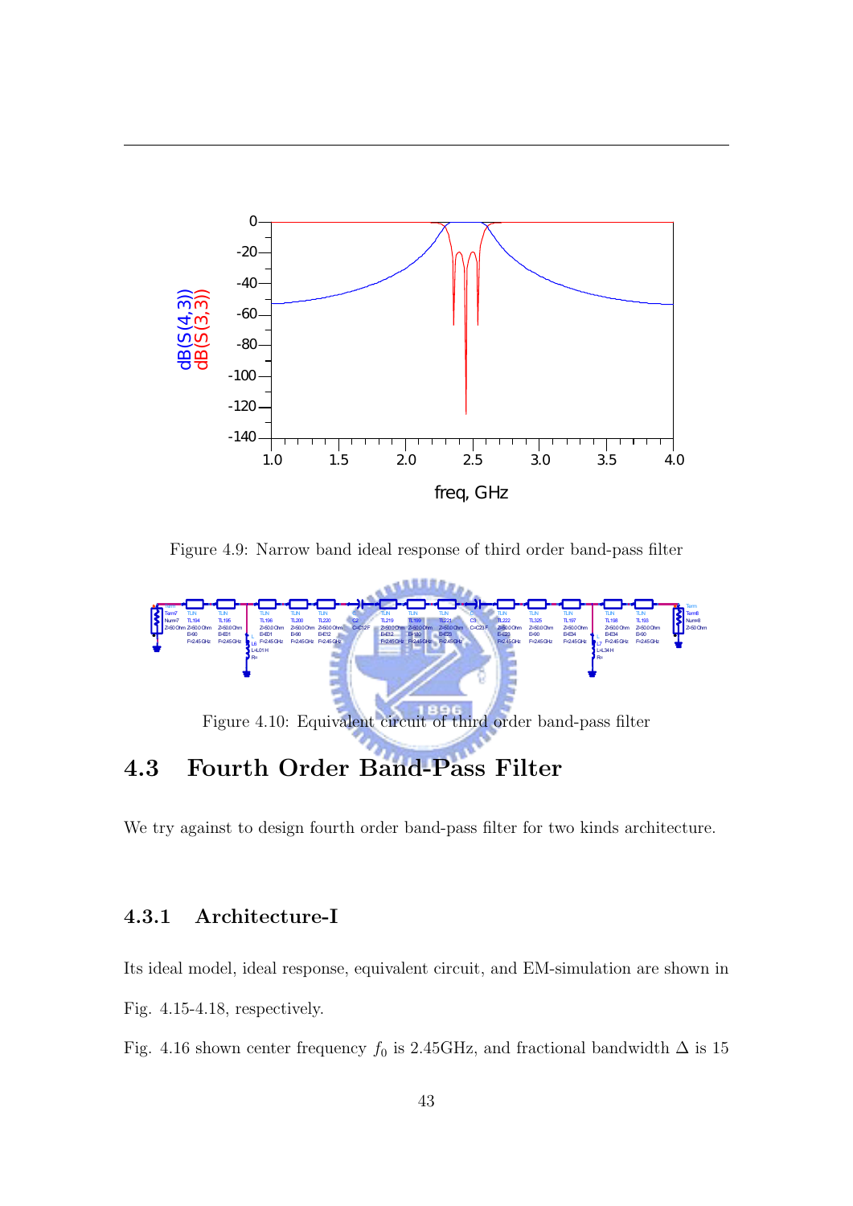Figure 4.9: Narrow band ideal response of third order band-pass filter

Figure 4.10: Equivalent circuit of third order band-pass filter

## 4.3 Fourth Order Band-Pass Filter

We try against to design fourth order band-pass filter for two kinds architecture.

### 4.3.1 Architecture-I

Its ideal model, ideal response, equivalent circuit, and EM-simulation are shown in Fig. 4.15-4.18, respectively.

Fig. 4.16 shown center frequency $f_0$ is 2.45GHz, and fractional bandwidth $\Delta$ is 15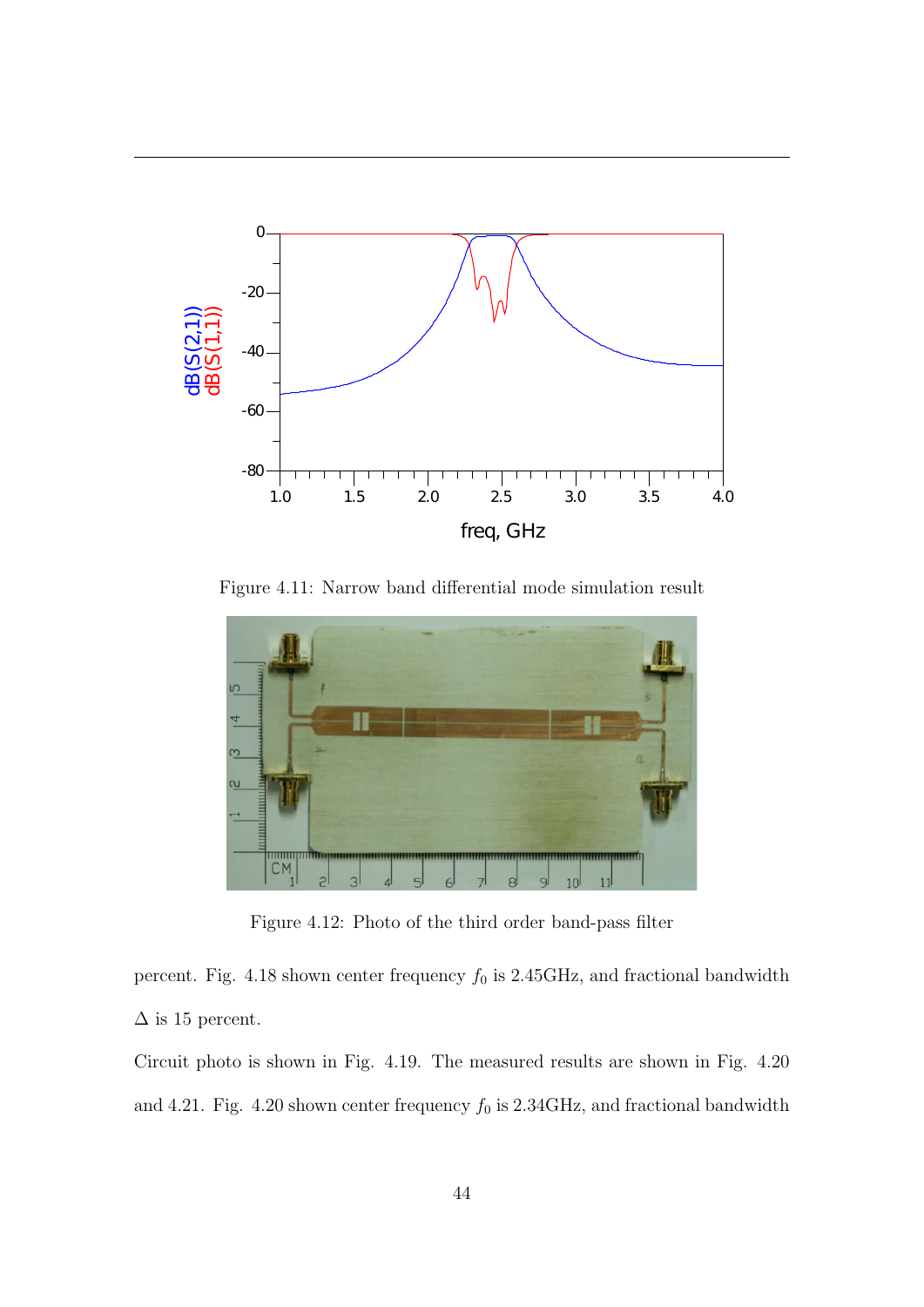Figure 4.11: Narrow band differential mode simulation result

Figure 4.12: Photo of the third order band-pass filter

percent. Fig. 4.18 shown center frequency $f_0$ is 2.45GHz, and fractional bandwidth $\Delta$ is 15 percent.

Circuit photo is shown in Fig. 4.19. The measured results are shown in Fig. 4.20 and 4.21. Fig. 4.20 shown center frequency $f_0$ is 2.34GHz, and fractional bandwidth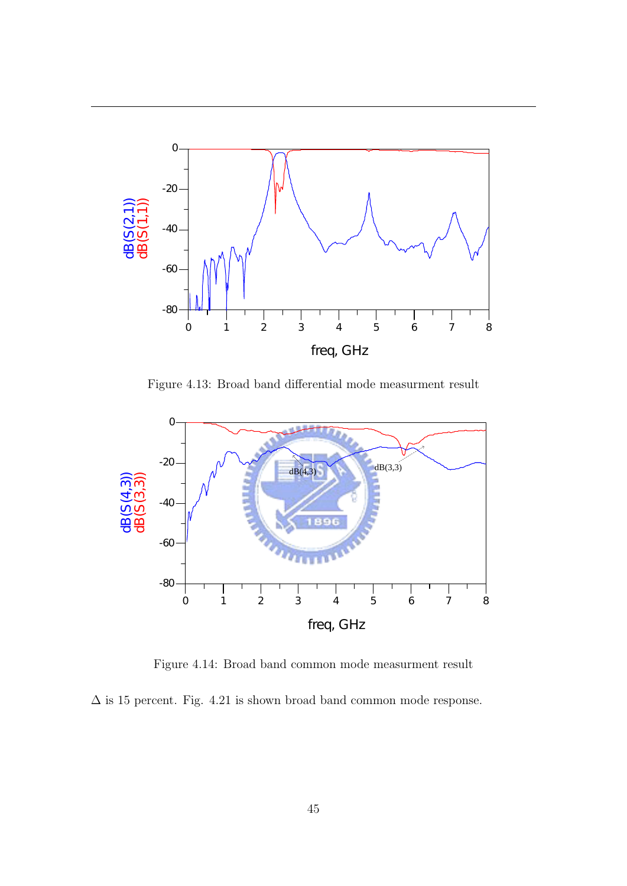Figure 4.13: Broad band differential mode measurment result

Figure 4.14: Broad band common mode measurment result

$\Delta$ is 15 percent. Fig. 4.21 is shown broad band common mode response.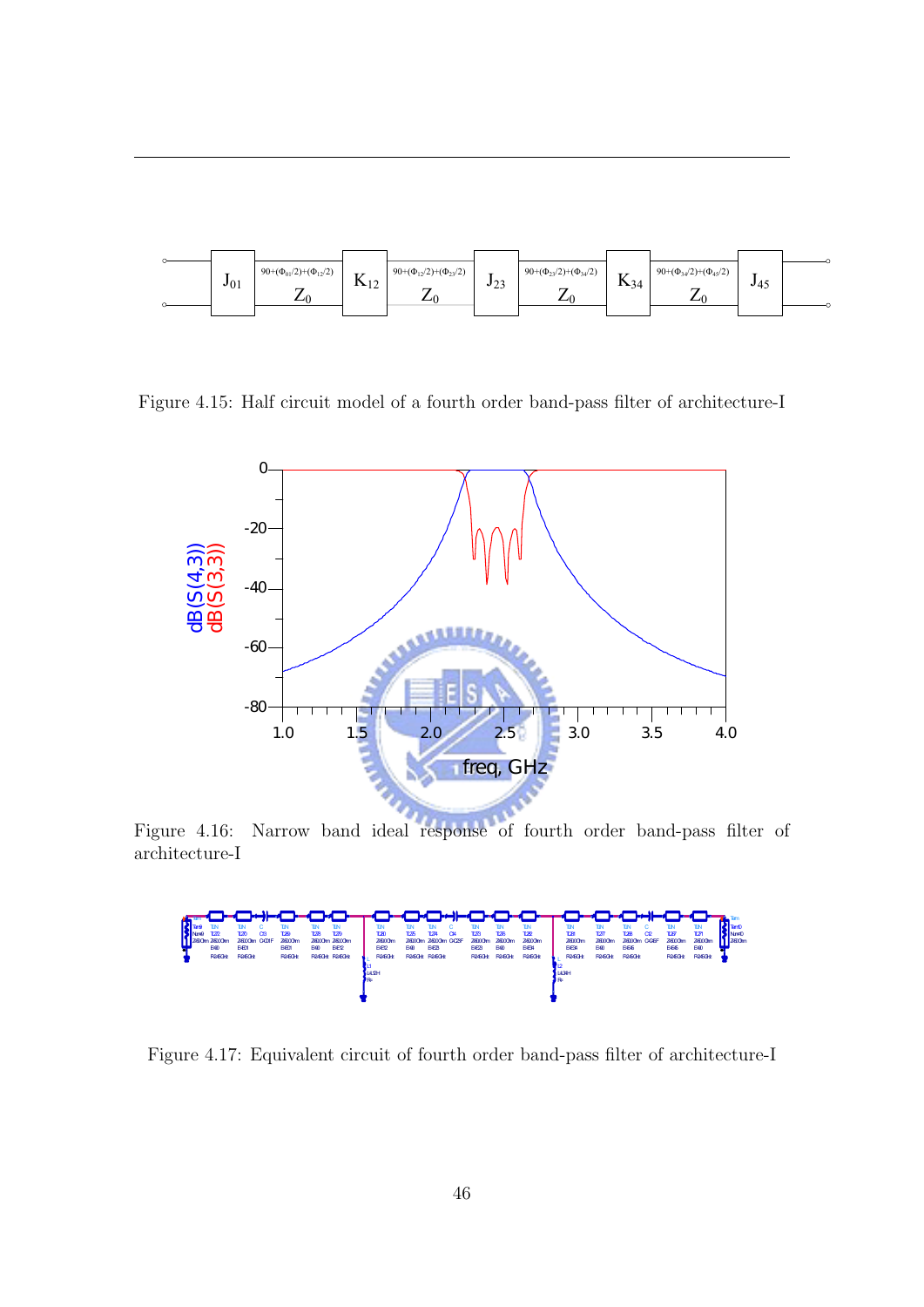Figure 4.15: Half circuit model of a fourth order band-pass filter of architecture-I

Figure 4.16: Narrow band ideal response of fourth order band-pass filter of architecture-I

Figure 4.17: Equivalent circuit of fourth order band-pass filter of architecture-I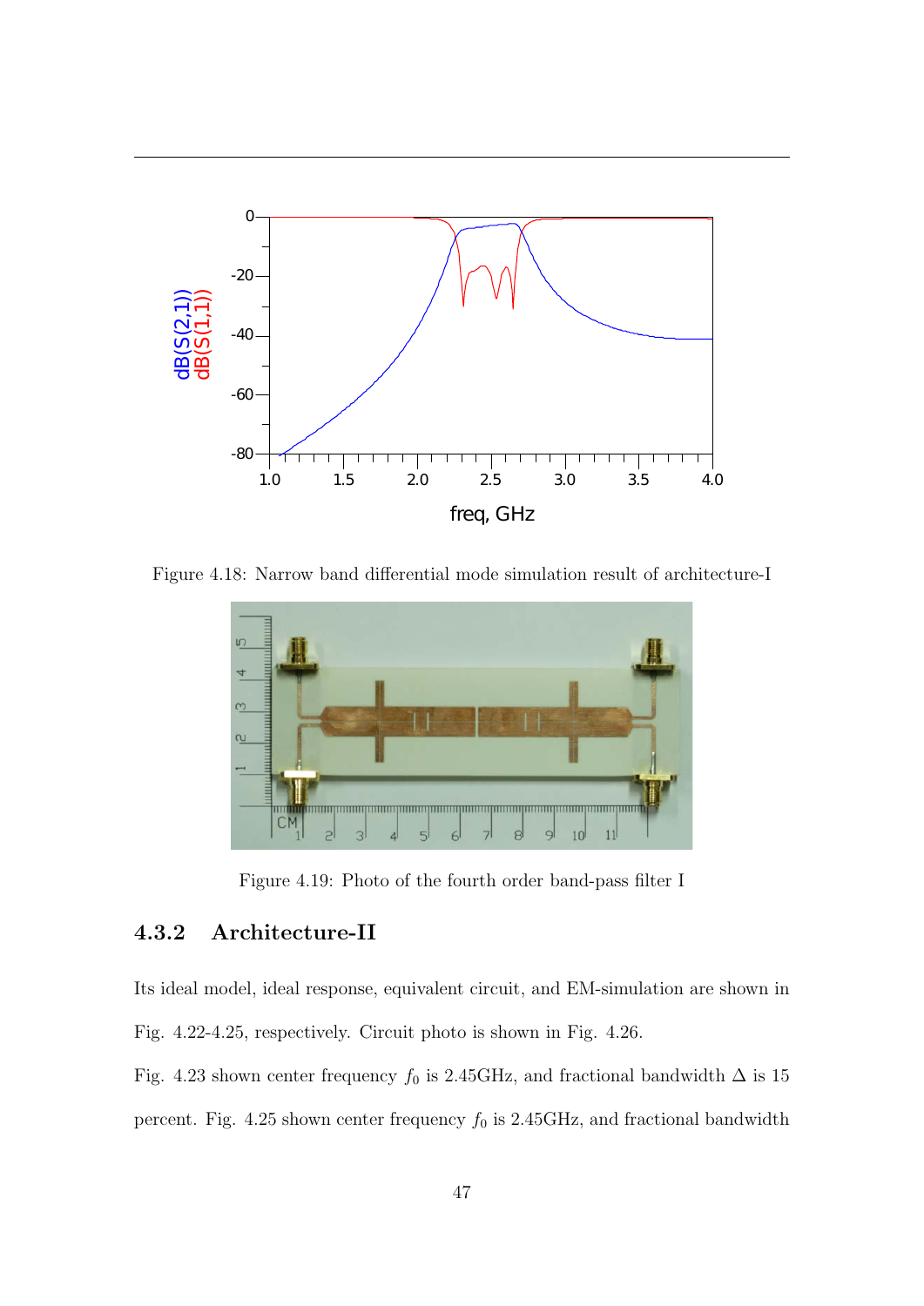Figure 4.18: Narrow band differential mode simulation result of architecture-I

Figure 4.19: Photo of the fourth order band-pass filter I

### 4.3.2 Architecture-II

Its ideal model, ideal response, equivalent circuit, and EM-simulation are shown in Fig. 4.22-4.25, respectively. Circuit photo is shown in Fig. 4.26.

Fig. 4.23 shown center frequency $f_0$ is 2.45GHz, and fractional bandwidth $\Delta$ is 15 percent. Fig. 4.25 shown center frequency $f_0$ is 2.45GHz, and fractional bandwidth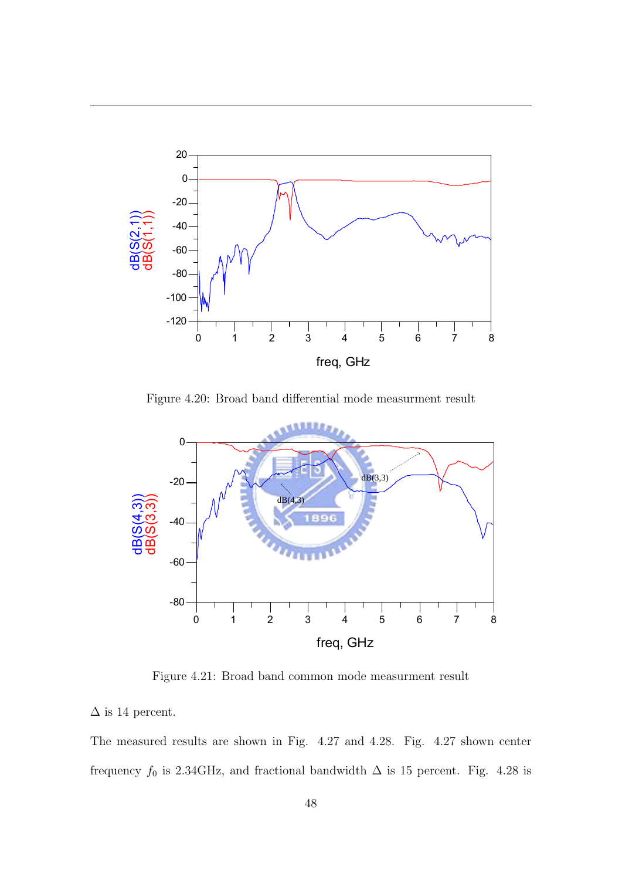Figure 4.20: Broad band differential mode measurment result

Figure 4.21: Broad band common mode measurment result

$\Delta$ is 14 percent.

The measured results are shown in Fig. 4.27 and 4.28. Fig. 4.27 shown center frequency $f_0$ is 2.34GHz, and fractional bandwidth $\Delta$ is 15 percent. Fig. 4.28 is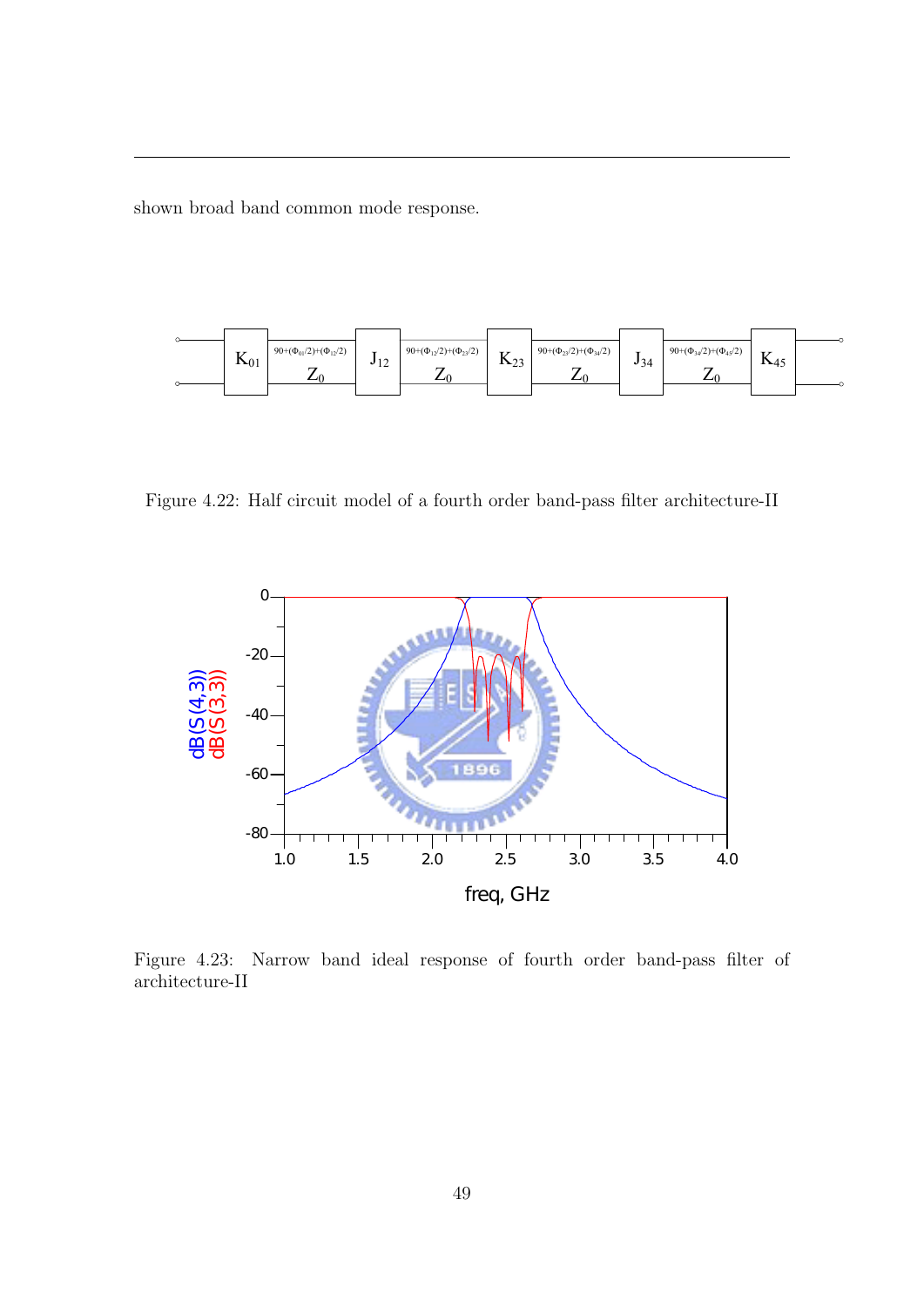shown broad band common mode response.

Figure 4.22: Half circuit model of a fourth order band-pass filter architecture-II

Figure 4.23: Narrow band ideal response of fourth order band-pass filter of architecture-II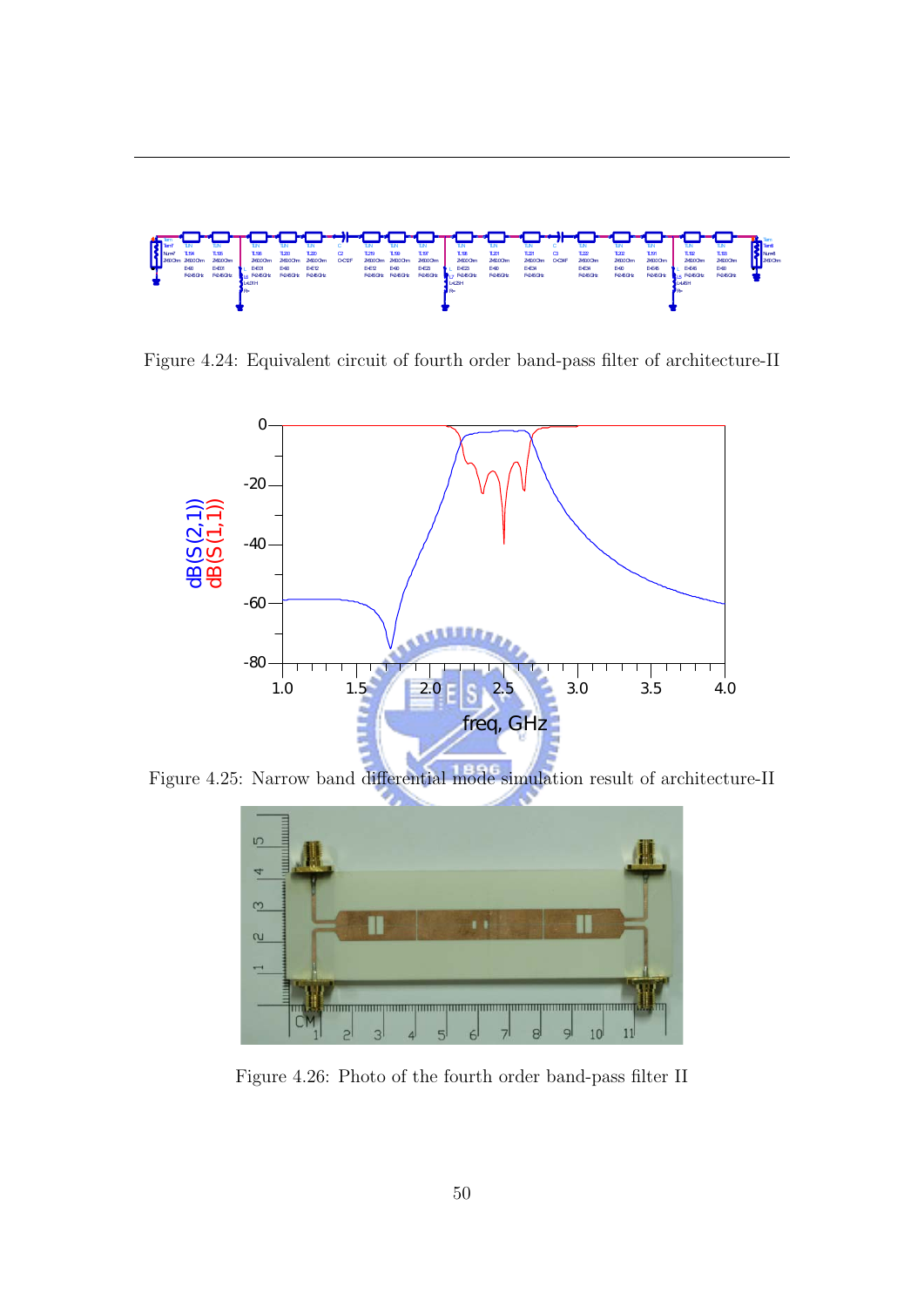Figure 4.24: Equivalent circuit of fourth order band-pass filter of architecture-II

Figure 4.25: Narrow band differential mode simulation result of architecture-II

Figure 4.26: Photo of the fourth order band-pass filter II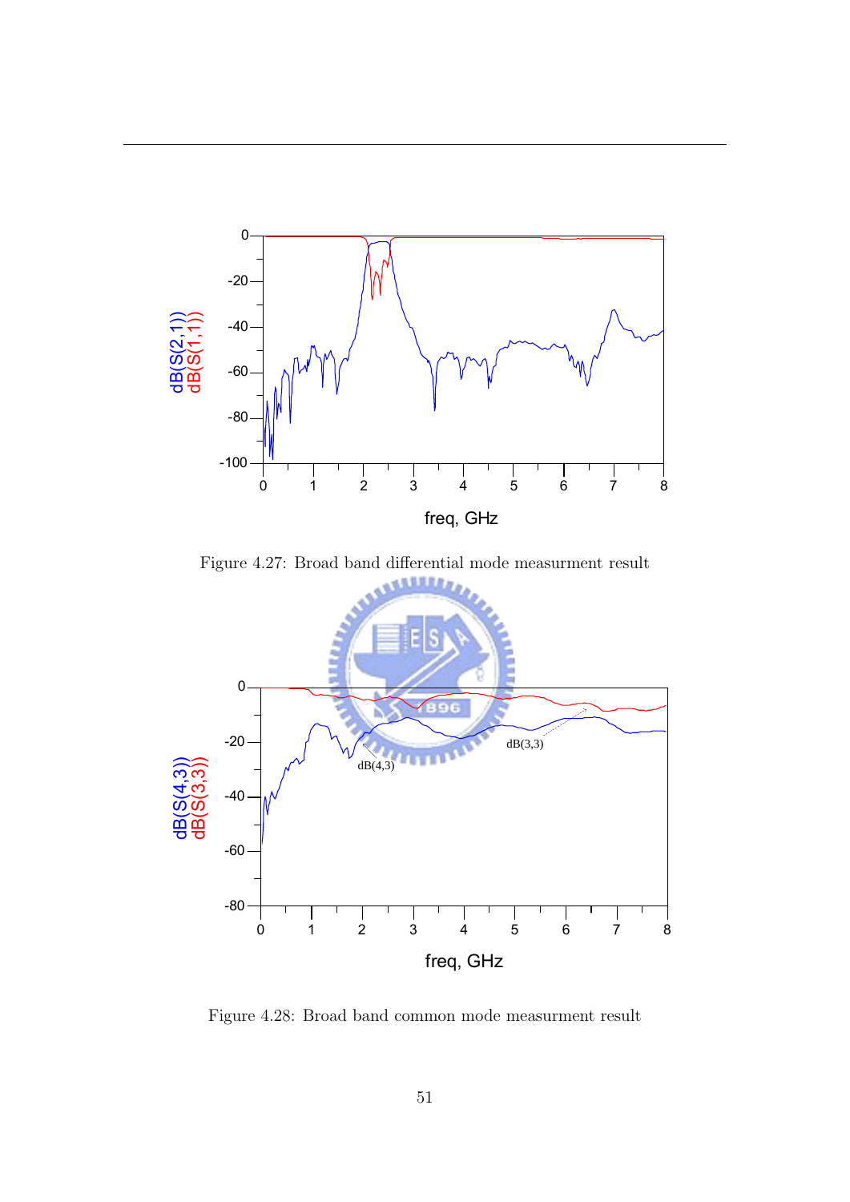Figure 4.27: Broad band differential mode measurment result

Figure 4.28: Broad band common mode measurment result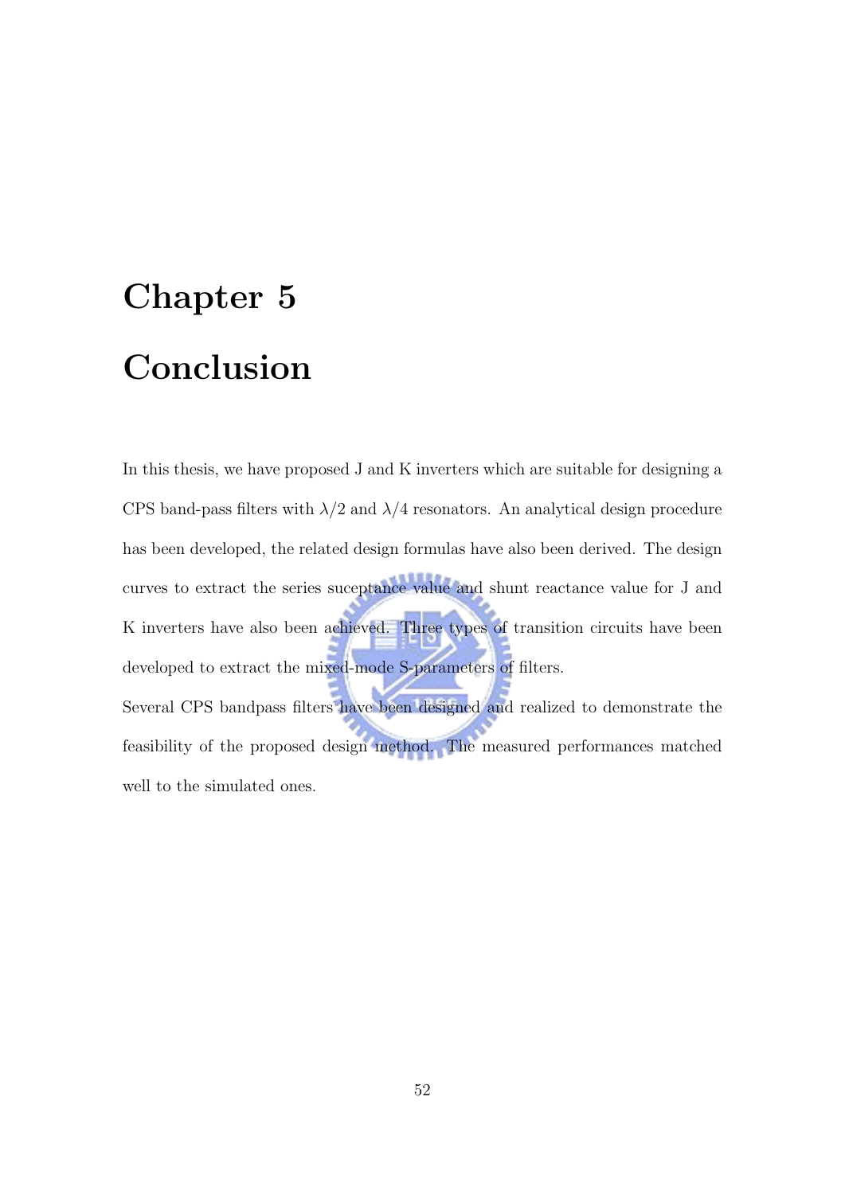# Chapter 5

# Conclusion

In this thesis, we have proposed J and K inverters which are suitable for designing a CPS band-pass filters with $\lambda/2$ and $\lambda/4$ resonators. An analytical design procedure has been developed, the related design formulas have also been derived. The design curves to extract the series suceptance value and shunt reactance value for J and K inverters have also been achieved. Three types of transition circuits have been developed to extract the mixed-mode S-parameters of filters.

Several CPS bandpass filters have been designed and realized to demonstrate the feasibility of the proposed design method. The measured performances matched well to the simulated ones.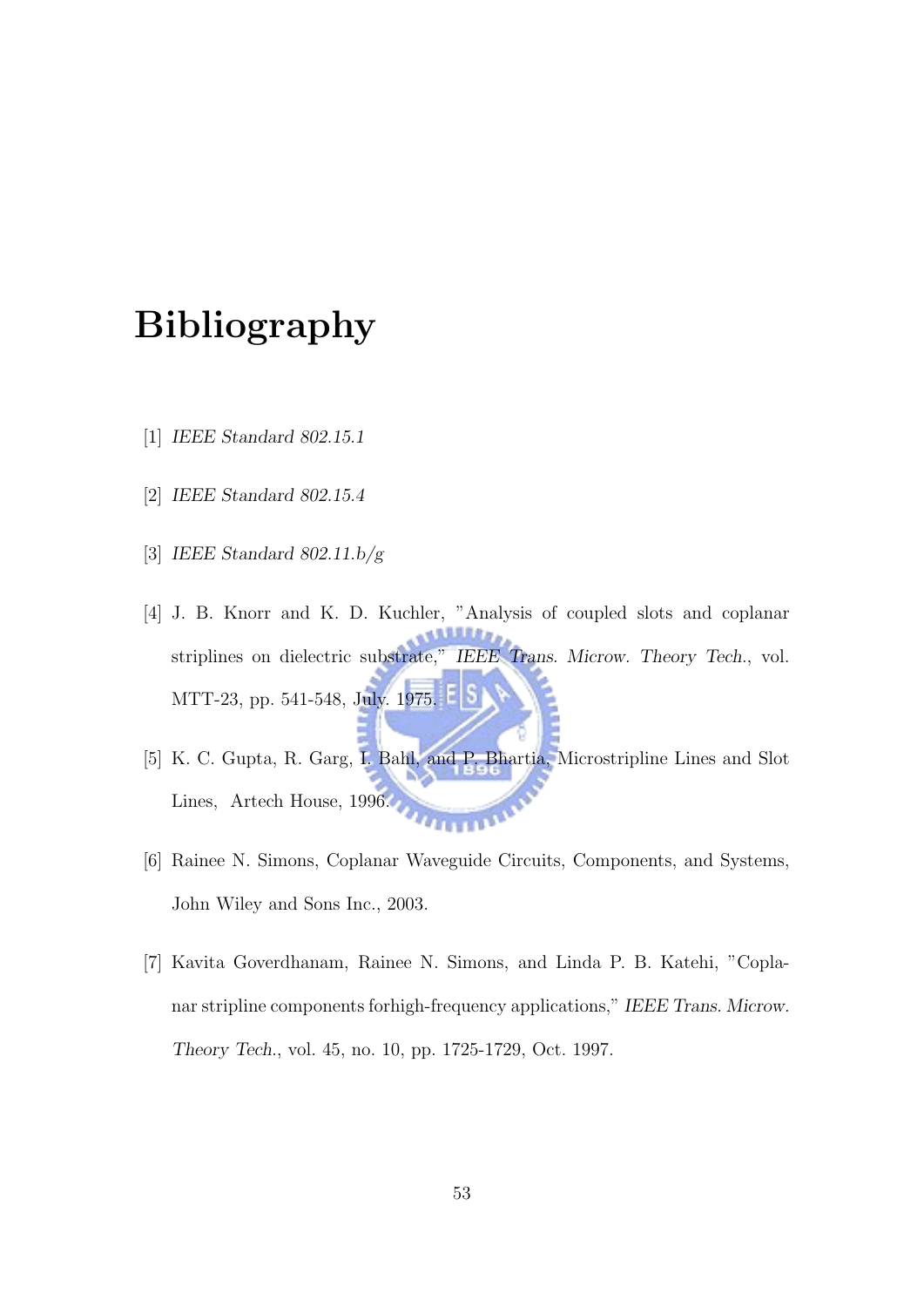# Bibliography

[1] *IEEE Standard 802.15.1*

[2] *IEEE Standard 802.15.4*

[3] *IEEE Standard 802.11.b/g*

[4] J. B. Knorr and K. D. Kuchler, "Analysis of coupled slots and coplanar striplines on dielectric substrate," *IEEE Trans. Microw. Theory Tech.*, vol. MTT-23, pp. 541-548, July. 1975.

[5] K. C. Gupta, R. Garg, I. Bahl, and P. Bhartia, Microstripline Lines and Slot Lines, Artech House, 1996.

[6] Rainee N. Simons, Coplanar Waveguide Circuits, Components, and Systems, John Wiley and Sons Inc., 2003.

[7] Kavita Goverdhanam, Rainee N. Simons, and Linda P. B. Katehi, "Coplanar stripline components forhigh-frequency applications," *IEEE Trans. Microw. Theory Tech.*, vol. 45, no. 10, pp. 1725-1729, Oct. 1997.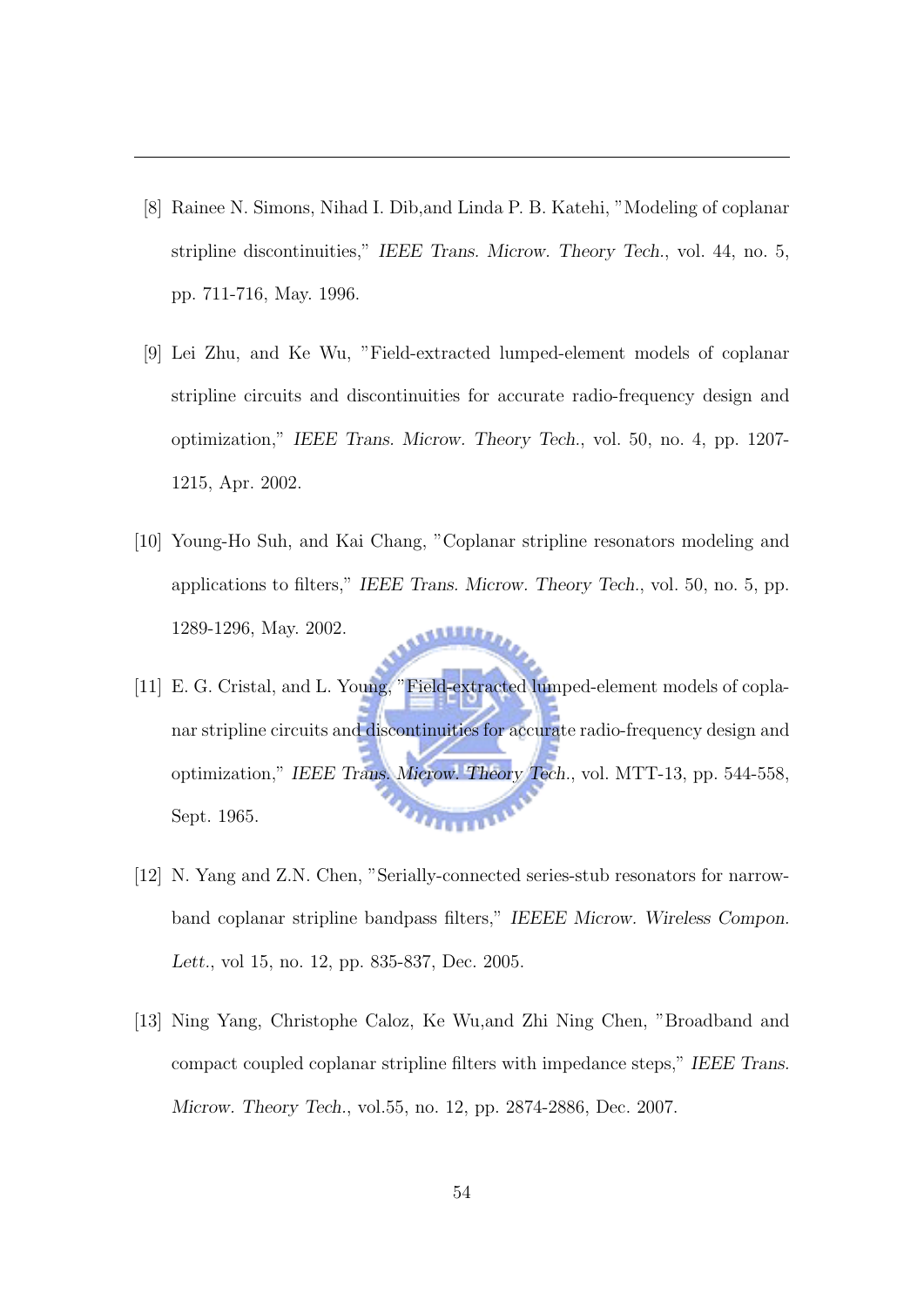[8] Rainee N. Simons, Nihad I. Dib,and Linda P. B. Katehi, "Modeling of coplanar stripline discontinuities," *IEEE Trans. Microw. Theory Tech.*, vol. 44, no. 5, pp. 711-716, May. 1996.

[9] Lei Zhu, and Ke Wu, "Field-extracted lumped-element models of coplanar stripline circuits and discontinuities for accurate radio-frequency design and optimization," *IEEE Trans. Microw. Theory Tech.*, vol. 50, no. 4, pp. 1207-1215, Apr. 2002.

[10] Young-Ho Suh, and Kai Chang, "Coplanar stripline resonators modeling and applications to filters," *IEEE Trans. Microw. Theory Tech.*, vol. 50, no. 5, pp. 1289-1296, May. 2002.

[11] E. G. Cristal, and L. Young, "Field-extracted lumped-element models of coplanar stripline circuits and discontinuities for accurate radio-frequency design and optimization," *IEEE Trans. Microw. Theory Tech.*, vol. MTT-13, pp. 544-558, Sept. 1965.

[12] N. Yang and Z.N. Chen, "Serially-connected series-stub resonators for narrow-band coplanar stripline bandpass filters," *IEEEE Microw. Wireless Compon. Lett.*, vol 15, no. 12, pp. 835-837, Dec. 2005.

[13] Ning Yang, Christophe Caloz, Ke Wu,and Zhi Ning Chen, "Broadband and compact coupled coplanar stripline filters with impedance steps," *IEEE Trans. Microw. Theory Tech.*, vol.55, no. 12, pp. 2874-2886, Dec. 2007.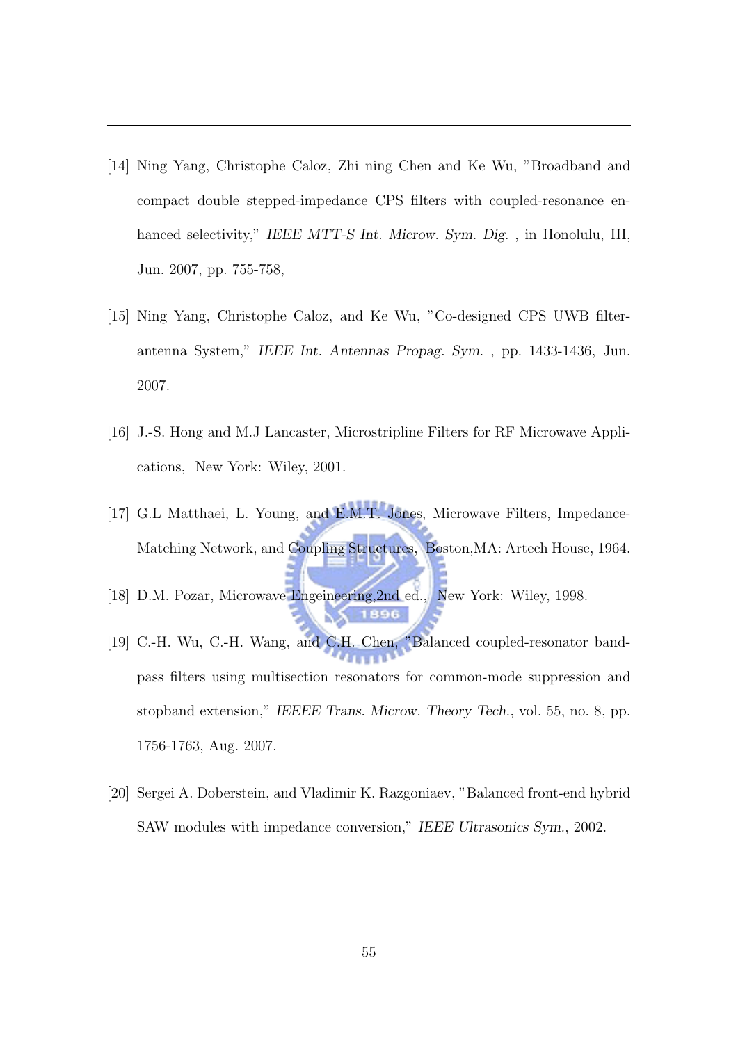[14] Ning Yang, Christophe Caloz, Zhi ning Chen and Ke Wu, "Broadband and compact double stepped-impedance CPS filters with coupled-resonance enhanced selectivity," *IEEE MTT-S Int. Microw. Sym. Dig.* , in Honolulu, HI, Jun. 2007, pp. 755-758,

[15] Ning Yang, Christophe Caloz, and Ke Wu, "Co-designed CPS UWB filter-antenna System," *IEEE Int. Antennas Propag. Sym.* , pp. 1433-1436, Jun. 2007.

[16] J.-S. Hong and M.J Lancaster, Microstripline Filters for RF Microwave Applications, New York: Wiley, 2001.

[17] G.L Matthaei, L. Young, and E.M.T. Jones, Microwave Filters, Impedance-Matching Network, and Coupling Structures, Boston,MA: Artech House, 1964.

[18] D.M. Pozar, Microwave Engeineering,2nd ed., New York: Wiley, 1998.

[19] C.-H. Wu, C.-H. Wang, and C.H. Chen, "Balanced coupled-resonator bandpass filters using multisection resonators for common-mode suppression and stopband extension," *IEEEE Trans. Microw. Theory Tech.*, vol. 55, no. 8, pp. 1756-1763, Aug. 2007.

[20] Sergei A. Doberstein, and Vladimir K. Razgoniaev, "Balanced front-end hybrid SAW modules with impedance conversion," *IEEE Ultrasonics Sym.*, 2002.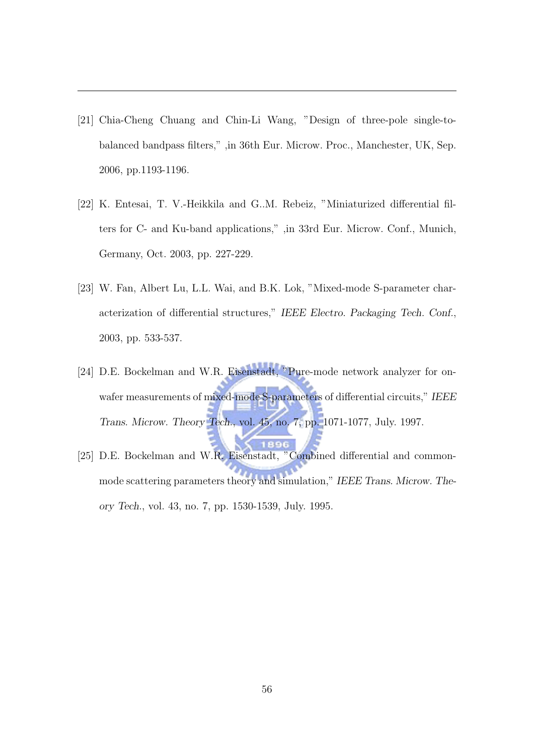[21] Chia-Cheng Chuang and Chin-Li Wang, ”Design of three-pole single-to-balanced bandpass filters,” ,in 36th Eur. Microw. Proc., Manchester, UK, Sep. 2006, pp.1193-1196.

[22] K. Entesai, T. V.-Heikkila and G..M. Rebeiz, ”Miniaturized differential filters for C- and Ku-band applications,” ,in 33rd Eur. Microw. Conf., Munich, Germany, Oct. 2003, pp. 227-229.

[23] W. Fan, Albert Lu, L.L. Wai, and B.K. Lok, ”Mixed-mode S-parameter characterization of differential structures,” *IEEE Electro. Packaging Tech. Conf.*, 2003, pp. 533-537.

[24] D.E. Bockelman and W.R. Eisenstadt, ”Pure-mode network analyzer for on-wafer measurements of mixed-mode S-parameters of differential circuits,” *IEEE Trans. Microw. Theory Tech.*, vol. 45, no. 7, pp. 1071-1077, July. 1997.

[25] D.E. Bockelman and W.R. Eisenstadt, ”Combined differential and common-mode scattering parameters theory and simulation,” *IEEE Trans. Microw. Theory Tech.*, vol. 43, no. 7, pp. 1530-1539, July. 1995.